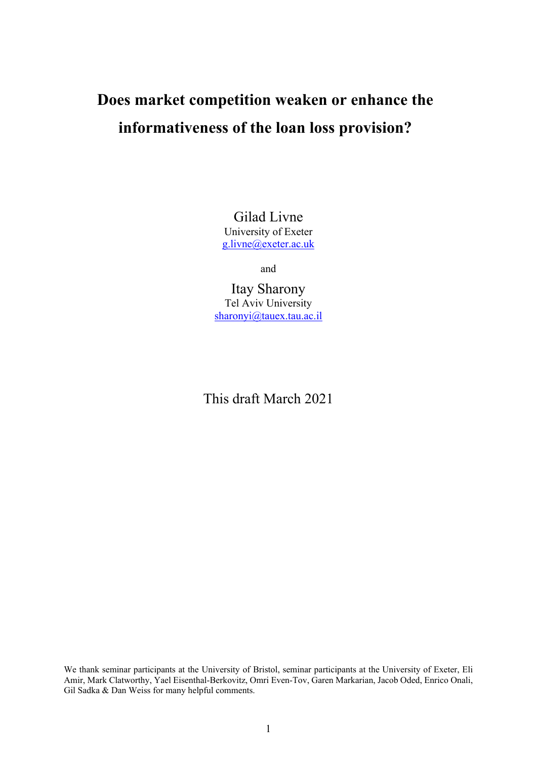# Does market competition weaken or enhance the informativeness of the loan loss provision?

Gilad Livne
University of Exeter
g.livne@exeter.ac.uk

and

Itay Sharony
Tel Aviv University
sharonyi@tauex.tau.ac.il

This draft March 2021

We thank seminar participants at the University of Bristol, seminar participants at the University of Exeter, Eli Amir, Mark Clatworthy, Yael Eisenthal-Berkovitz, Omri Even-Tov, Garen Markarian, Jacob Oded, Enrico Onali, Gil Sadka & Dan Weiss for many helpful comments.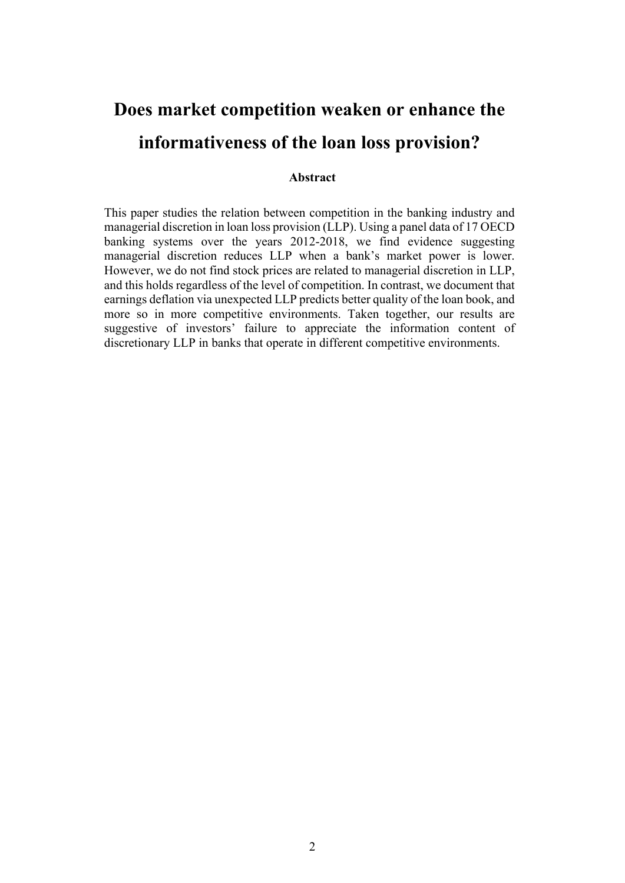# Does market competition weaken or enhance the informativeness of the loan loss provision?

### Abstract

This paper studies the relation between competition in the banking industry and managerial discretion in loan loss provision (LLP). Using a panel data of 17 OECD banking systems over the years 2012-2018, we find evidence suggesting managerial discretion reduces LLP when a bank's market power is lower. However, we do not find stock prices are related to managerial discretion in LLP, and this holds regardless of the level of competition. In contrast, we document that earnings deflation via unexpected LLP predicts better quality of the loan book, and more so in more competitive environments. Taken together, our results are suggestive of investors' failure to appreciate the information content of discretionary LLP in banks that operate in different competitive environments.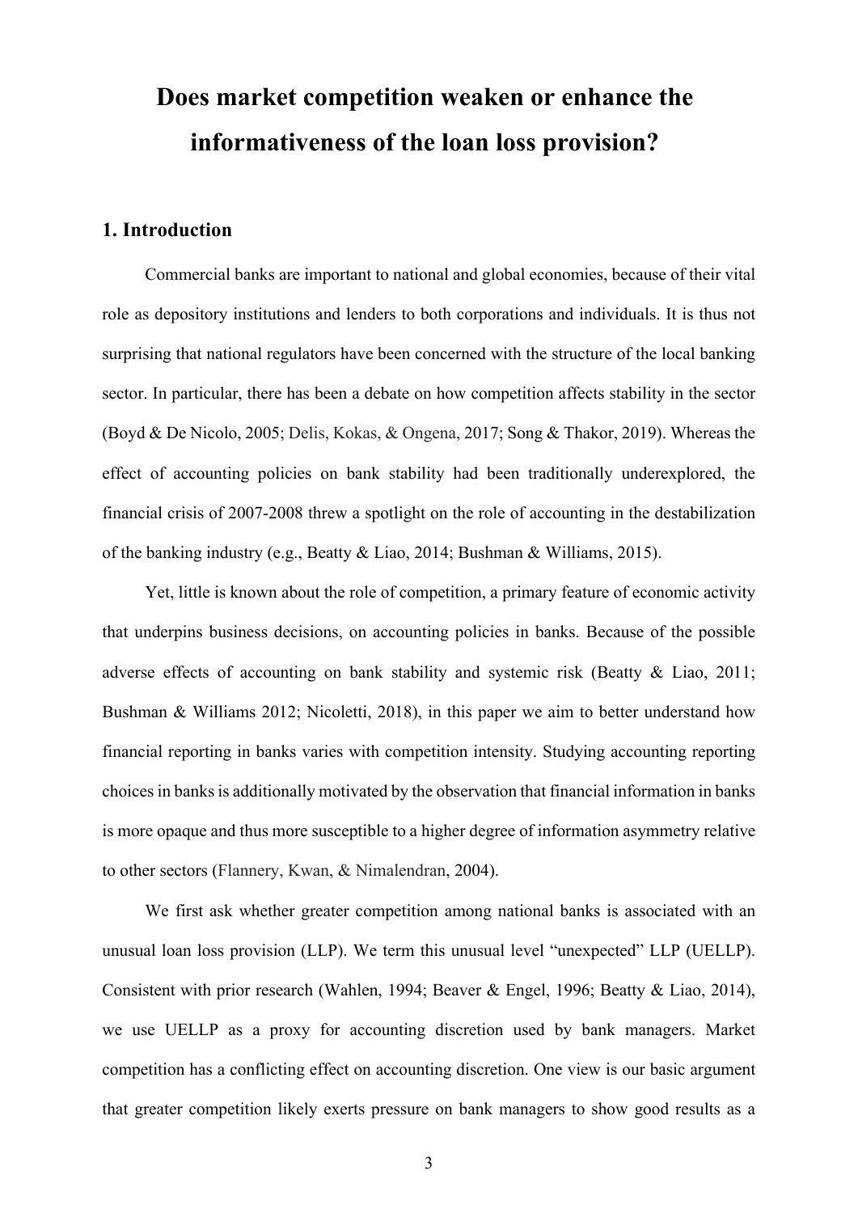# Does market competition weaken or enhance the informativeness of the loan loss provision?

## 1. Introduction

Commercial banks are important to national and global economies, because of their vital role as depository institutions and lenders to both corporations and individuals. It is thus not surprising that national regulators have been concerned with the structure of the local banking sector. In particular, there has been a debate on how competition affects stability in the sector (Boyd & De Nicolo, 2005; Delis, Kokas, & Ongena, 2017; Song & Thakor, 2019). Whereas the effect of accounting policies on bank stability had been traditionally underexplored, the financial crisis of 2007-2008 threw a spotlight on the role of accounting in the destabilization of the banking industry (e.g., Beatty & Liao, 2014; Bushman & Williams, 2015).

Yet, little is known about the role of competition, a primary feature of economic activity that underpins business decisions, on accounting policies in banks. Because of the possible adverse effects of accounting on bank stability and systemic risk (Beatty & Liao, 2011; Bushman & Williams 2012; Nicoletti, 2018), in this paper we aim to better understand how financial reporting in banks varies with competition intensity. Studying accounting reporting choices in banks is additionally motivated by the observation that financial information in banks is more opaque and thus more susceptible to a higher degree of information asymmetry relative to other sectors (Flannery, Kwan, & Nimalendran, 2004).

We first ask whether greater competition among national banks is associated with an unusual loan loss provision (LLP). We term this unusual level "unexpected" LLP (UELLP). Consistent with prior research (Wahlen, 1994; Beaver & Engel, 1996; Beatty & Liao, 2014), we use UELLP as a proxy for accounting discretion used by bank managers. Market competition has a conflicting effect on accounting discretion. One view is our basic argument that greater competition likely exerts pressure on bank managers to show good results as a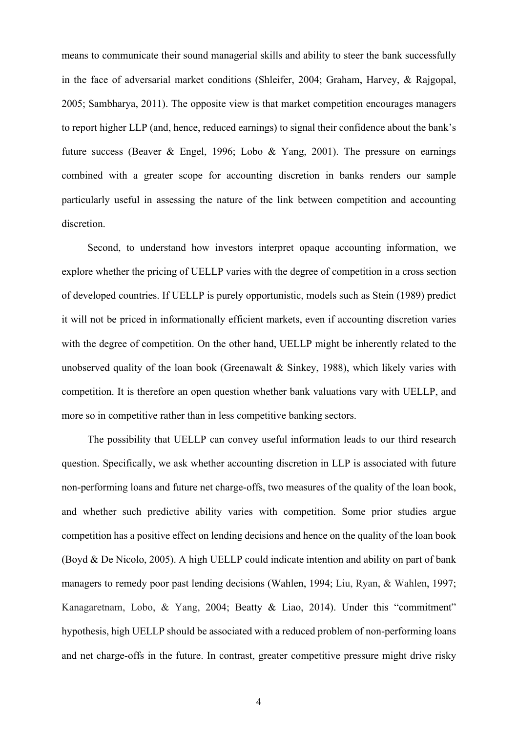means to communicate their sound managerial skills and ability to steer the bank successfully in the face of adversarial market conditions (Shleifer, 2004; Graham, Harvey, & Rajgopal, 2005; Sambharya, 2011). The opposite view is that market competition encourages managers to report higher LLP (and, hence, reduced earnings) to signal their confidence about the bank's future success (Beaver & Engel, 1996; Lobo & Yang, 2001). The pressure on earnings combined with a greater scope for accounting discretion in banks renders our sample particularly useful in assessing the nature of the link between competition and accounting discretion.

Second, to understand how investors interpret opaque accounting information, we explore whether the pricing of UELLP varies with the degree of competition in a cross section of developed countries. If UELLP is purely opportunistic, models such as Stein (1989) predict it will not be priced in informationally efficient markets, even if accounting discretion varies with the degree of competition. On the other hand, UELLP might be inherently related to the unobserved quality of the loan book (Greenawalt & Sinkey, 1988), which likely varies with competition. It is therefore an open question whether bank valuations vary with UELLP, and more so in competitive rather than in less competitive banking sectors.

The possibility that UELLP can convey useful information leads to our third research question. Specifically, we ask whether accounting discretion in LLP is associated with future non-performing loans and future net charge-offs, two measures of the quality of the loan book, and whether such predictive ability varies with competition. Some prior studies argue competition has a positive effect on lending decisions and hence on the quality of the loan book (Boyd & De Nicolo, 2005). A high UELLP could indicate intention and ability on part of bank managers to remedy poor past lending decisions (Wahlen, 1994; Liu, Ryan, & Wahlen, 1997; Kanagaretnam, Lobo, & Yang, 2004; Beatty & Liao, 2014). Under this "commitment" hypothesis, high UELLP should be associated with a reduced problem of non-performing loans and net charge-offs in the future. In contrast, greater competitive pressure might drive risky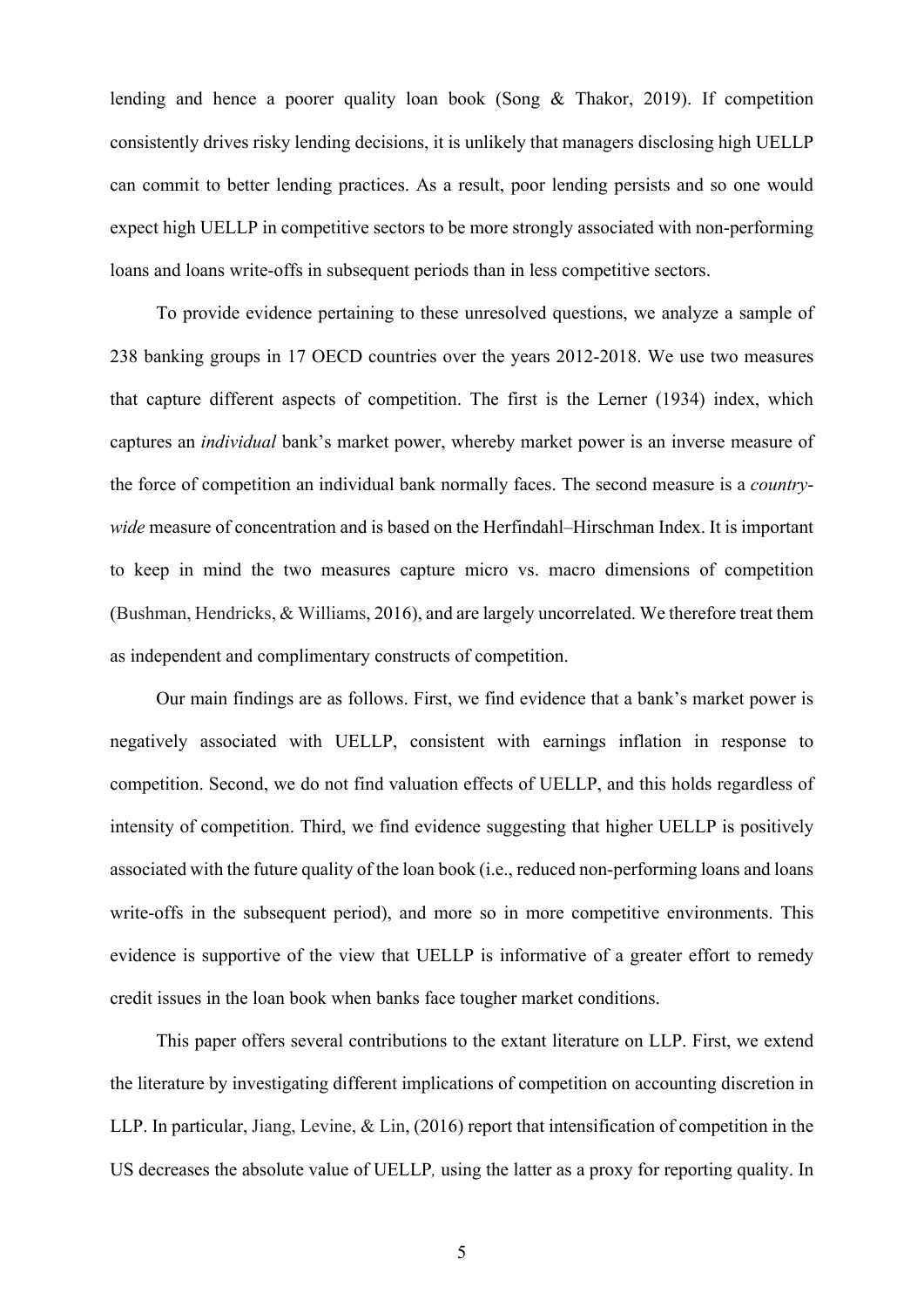lending and hence a poorer quality loan book (Song & Thakor, 2019). If competition consistently drives risky lending decisions, it is unlikely that managers disclosing high UELLP can commit to better lending practices. As a result, poor lending persists and so one would expect high UELLP in competitive sectors to be more strongly associated with non-performing loans and loans write-offs in subsequent periods than in less competitive sectors.

To provide evidence pertaining to these unresolved questions, we analyze a sample of 238 banking groups in 17 OECD countries over the years 2012-2018. We use two measures that capture different aspects of competition. The first is the Lerner (1934) index, which captures an *individual* bank's market power, whereby market power is an inverse measure of the force of competition an individual bank normally faces. The second measure is a *country-wide* measure of concentration and is based on the Herfindahl–Hirschman Index. It is important to keep in mind the two measures capture micro vs. macro dimensions of competition (Bushman, Hendricks, & Williams, 2016), and are largely uncorrelated. We therefore treat them as independent and complimentary constructs of competition.

Our main findings are as follows. First, we find evidence that a bank's market power is negatively associated with UELLP, consistent with earnings inflation in response to competition. Second, we do not find valuation effects of UELLP, and this holds regardless of intensity of competition. Third, we find evidence suggesting that higher UELLP is positively associated with the future quality of the loan book (i.e., reduced non-performing loans and loans write-offs in the subsequent period), and more so in more competitive environments. This evidence is supportive of the view that UELLP is informative of a greater effort to remedy credit issues in the loan book when banks face tougher market conditions.

This paper offers several contributions to the extant literature on LLP. First, we extend the literature by investigating different implications of competition on accounting discretion in LLP. In particular, Jiang, Levine, & Lin, (2016) report that intensification of competition in the US decreases the absolute value of UELLP*,* using the latter as a proxy for reporting quality. In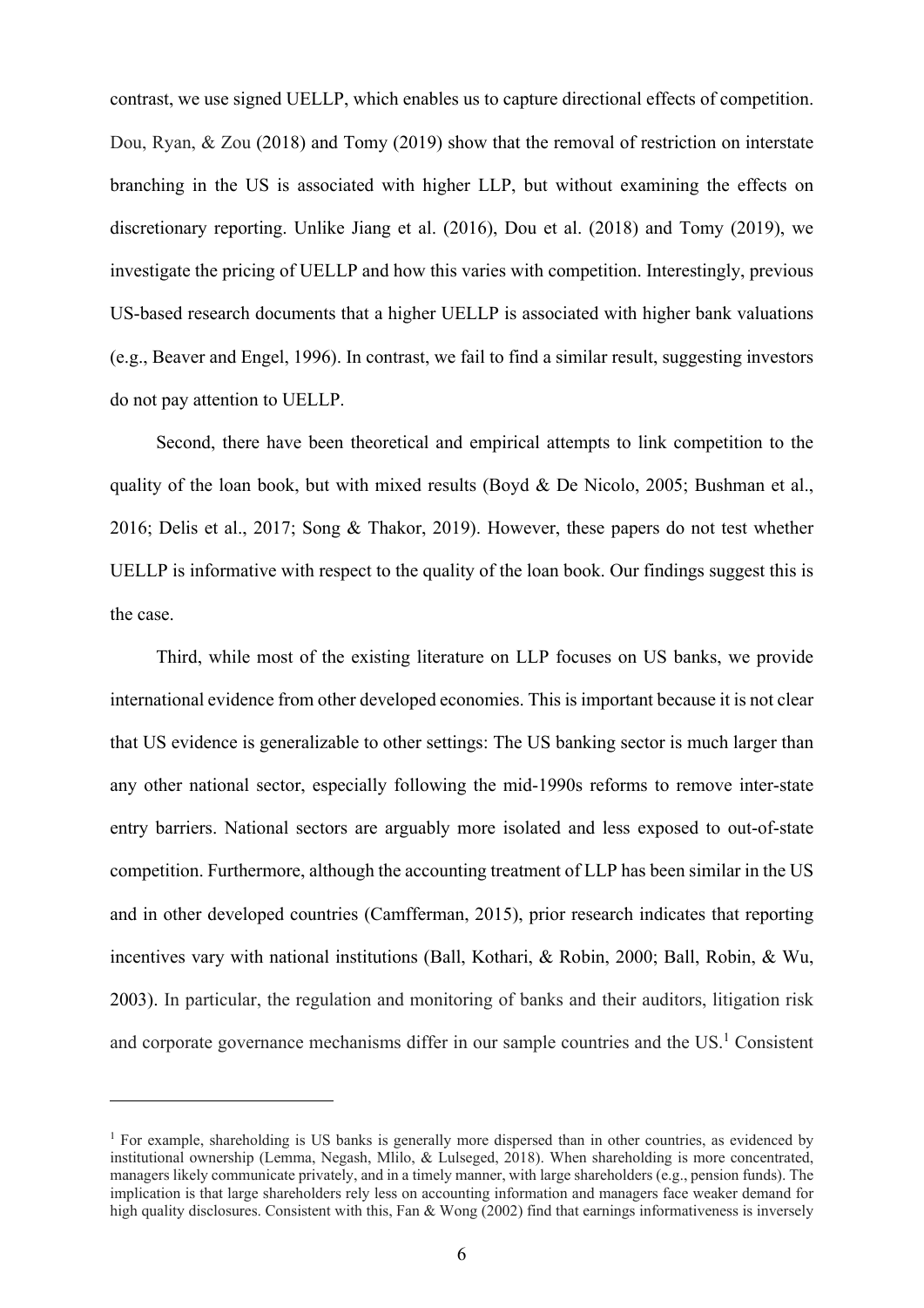contrast, we use signed UELLP, which enables us to capture directional effects of competition. Dou, Ryan, & Zou (2018) and Tomy (2019) show that the removal of restriction on interstate branching in the US is associated with higher LLP, but without examining the effects on discretionary reporting. Unlike Jiang et al. (2016), Dou et al. (2018) and Tomy (2019), we investigate the pricing of UELLP and how this varies with competition. Interestingly, previous US-based research documents that a higher UELLP is associated with higher bank valuations (e.g., Beaver and Engel, 1996). In contrast, we fail to find a similar result, suggesting investors do not pay attention to UELLP.

Second, there have been theoretical and empirical attempts to link competition to the quality of the loan book, but with mixed results (Boyd & De Nicolo, 2005; Bushman et al., 2016; Delis et al., 2017; Song & Thakor, 2019). However, these papers do not test whether UELLP is informative with respect to the quality of the loan book. Our findings suggest this is the case.

Third, while most of the existing literature on LLP focuses on US banks, we provide international evidence from other developed economies. This is important because it is not clear that US evidence is generalizable to other settings: The US banking sector is much larger than any other national sector, especially following the mid-1990s reforms to remove inter-state entry barriers. National sectors are arguably more isolated and less exposed to out-of-state competition. Furthermore, although the accounting treatment of LLP has been similar in the US and in other developed countries (Camfferman, 2015), prior research indicates that reporting incentives vary with national institutions (Ball, Kothari, & Robin, 2000; Ball, Robin, & Wu, 2003). In particular, the regulation and monitoring of banks and their auditors, litigation risk and corporate governance mechanisms differ in our sample countries and the US.[1] Consistent

[1] For example, shareholding is US banks is generally more dispersed than in other countries, as evidenced by institutional ownership (Lemma, Negash, Mlilo, & Lulseged, 2018). When shareholding is more concentrated, managers likely communicate privately, and in a timely manner, with large shareholders (e.g., pension funds). The implication is that large shareholders rely less on accounting information and managers face weaker demand for high quality disclosures. Consistent with this, Fan & Wong (2002) find that earnings informativeness is inversely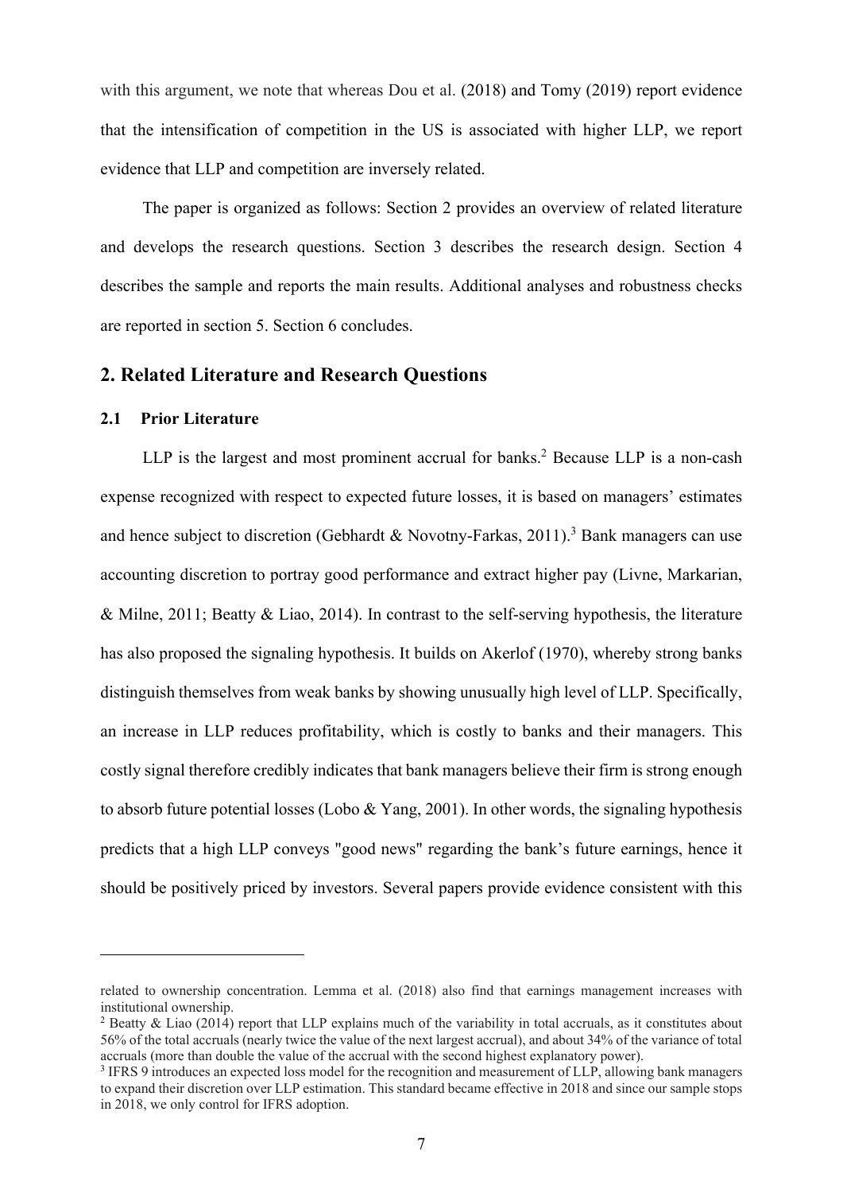with this argument, we note that whereas Dou et al. (2018) and Tomy (2019) report evidence that the intensification of competition in the US is associated with higher LLP, we report evidence that LLP and competition are inversely related.

The paper is organized as follows: Section 2 provides an overview of related literature and develops the research questions. Section 3 describes the research design. Section 4 describes the sample and reports the main results. Additional analyses and robustness checks are reported in section 5. Section 6 concludes.

## 2. Related Literature and Research Questions

### 2.1 Prior Literature

LLP is the largest and most prominent accrual for banks.[2] Because LLP is a non-cash expense recognized with respect to expected future losses, it is based on managers' estimates and hence subject to discretion (Gebhardt & Novotny-Farkas, 2011).[3] Bank managers can use accounting discretion to portray good performance and extract higher pay (Livne, Markarian, & Milne, 2011; Beatty & Liao, 2014). In contrast to the self-serving hypothesis, the literature has also proposed the signaling hypothesis. It builds on Akerlof (1970), whereby strong banks distinguish themselves from weak banks by showing unusually high level of LLP. Specifically, an increase in LLP reduces profitability, which is costly to banks and their managers. This costly signal therefore credibly indicates that bank managers believe their firm is strong enough to absorb future potential losses (Lobo & Yang, 2001). In other words, the signaling hypothesis predicts that a high LLP conveys "good news" regarding the bank's future earnings, hence it should be positively priced by investors. Several papers provide evidence consistent with this

---

related to ownership concentration. Lemma et al. (2018) also find that earnings management increases with institutional ownership.

[2] Beatty & Liao (2014) report that LLP explains much of the variability in total accruals, as it constitutes about 56% of the total accruals (nearly twice the value of the next largest accrual), and about 34% of the variance of total accruals (more than double the value of the accrual with the second highest explanatory power).

[3] IFRS 9 introduces an expected loss model for the recognition and measurement of LLP, allowing bank managers to expand their discretion over LLP estimation. This standard became effective in 2018 and since our sample stops in 2018, we only control for IFRS adoption.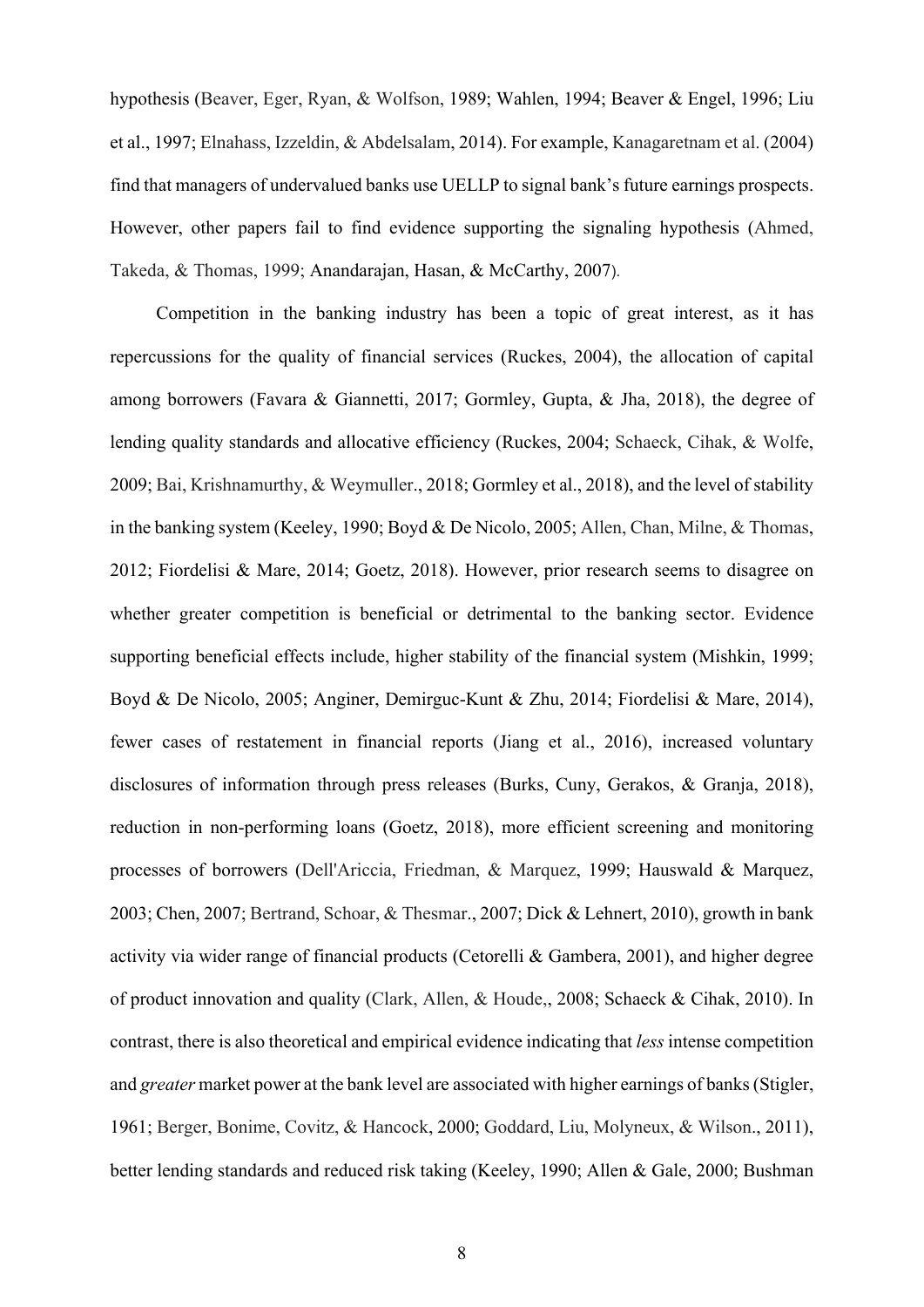hypothesis (Beaver, Eger, Ryan, & Wolfson, 1989; Wahlen, 1994; Beaver & Engel, 1996; Liu et al., 1997; Elnahass, Izzeldin, & Abdelsalam, 2014). For example, Kanagaretnam et al. (2004) find that managers of undervalued banks use UELLP to signal bank's future earnings prospects. However, other papers fail to find evidence supporting the signaling hypothesis (Ahmed, Takeda, & Thomas, 1999; Anandarajan, Hasan, & McCarthy, 2007).

Competition in the banking industry has been a topic of great interest, as it has repercussions for the quality of financial services (Ruckes, 2004), the allocation of capital among borrowers (Favara & Giannetti, 2017; Gormley, Gupta, & Jha, 2018), the degree of lending quality standards and allocative efficiency (Ruckes, 2004; Schaeck, Cihak, & Wolfe, 2009; Bai, Krishnamurthy, & Weymuller., 2018; Gormley et al., 2018), and the level of stability in the banking system (Keeley, 1990; Boyd & De Nicolo, 2005; Allen, Chan, Milne, & Thomas, 2012; Fiordelisi & Mare, 2014; Goetz, 2018). However, prior research seems to disagree on whether greater competition is beneficial or detrimental to the banking sector. Evidence supporting beneficial effects include, higher stability of the financial system (Mishkin, 1999; Boyd & De Nicolo, 2005; Anginer, Demirguc-Kunt & Zhu, 2014; Fiordelisi & Mare, 2014), fewer cases of restatement in financial reports (Jiang et al., 2016), increased voluntary disclosures of information through press releases (Burks, Cuny, Gerakos, & Granja, 2018), reduction in non-performing loans (Goetz, 2018), more efficient screening and monitoring processes of borrowers (Dell'Ariccia, Friedman, & Marquez, 1999; Hauswald & Marquez, 2003; Chen, 2007; Bertrand, Schoar, & Thesmar., 2007; Dick & Lehnert, 2010), growth in bank activity via wider range of financial products (Cetorelli & Gambera, 2001), and higher degree of product innovation and quality (Clark, Allen, & Houde,, 2008; Schaeck & Cihak, 2010). In contrast, there is also theoretical and empirical evidence indicating that *less* intense competition and *greater* market power at the bank level are associated with higher earnings of banks (Stigler, 1961; Berger, Bonime, Covitz, & Hancock, 2000; Goddard, Liu, Molyneux, & Wilson., 2011), better lending standards and reduced risk taking (Keeley, 1990; Allen & Gale, 2000; Bushman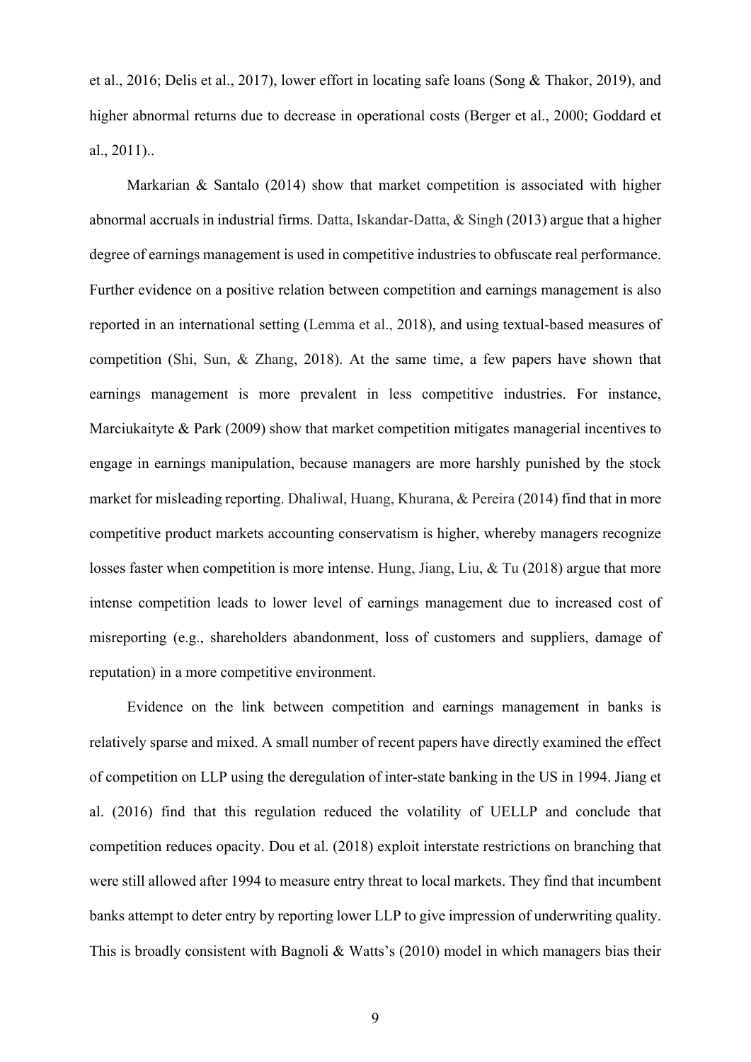et al., 2016; Delis et al., 2017), lower effort in locating safe loans (Song & Thakor, 2019), and higher abnormal returns due to decrease in operational costs (Berger et al., 2000; Goddard et al., 2011)..

Markarian & Santalo (2014) show that market competition is associated with higher abnormal accruals in industrial firms. Datta, Iskandar-Datta, & Singh (2013) argue that a higher degree of earnings management is used in competitive industries to obfuscate real performance. Further evidence on a positive relation between competition and earnings management is also reported in an international setting (Lemma et al., 2018), and using textual-based measures of competition (Shi, Sun, & Zhang, 2018). At the same time, a few papers have shown that earnings management is more prevalent in less competitive industries. For instance, Marciukaityte & Park (2009) show that market competition mitigates managerial incentives to engage in earnings manipulation, because managers are more harshly punished by the stock market for misleading reporting. Dhaliwal, Huang, Khurana, & Pereira (2014) find that in more competitive product markets accounting conservatism is higher, whereby managers recognize losses faster when competition is more intense. Hung, Jiang, Liu, & Tu (2018) argue that more intense competition leads to lower level of earnings management due to increased cost of misreporting (e.g., shareholders abandonment, loss of customers and suppliers, damage of reputation) in a more competitive environment.

Evidence on the link between competition and earnings management in banks is relatively sparse and mixed. A small number of recent papers have directly examined the effect of competition on LLP using the deregulation of inter-state banking in the US in 1994. Jiang et al. (2016) find that this regulation reduced the volatility of UELLP and conclude that competition reduces opacity. Dou et al. (2018) exploit interstate restrictions on branching that were still allowed after 1994 to measure entry threat to local markets. They find that incumbent banks attempt to deter entry by reporting lower LLP to give impression of underwriting quality. This is broadly consistent with Bagnoli & Watts's (2010) model in which managers bias their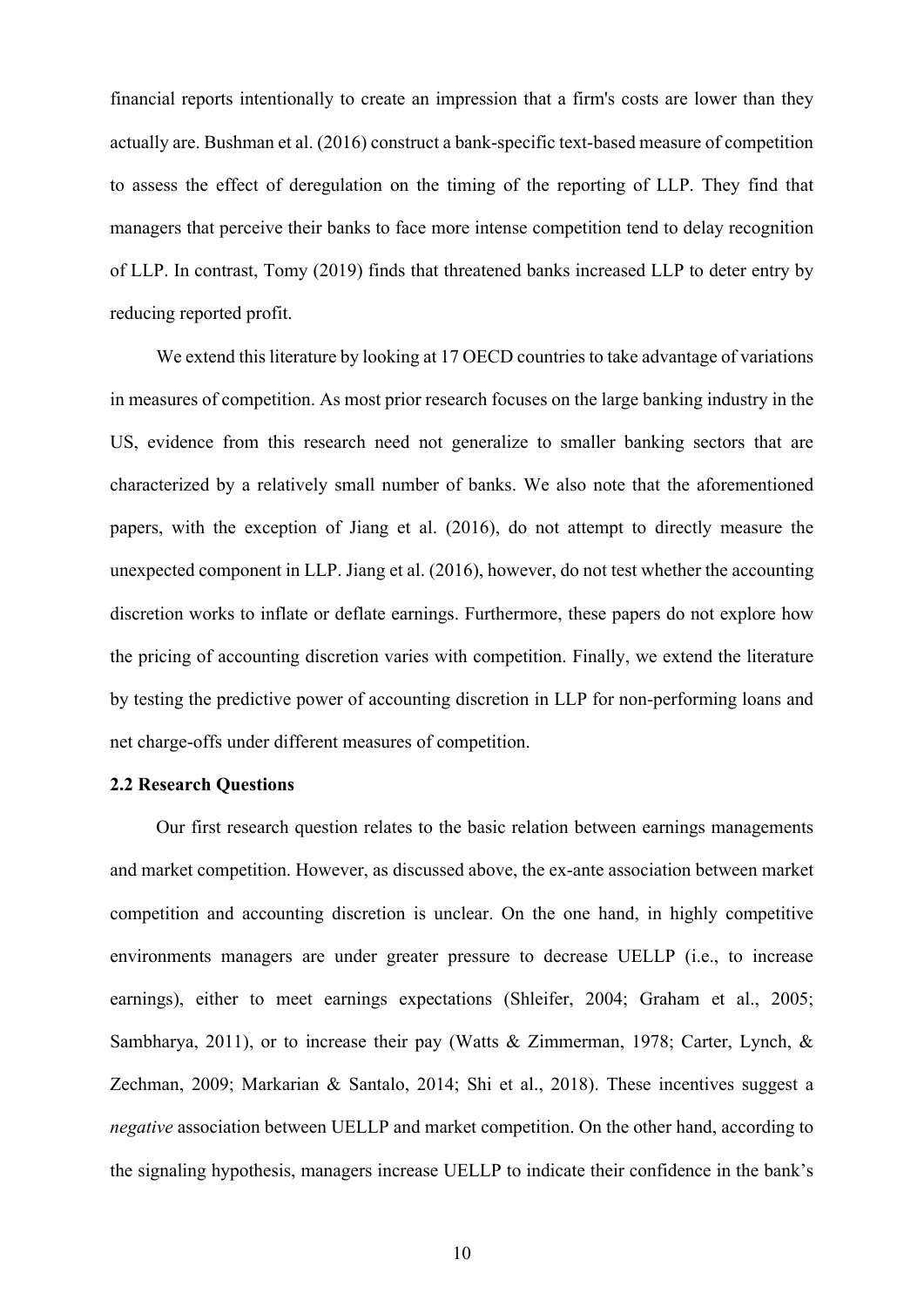financial reports intentionally to create an impression that a firm's costs are lower than they actually are. Bushman et al. (2016) construct a bank-specific text-based measure of competition to assess the effect of deregulation on the timing of the reporting of LLP. They find that managers that perceive their banks to face more intense competition tend to delay recognition of LLP. In contrast, Tomy (2019) finds that threatened banks increased LLP to deter entry by reducing reported profit.

We extend this literature by looking at 17 OECD countries to take advantage of variations in measures of competition. As most prior research focuses on the large banking industry in the US, evidence from this research need not generalize to smaller banking sectors that are characterized by a relatively small number of banks. We also note that the aforementioned papers, with the exception of Jiang et al. (2016), do not attempt to directly measure the unexpected component in LLP. Jiang et al. (2016), however, do not test whether the accounting discretion works to inflate or deflate earnings. Furthermore, these papers do not explore how the pricing of accounting discretion varies with competition. Finally, we extend the literature by testing the predictive power of accounting discretion in LLP for non-performing loans and net charge-offs under different measures of competition.

**2.2 Research Questions**

Our first research question relates to the basic relation between earnings managements and market competition. However, as discussed above, the ex-ante association between market competition and accounting discretion is unclear. On the one hand, in highly competitive environments managers are under greater pressure to decrease UELLP (i.e., to increase earnings), either to meet earnings expectations (Shleifer, 2004; Graham et al., 2005; Sambharya, 2011), or to increase their pay (Watts & Zimmerman, 1978; Carter, Lynch, & Zechman, 2009; Markarian & Santalo, 2014; Shi et al., 2018). These incentives suggest a *negative* association between UELLP and market competition. On the other hand, according to the signaling hypothesis, managers increase UELLP to indicate their confidence in the bank's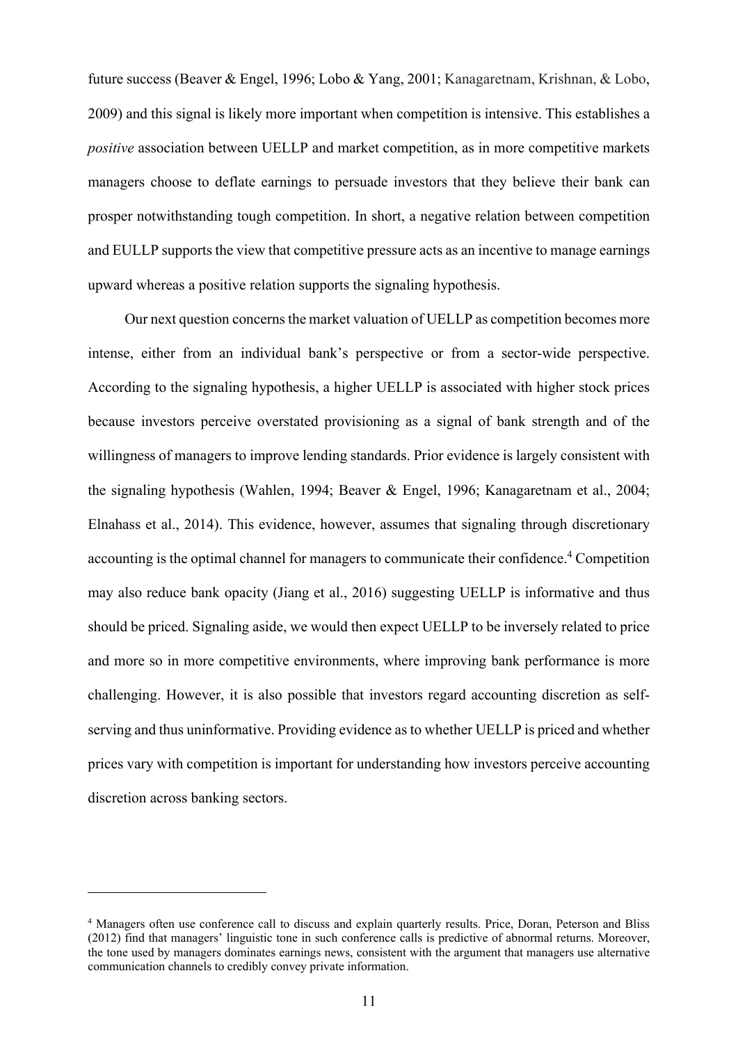future success (Beaver & Engel, 1996; Lobo & Yang, 2001; Kanagaretnam, Krishnan, & Lobo, 2009) and this signal is likely more important when competition is intensive. This establishes a *positive* association between UELLP and market competition, as in more competitive markets managers choose to deflate earnings to persuade investors that they believe their bank can prosper notwithstanding tough competition. In short, a negative relation between competition and EULLP supports the view that competitive pressure acts as an incentive to manage earnings upward whereas a positive relation supports the signaling hypothesis.

Our next question concerns the market valuation of UELLP as competition becomes more intense, either from an individual bank's perspective or from a sector-wide perspective. According to the signaling hypothesis, a higher UELLP is associated with higher stock prices because investors perceive overstated provisioning as a signal of bank strength and of the willingness of managers to improve lending standards. Prior evidence is largely consistent with the signaling hypothesis (Wahlen, 1994; Beaver & Engel, 1996; Kanagaretnam et al., 2004; Elnahass et al., 2014). This evidence, however, assumes that signaling through discretionary accounting is the optimal channel for managers to communicate their confidence.[4] Competition may also reduce bank opacity (Jiang et al., 2016) suggesting UELLP is informative and thus should be priced. Signaling aside, we would then expect UELLP to be inversely related to price and more so in more competitive environments, where improving bank performance is more challenging. However, it is also possible that investors regard accounting discretion as self-serving and thus uninformative. Providing evidence as to whether UELLP is priced and whether prices vary with competition is important for understanding how investors perceive accounting discretion across banking sectors.

[4] Managers often use conference call to discuss and explain quarterly results. Price, Doran, Peterson and Bliss (2012) find that managers' linguistic tone in such conference calls is predictive of abnormal returns. Moreover, the tone used by managers dominates earnings news, consistent with the argument that managers use alternative communication channels to credibly convey private information.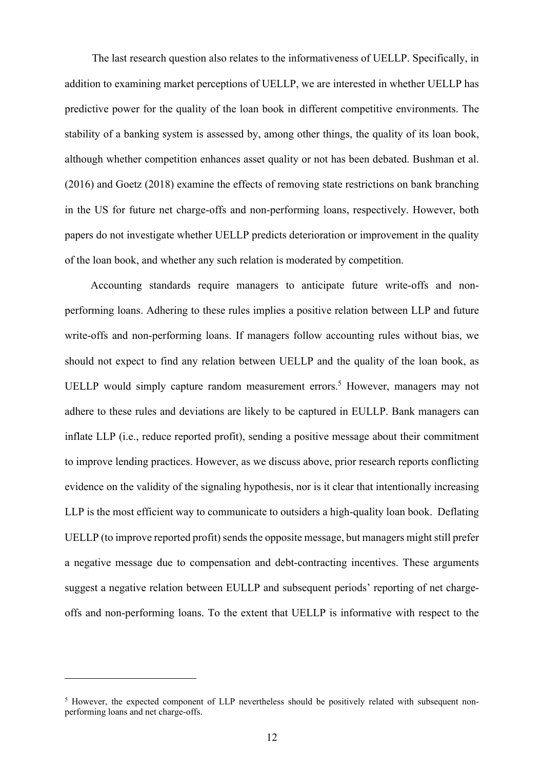The last research question also relates to the informativeness of UELLP. Specifically, in addition to examining market perceptions of UELLP, we are interested in whether UELLP has predictive power for the quality of the loan book in different competitive environments. The stability of a banking system is assessed by, among other things, the quality of its loan book, although whether competition enhances asset quality or not has been debated. Bushman et al. (2016) and Goetz (2018) examine the effects of removing state restrictions on bank branching in the US for future net charge-offs and non-performing loans, respectively. However, both papers do not investigate whether UELLP predicts deterioration or improvement in the quality of the loan book, and whether any such relation is moderated by competition.

Accounting standards require managers to anticipate future write-offs and non-performing loans. Adhering to these rules implies a positive relation between LLP and future write-offs and non-performing loans. If managers follow accounting rules without bias, we should not expect to find any relation between UELLP and the quality of the loan book, as UELLP would simply capture random measurement errors.[5] However, managers may not adhere to these rules and deviations are likely to be captured in EULLP. Bank managers can inflate LLP (i.e., reduce reported profit), sending a positive message about their commitment to improve lending practices. However, as we discuss above, prior research reports conflicting evidence on the validity of the signaling hypothesis, nor is it clear that intentionally increasing LLP is the most efficient way to communicate to outsiders a high-quality loan book. Deflating UELLP (to improve reported profit) sends the opposite message, but managers might still prefer a negative message due to compensation and debt-contracting incentives. These arguments suggest a negative relation between EULLP and subsequent periods' reporting of net charge-offs and non-performing loans. To the extent that UELLP is informative with respect to the

[5] However, the expected component of LLP nevertheless should be positively related with subsequent non-performing loans and net charge-offs.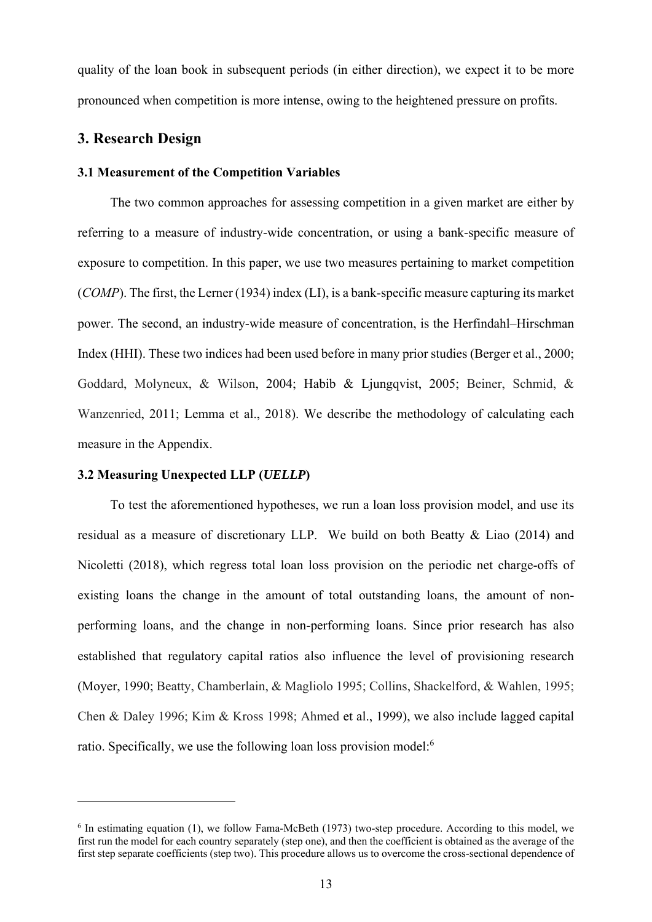quality of the loan book in subsequent periods (in either direction), we expect it to be more pronounced when competition is more intense, owing to the heightened pressure on profits.

## 3. Research Design

### 3.1 Measurement of the Competition Variables

The two common approaches for assessing competition in a given market are either by referring to a measure of industry-wide concentration, or using a bank-specific measure of exposure to competition. In this paper, we use two measures pertaining to market competition (*COMP*). The first, the Lerner (1934) index (LI), is a bank-specific measure capturing its market power. The second, an industry-wide measure of concentration, is the Herfindahl–Hirschman Index (HHI). These two indices had been used before in many prior studies (Berger et al., 2000; Goddard, Molyneux, & Wilson, 2004; Habib & Ljungqvist, 2005; Beiner, Schmid, & Wanzenried, 2011; Lemma et al., 2018). We describe the methodology of calculating each measure in the Appendix.

### 3.2 Measuring Unexpected LLP (*UELLP*)

To test the aforementioned hypotheses, we run a loan loss provision model, and use its residual as a measure of discretionary LLP. We build on both Beatty & Liao (2014) and Nicoletti (2018), which regress total loan loss provision on the periodic net charge-offs of existing loans the change in the amount of total outstanding loans, the amount of non-performing loans, and the change in non-performing loans. Since prior research has also established that regulatory capital ratios also influence the level of provisioning research (Moyer, 1990; Beatty, Chamberlain, & Magliolo 1995; Collins, Shackelford, & Wahlen, 1995; Chen & Daley 1996; Kim & Kross 1998; Ahmed et al., 1999), we also include lagged capital ratio. Specifically, we use the following loan loss provision model:[6]

---

[6] In estimating equation (1), we follow Fama-McBeth (1973) two-step procedure. According to this model, we first run the model for each country separately (step one), and then the coefficient is obtained as the average of the first step separate coefficients (step two). This procedure allows us to overcome the cross-sectional dependence of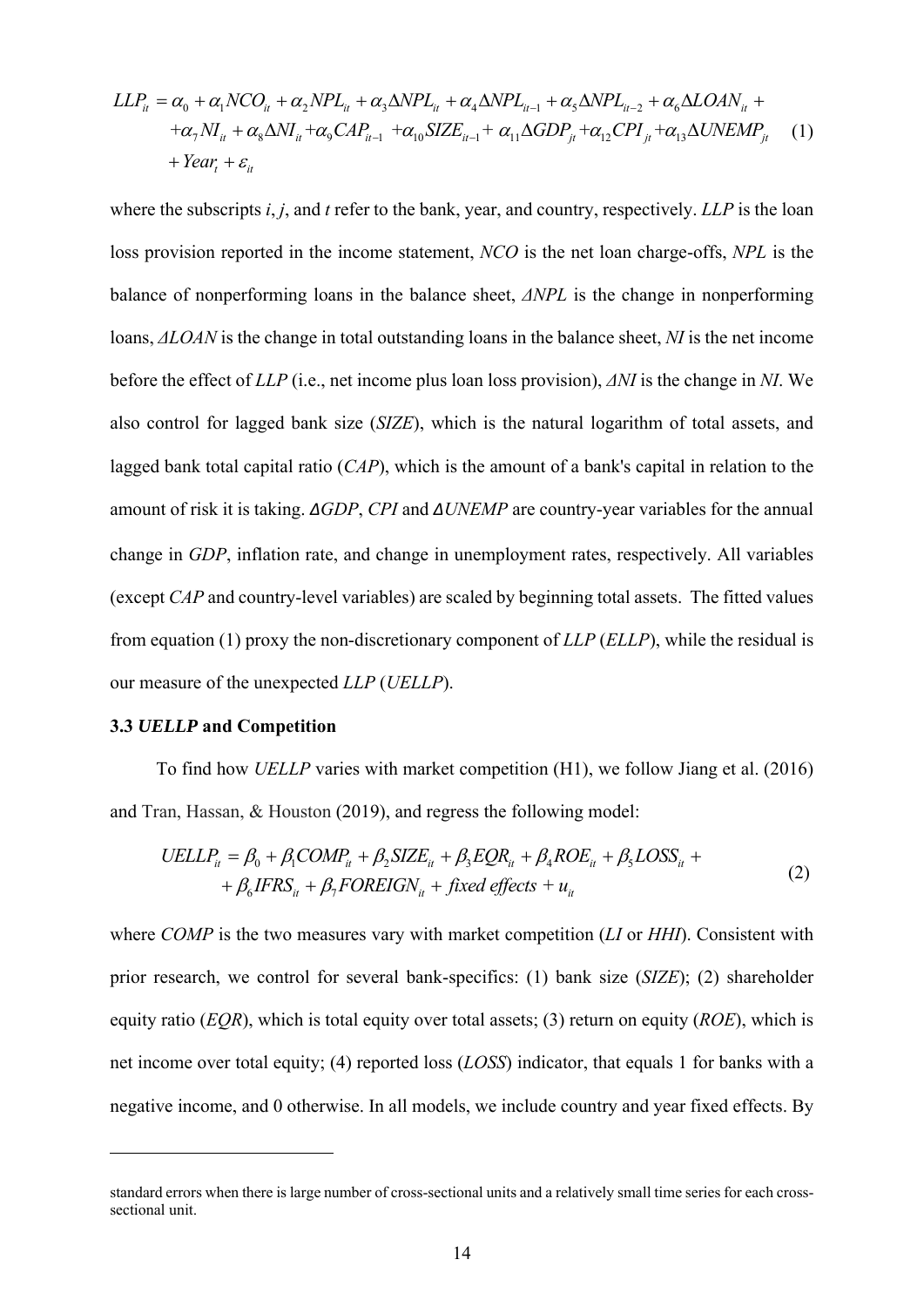$$
\begin{aligned}
LLP_{it} = {} & \alpha_0 + \alpha_1 NCO_{it} + \alpha_2 NPL_{it} + \alpha_3 \Delta NPL_{it} + \alpha_4 \Delta NPL_{it-1} + \alpha_5 \Delta NPL_{it-2} + \alpha_6 \Delta LOAN_{it} + \\
& + \alpha_7 NI_{it} + \alpha_8 \Delta NI_{it} + \alpha_9 CAP_{it-1} + \alpha_{10} SIZE_{it-1} + \alpha_{11} \Delta GDP_{jt} + \alpha_{12} CPI_{jt} + \alpha_{13} \Delta UNEMP_{jt} \\
& + Year_t + \varepsilon_{it}
\end{aligned} \tag{1}
$$

where the subscripts *i*, *j*, and *t* refer to the bank, year, and country, respectively. *LLP* is the loan loss provision reported in the income statement, *NCO* is the net loan charge-offs, *NPL* is the balance of nonperforming loans in the balance sheet, *ΔNPL* is the change in nonperforming loans, *ΔLOAN* is the change in total outstanding loans in the balance sheet, *NI* is the net income before the effect of *LLP* (i.e., net income plus loan loss provision), *ΔNI* is the change in *NI*. We also control for lagged bank size (*SIZE*), which is the natural logarithm of total assets, and lagged bank total capital ratio (*CAP*), which is the amount of a bank's capital in relation to the amount of risk it is taking. *ΔGDP*, *CPI* and *ΔUNEMP* are country-year variables for the annual change in *GDP*, inflation rate, and change in unemployment rates, respectively. All variables (except *CAP* and country-level variables) are scaled by beginning total assets. The fitted values from equation (1) proxy the non-discretionary component of *LLP* (*ELLP*), while the residual is our measure of the unexpected *LLP* (*UELLP*).

### 3.3 *UELLP* and Competition

To find how *UELLP* varies with market competition (H1), we follow Jiang et al. (2016) and Tran, Hassan, & Houston (2019), and regress the following model:

$$
\begin{aligned}
UELLP_{it} = {} & \beta_0 + \beta_1 COMP_{it} + \beta_2 SIZE_{it} + \beta_3 EQR_{it} + \beta_4 ROE_{it} + \beta_5 LOSS_{it} + \\
& + \beta_6 IFRS_{it} + \beta_7 FOREIGN_{it} + \textit{fixed effects} + u_{it}
\end{aligned} \tag{2}
$$

where *COMP* is the two measures vary with market competition (*LI* or *HHI*). Consistent with prior research, we control for several bank-specifics: (1) bank size (*SIZE*); (2) shareholder equity ratio (*EQR*), which is total equity over total assets; (3) return on equity (*ROE*), which is net income over total equity; (4) reported loss (*LOSS*) indicator, that equals 1 for banks with a negative income, and 0 otherwise. In all models, we include country and year fixed effects. By

standard errors when there is large number of cross-sectional units and a relatively small time series for each cross-sectional unit.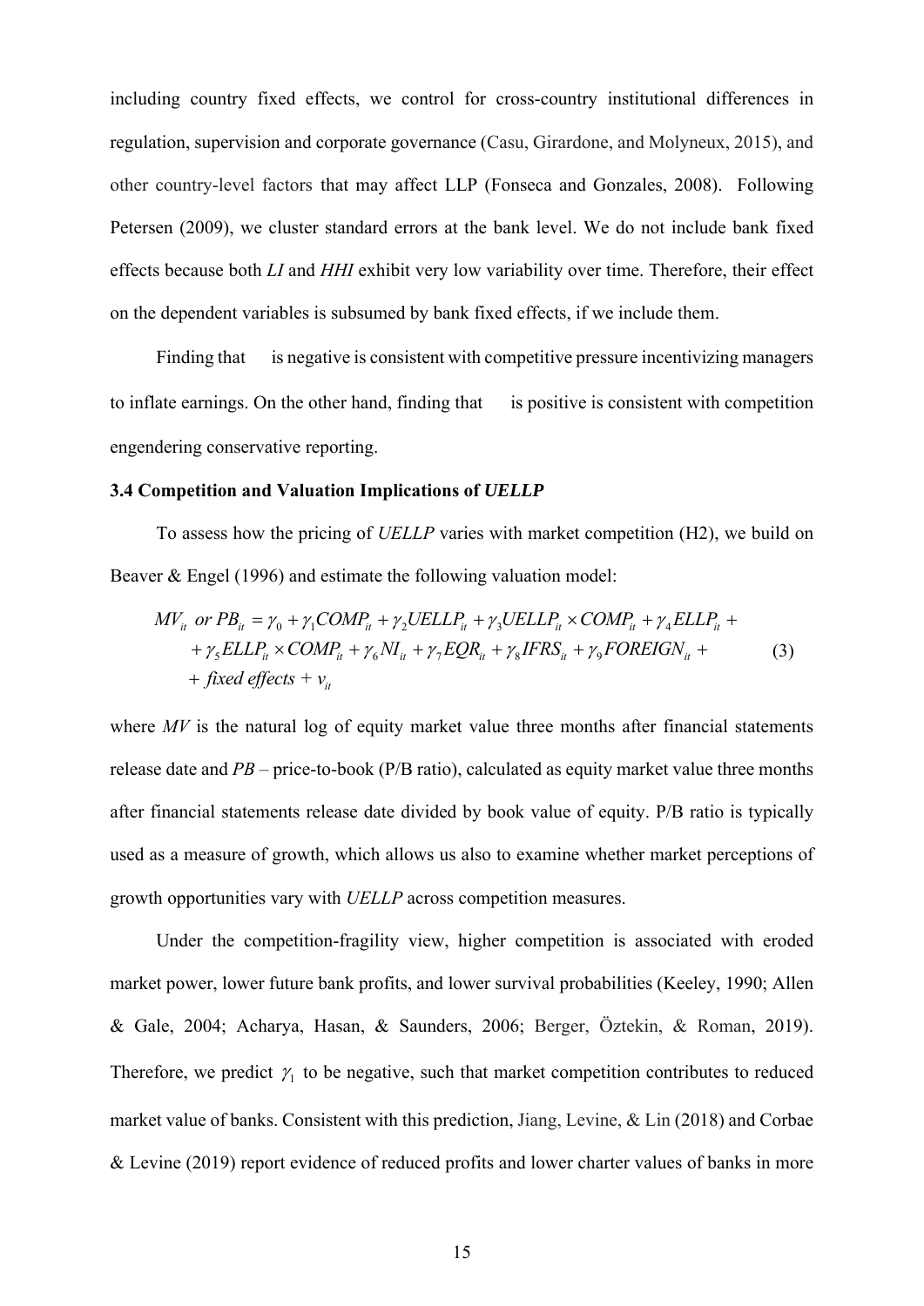including country fixed effects, we control for cross-country institutional differences in regulation, supervision and corporate governance (Casu, Girardone, and Molyneux, 2015), and other country-level factors that may affect LLP (Fonseca and Gonzales, 2008). Following Petersen (2009), we cluster standard errors at the bank level. We do not include bank fixed effects because both *LI* and *HHI* exhibit very low variability over time. Therefore, their effect on the dependent variables is subsumed by bank fixed effects, if we include them.

Finding that is negative is consistent with competitive pressure incentivizing managers to inflate earnings. On the other hand, finding that is positive is consistent with competition engendering conservative reporting.

### 3.4 Competition and Valuation Implications of *UELLP*

To assess how the pricing of *UELLP* varies with market competition (H2), we build on Beaver & Engel (1996) and estimate the following valuation model:

$$
\begin{aligned}
MV_{it} \ or \ PB_{it} = \ & \gamma_0 + \gamma_1 COMP_{it} + \gamma_2 UELLP_{it} + \gamma_3 UELLP_{it} \times COMP_{it} + \gamma_4 ELLP_{it} + \\
& + \gamma_5 ELLP_{it} \times COMP_{it} + \gamma_6 NI_{it} + \gamma_7 EQR_{it} + \gamma_8 IFRS_{it} + \gamma_9 FOREIGN_{it} + \\
& + \ fixed \ effects + v_{it}
\end{aligned}
\tag{3}
$$

where *MV* is the natural log of equity market value three months after financial statements release date and *PB* – price-to-book (P/B ratio), calculated as equity market value three months after financial statements release date divided by book value of equity. P/B ratio is typically used as a measure of growth, which allows us also to examine whether market perceptions of growth opportunities vary with *UELLP* across competition measures.

Under the competition-fragility view, higher competition is associated with eroded market power, lower future bank profits, and lower survival probabilities (Keeley, 1990; Allen & Gale, 2004; Acharya, Hasan, & Saunders, 2006; Berger, Öztekin, & Roman, 2019). Therefore, we predict $\gamma_1$ to be negative, such that market competition contributes to reduced market value of banks. Consistent with this prediction, Jiang, Levine, & Lin (2018) and Corbae & Levine (2019) report evidence of reduced profits and lower charter values of banks in more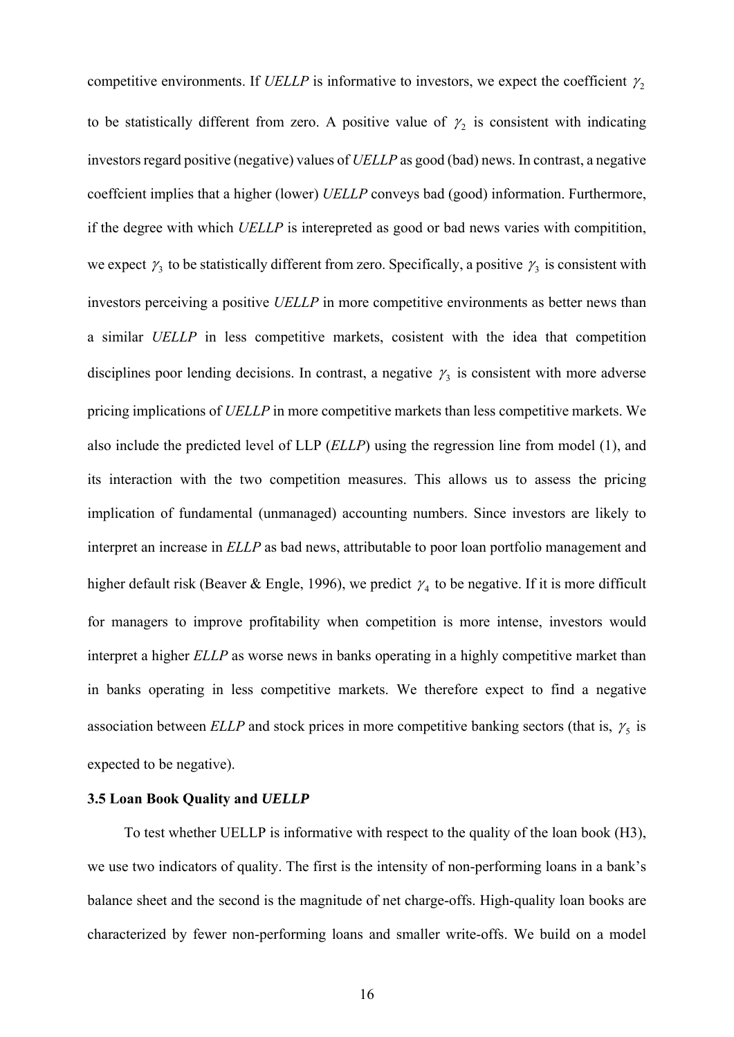competitive environments. If *UELLP* is informative to investors, we expect the coefficient $\gamma_2$ to be statistically different from zero. A positive value of $\gamma_2$ is consistent with indicating investors regard positive (negative) values of *UELLP* as good (bad) news. In contrast, a negative coeffcient implies that a higher (lower) *UELLP* conveys bad (good) information. Furthermore, if the degree with which *UELLP* is interepreted as good or bad news varies with compitition, we expect $\gamma_3$ to be statistically different from zero. Specifically, a positive $\gamma_3$ is consistent with investors perceiving a positive *UELLP* in more competitive environments as better news than a similar *UELLP* in less competitive markets, cosistent with the idea that competition disciplines poor lending decisions. In contrast, a negative $\gamma_3$ is consistent with more adverse pricing implications of *UELLP* in more competitive markets than less competitive markets. We also include the predicted level of LLP (*ELLP*) using the regression line from model (1), and its interaction with the two competition measures. This allows us to assess the pricing implication of fundamental (unmanaged) accounting numbers. Since investors are likely to interpret an increase in *ELLP* as bad news, attributable to poor loan portfolio management and higher default risk (Beaver & Engle, 1996), we predict $\gamma_4$ to be negative. If it is more difficult for managers to improve profitability when competition is more intense, investors would interpret a higher *ELLP* as worse news in banks operating in a highly competitive market than in banks operating in less competitive markets. We therefore expect to find a negative association between *ELLP* and stock prices in more competitive banking sectors (that is, $\gamma_5$ is expected to be negative).

### 3.5 Loan Book Quality and *UELLP*

To test whether UELLP is informative with respect to the quality of the loan book (H3), we use two indicators of quality. The first is the intensity of non-performing loans in a bank's balance sheet and the second is the magnitude of net charge-offs. High-quality loan books are characterized by fewer non-performing loans and smaller write-offs. We build on a model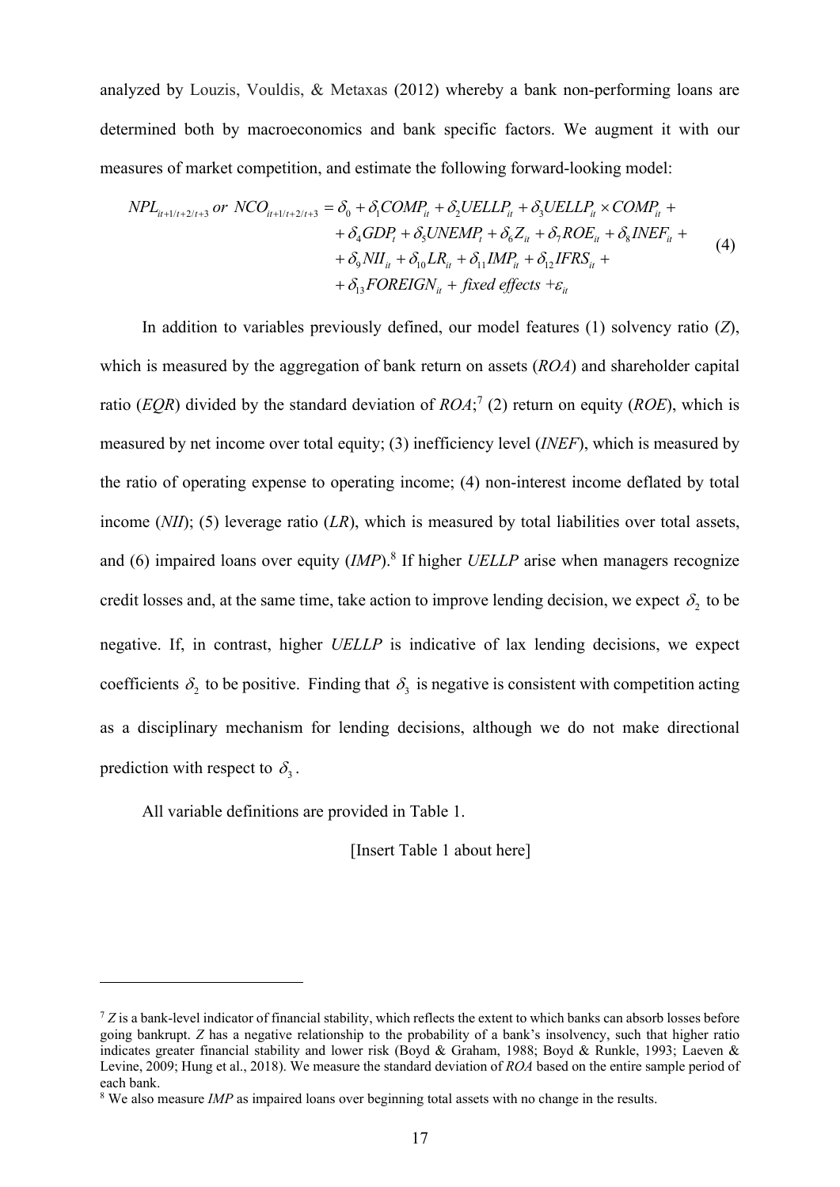analyzed by Louzis, Vouldis, & Metaxas (2012) whereby a bank non-performing loans are determined both by macroeconomics and bank specific factors. We augment it with our measures of market competition, and estimate the following forward-looking model:

$$
\begin{aligned}
NPL_{it+1/t+2/t+3} \; or \; NCO_{it+1/t+2/t+3} = \; & \delta_0 + \delta_1 COMP_{it} + \delta_2 UELLP_{it} + \delta_3 UELLP_{it} \times COMP_{it} + \\
& + \delta_4 GDP_t + \delta_5 UNEMP_t + \delta_6 Z_{it} + \delta_7 ROE_{it} + \delta_8 INEF_{it} + \\
& + \delta_9 NII_{it} + \delta_{10} LR_{it} + \delta_{11} IMP_{it} + \delta_{12} IFRS_{it} + \\
& + \delta_{13} FOREIGN_{it} + \textit{fixed effects} + \varepsilon_{it}
\end{aligned} \tag{4}
$$

In addition to variables previously defined, our model features (1) solvency ratio (*Z*), which is measured by the aggregation of bank return on assets (*ROA*) and shareholder capital ratio (*EQR*) divided by the standard deviation of *ROA*;[7] (2) return on equity (*ROE*), which is measured by net income over total equity; (3) inefficiency level (*INEF*), which is measured by the ratio of operating expense to operating income; (4) non-interest income deflated by total income (*NII*); (5) leverage ratio (*LR*), which is measured by total liabilities over total assets, and (6) impaired loans over equity (*IMP*).[8] If higher *UELLP* arise when managers recognize credit losses and, at the same time, take action to improve lending decision, we expect $\delta_2$ to be negative. If, in contrast, higher *UELLP* is indicative of lax lending decisions, we expect coefficients $\delta_2$ to be positive. Finding that $\delta_3$ is negative is consistent with competition acting as a disciplinary mechanism for lending decisions, although we do not make directional prediction with respect to $\delta_3$.

All variable definitions are provided in Table 1.

[Insert Table 1 about here]

---

[7] *Z* is a bank-level indicator of financial stability, which reflects the extent to which banks can absorb losses before going bankrupt. *Z* has a negative relationship to the probability of a bank's insolvency, such that higher ratio indicates greater financial stability and lower risk (Boyd & Graham, 1988; Boyd & Runkle, 1993; Laeven & Levine, 2009; Hung et al., 2018). We measure the standard deviation of *ROA* based on the entire sample period of each bank.

[8] We also measure *IMP* as impaired loans over beginning total assets with no change in the results.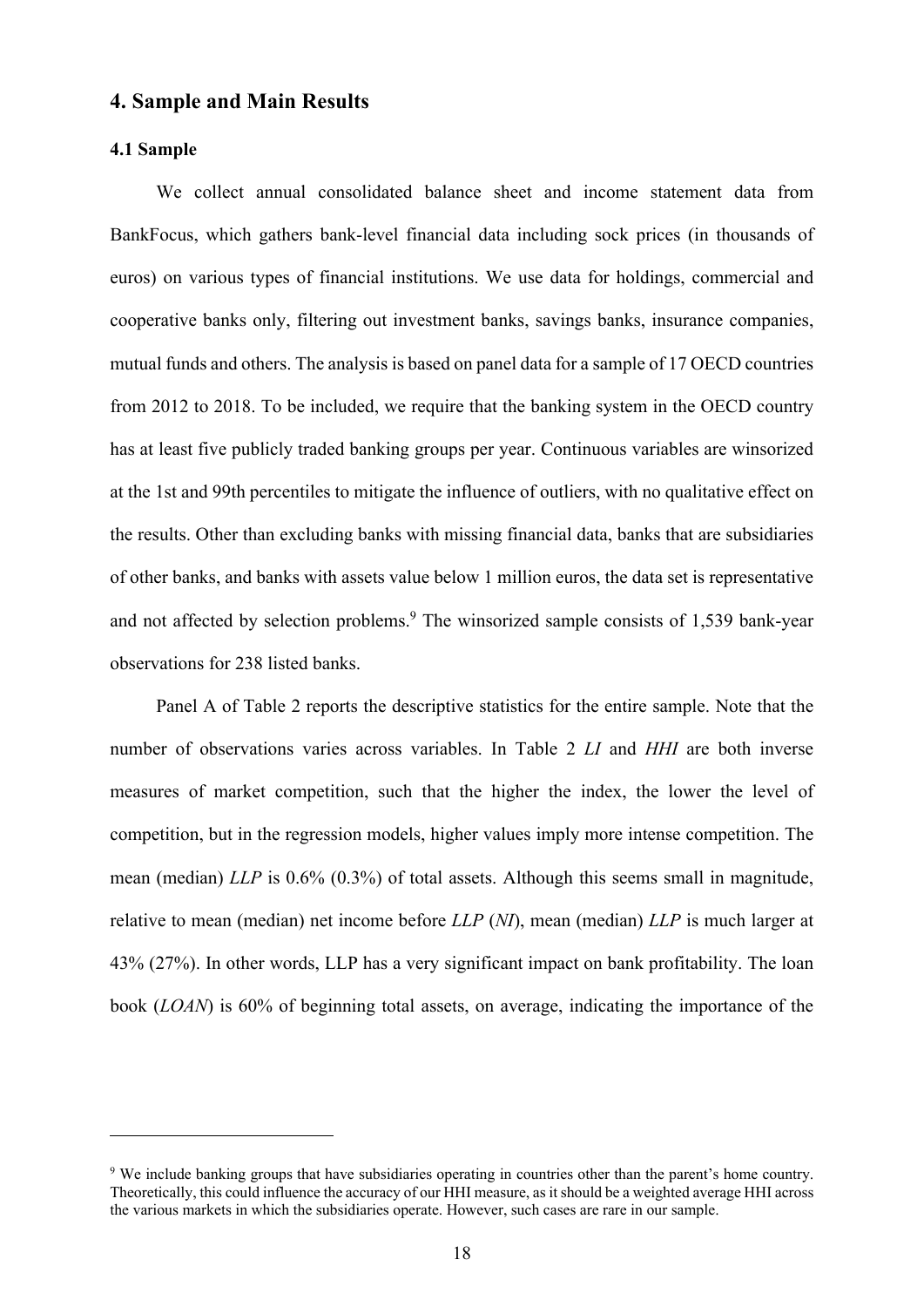## 4. Sample and Main Results

### 4.1 Sample

We collect annual consolidated balance sheet and income statement data from BankFocus, which gathers bank-level financial data including sock prices (in thousands of euros) on various types of financial institutions. We use data for holdings, commercial and cooperative banks only, filtering out investment banks, savings banks, insurance companies, mutual funds and others. The analysis is based on panel data for a sample of 17 OECD countries from 2012 to 2018. To be included, we require that the banking system in the OECD country has at least five publicly traded banking groups per year. Continuous variables are winsorized at the 1st and 99th percentiles to mitigate the influence of outliers, with no qualitative effect on the results. Other than excluding banks with missing financial data, banks that are subsidiaries of other banks, and banks with assets value below 1 million euros, the data set is representative and not affected by selection problems.[9] The winsorized sample consists of 1,539 bank-year observations for 238 listed banks.

Panel A of Table 2 reports the descriptive statistics for the entire sample. Note that the number of observations varies across variables. In Table 2 *LI* and *HHI* are both inverse measures of market competition, such that the higher the index, the lower the level of competition, but in the regression models, higher values imply more intense competition. The mean (median) *LLP* is 0.6% (0.3%) of total assets. Although this seems small in magnitude, relative to mean (median) net income before *LLP* (*NI*), mean (median) *LLP* is much larger at 43% (27%). In other words, LLP has a very significant impact on bank profitability. The loan book (*LOAN*) is 60% of beginning total assets, on average, indicating the importance of the

---

[9] We include banking groups that have subsidiaries operating in countries other than the parent's home country. Theoretically, this could influence the accuracy of our HHI measure, as it should be a weighted average HHI across the various markets in which the subsidiaries operate. However, such cases are rare in our sample.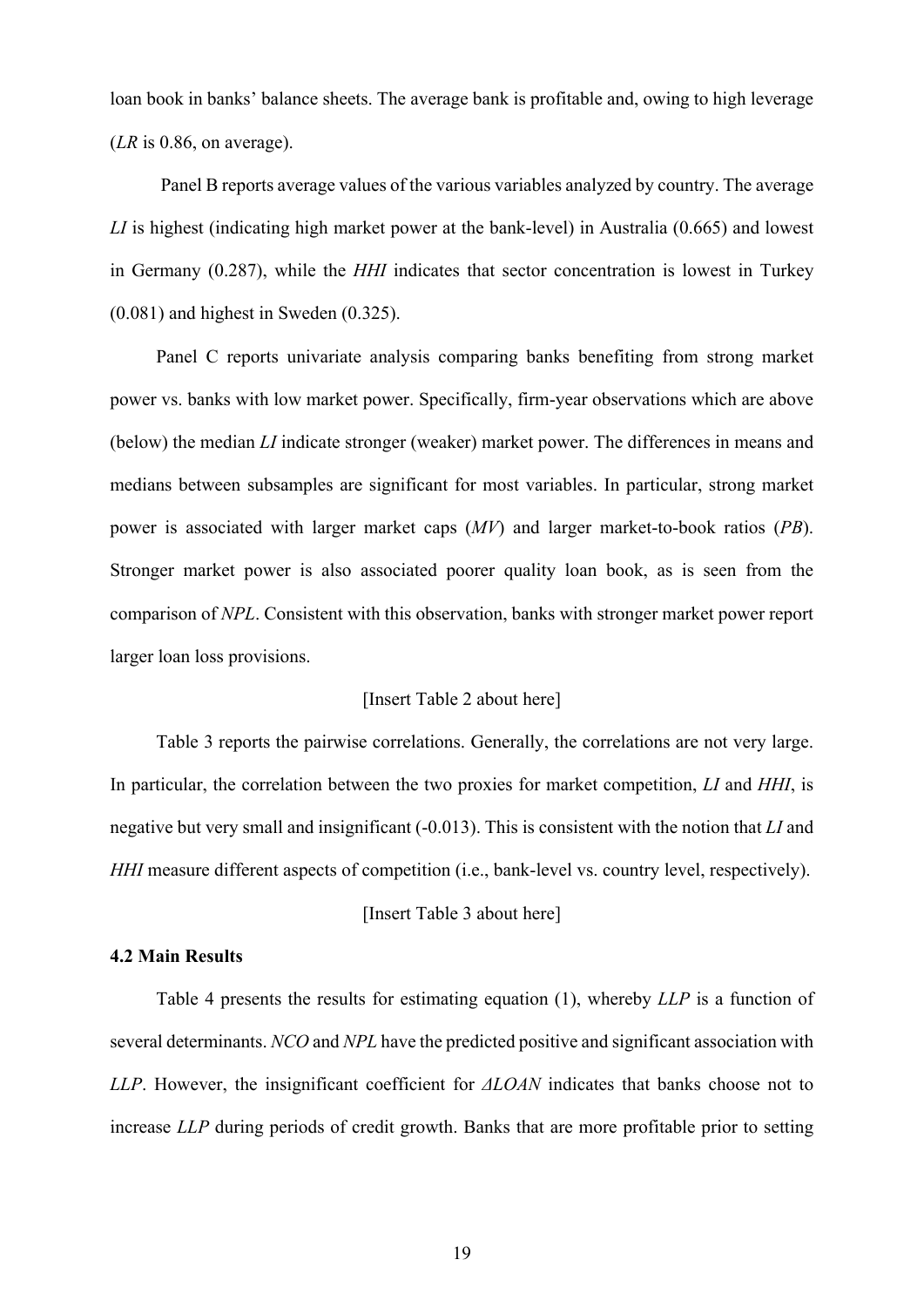loan book in banks' balance sheets. The average bank is profitable and, owing to high leverage (*LR* is 0.86, on average).

Panel B reports average values of the various variables analyzed by country. The average *LI* is highest (indicating high market power at the bank-level) in Australia (0.665) and lowest in Germany (0.287), while the *HHI* indicates that sector concentration is lowest in Turkey (0.081) and highest in Sweden (0.325).

Panel C reports univariate analysis comparing banks benefiting from strong market power vs. banks with low market power. Specifically, firm-year observations which are above (below) the median *LI* indicate stronger (weaker) market power. The differences in means and medians between subsamples are significant for most variables. In particular, strong market power is associated with larger market caps (*MV*) and larger market-to-book ratios (*PB*). Stronger market power is also associated poorer quality loan book, as is seen from the comparison of *NPL*. Consistent with this observation, banks with stronger market power report larger loan loss provisions.

[Insert Table 2 about here]

Table 3 reports the pairwise correlations. Generally, the correlations are not very large. In particular, the correlation between the two proxies for market competition, *LI* and *HHI*, is negative but very small and insignificant (-0.013). This is consistent with the notion that *LI* and *HHI* measure different aspects of competition (i.e., bank-level vs. country level, respectively).

[Insert Table 3 about here]

### 4.2 Main Results

Table 4 presents the results for estimating equation (1), whereby *LLP* is a function of several determinants. *NCO* and *NPL* have the predicted positive and significant association with *LLP*. However, the insignificant coefficient for *ΔLOAN* indicates that banks choose not to increase *LLP* during periods of credit growth. Banks that are more profitable prior to setting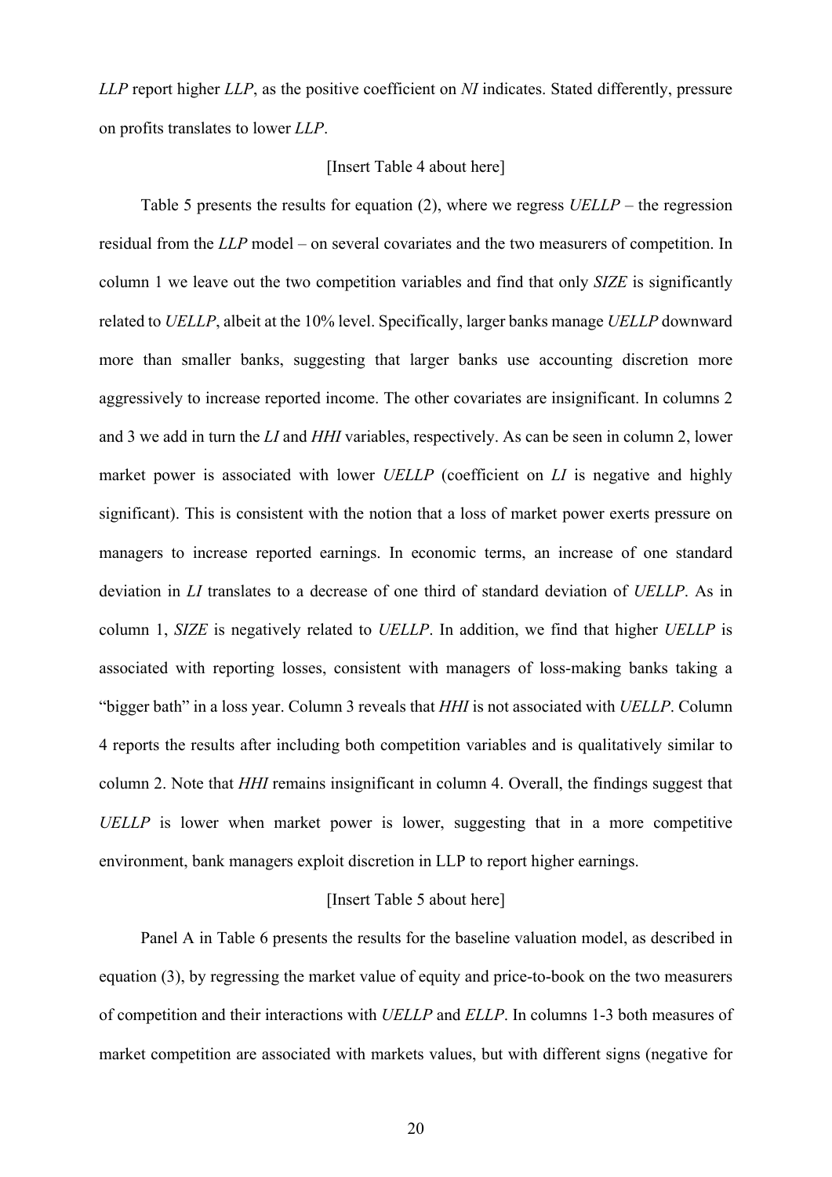*LLP* report higher *LLP*, as the positive coefficient on *NI* indicates. Stated differently, pressure on profits translates to lower *LLP*.

[Insert Table 4 about here]

Table 5 presents the results for equation (2), where we regress *UELLP* – the regression residual from the *LLP* model – on several covariates and the two measurers of competition. In column 1 we leave out the two competition variables and find that only *SIZE* is significantly related to *UELLP*, albeit at the 10% level. Specifically, larger banks manage *UELLP* downward more than smaller banks, suggesting that larger banks use accounting discretion more aggressively to increase reported income. The other covariates are insignificant. In columns 2 and 3 we add in turn the *LI* and *HHI* variables, respectively. As can be seen in column 2, lower market power is associated with lower *UELLP* (coefficient on *LI* is negative and highly significant). This is consistent with the notion that a loss of market power exerts pressure on managers to increase reported earnings. In economic terms, an increase of one standard deviation in *LI* translates to a decrease of one third of standard deviation of *UELLP*. As in column 1, *SIZE* is negatively related to *UELLP*. In addition, we find that higher *UELLP* is associated with reporting losses, consistent with managers of loss-making banks taking a "bigger bath" in a loss year. Column 3 reveals that *HHI* is not associated with *UELLP*. Column 4 reports the results after including both competition variables and is qualitatively similar to column 2. Note that *HHI* remains insignificant in column 4. Overall, the findings suggest that *UELLP* is lower when market power is lower, suggesting that in a more competitive environment, bank managers exploit discretion in LLP to report higher earnings.

[Insert Table 5 about here]

Panel A in Table 6 presents the results for the baseline valuation model, as described in equation (3), by regressing the market value of equity and price-to-book on the two measurers of competition and their interactions with *UELLP* and *ELLP*. In columns 1-3 both measures of market competition are associated with markets values, but with different signs (negative for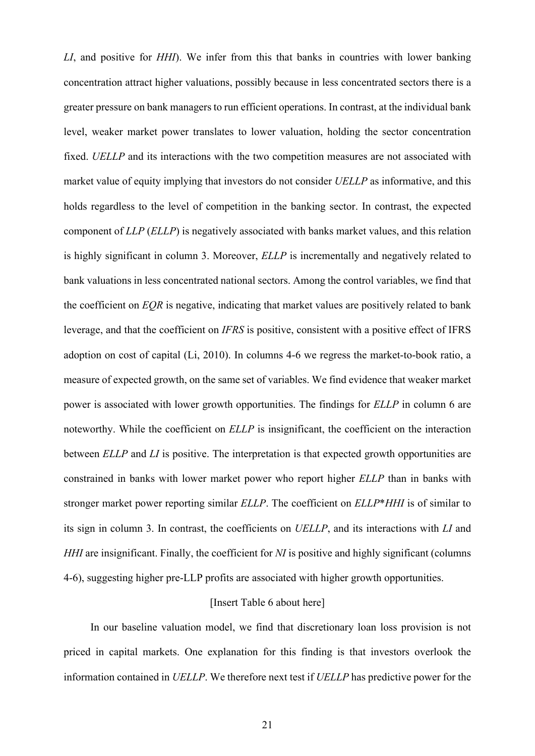*LI*, and positive for *HHI*). We infer from this that banks in countries with lower banking concentration attract higher valuations, possibly because in less concentrated sectors there is a greater pressure on bank managers to run efficient operations. In contrast, at the individual bank level, weaker market power translates to lower valuation, holding the sector concentration fixed. *UELLP* and its interactions with the two competition measures are not associated with market value of equity implying that investors do not consider *UELLP* as informative, and this holds regardless to the level of competition in the banking sector. In contrast, the expected component of *LLP* (*ELLP*) is negatively associated with banks market values, and this relation is highly significant in column 3. Moreover, *ELLP* is incrementally and negatively related to bank valuations in less concentrated national sectors. Among the control variables, we find that the coefficient on *EQR* is negative, indicating that market values are positively related to bank leverage, and that the coefficient on *IFRS* is positive, consistent with a positive effect of IFRS adoption on cost of capital (Li, 2010). In columns 4-6 we regress the market-to-book ratio, a measure of expected growth, on the same set of variables. We find evidence that weaker market power is associated with lower growth opportunities. The findings for *ELLP* in column 6 are noteworthy. While the coefficient on *ELLP* is insignificant, the coefficient on the interaction between *ELLP* and *LI* is positive. The interpretation is that expected growth opportunities are constrained in banks with lower market power who report higher *ELLP* than in banks with stronger market power reporting similar *ELLP*. The coefficient on *ELLP*\**HHI* is of similar to its sign in column 3. In contrast, the coefficients on *UELLP*, and its interactions with *LI* and *HHI* are insignificant. Finally, the coefficient for *NI* is positive and highly significant (columns 4-6), suggesting higher pre-LLP profits are associated with higher growth opportunities.

[Insert Table 6 about here]

In our baseline valuation model, we find that discretionary loan loss provision is not priced in capital markets. One explanation for this finding is that investors overlook the information contained in *UELLP*. We therefore next test if *UELLP* has predictive power for the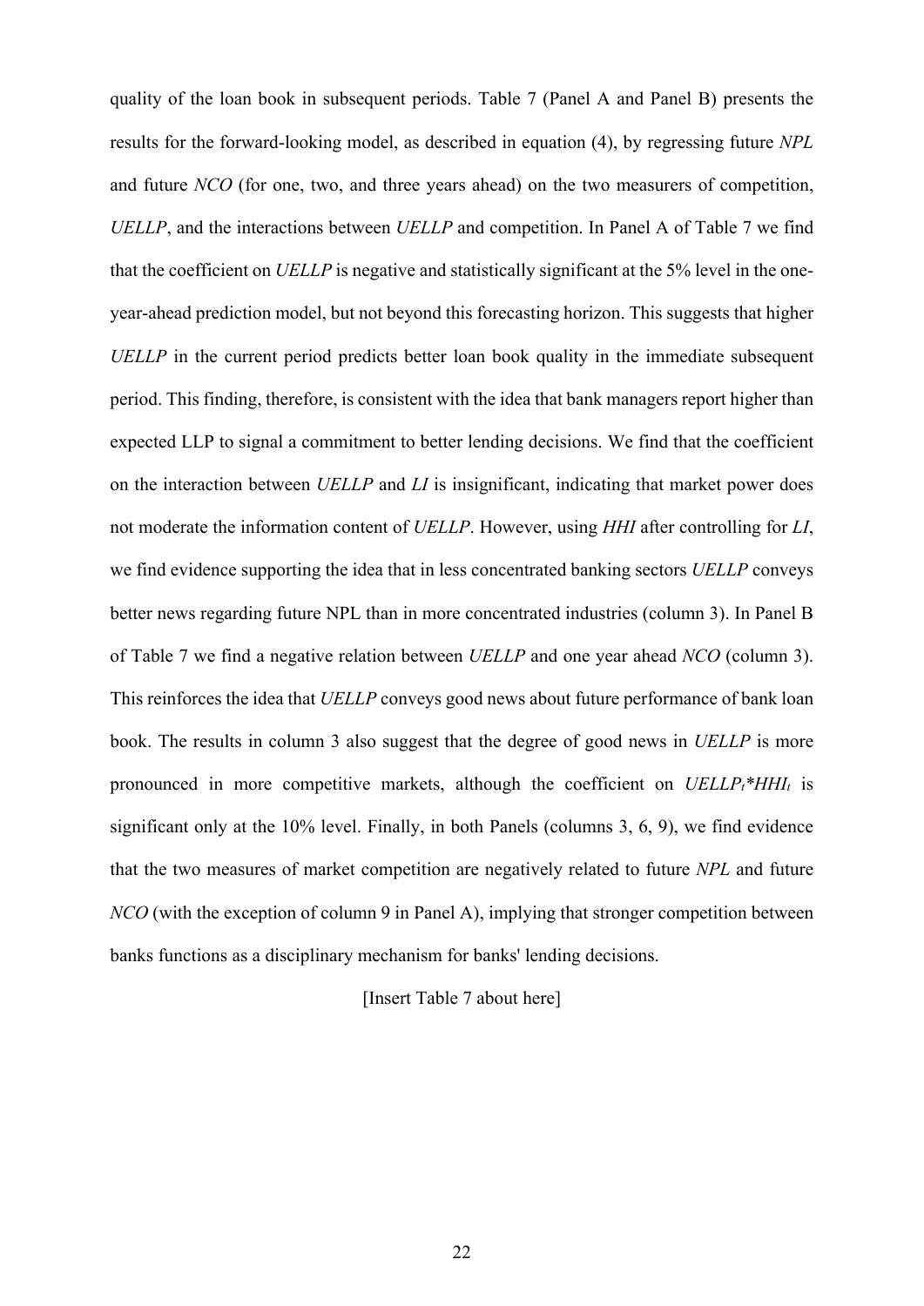quality of the loan book in subsequent periods. Table 7 (Panel A and Panel B) presents the results for the forward-looking model, as described in equation (4), by regressing future *NPL* and future *NCO* (for one, two, and three years ahead) on the two measurers of competition, *UELLP*, and the interactions between *UELLP* and competition. In Panel A of Table 7 we find that the coefficient on *UELLP* is negative and statistically significant at the 5% level in the one-year-ahead prediction model, but not beyond this forecasting horizon. This suggests that higher *UELLP* in the current period predicts better loan book quality in the immediate subsequent period. This finding, therefore, is consistent with the idea that bank managers report higher than expected LLP to signal a commitment to better lending decisions. We find that the coefficient on the interaction between *UELLP* and *LI* is insignificant, indicating that market power does not moderate the information content of *UELLP*. However, using *HHI* after controlling for *LI*, we find evidence supporting the idea that in less concentrated banking sectors *UELLP* conveys better news regarding future NPL than in more concentrated industries (column 3). In Panel B of Table 7 we find a negative relation between *UELLP* and one year ahead *NCO* (column 3). This reinforces the idea that *UELLP* conveys good news about future performance of bank loan book. The results in column 3 also suggest that the degree of good news in *UELLP* is more pronounced in more competitive markets, although the coefficient on $UELLP_t*HHI_t$ is significant only at the 10% level. Finally, in both Panels (columns 3, 6, 9), we find evidence that the two measures of market competition are negatively related to future *NPL* and future *NCO* (with the exception of column 9 in Panel A), implying that stronger competition between banks functions as a disciplinary mechanism for banks' lending decisions.

[Insert Table 7 about here]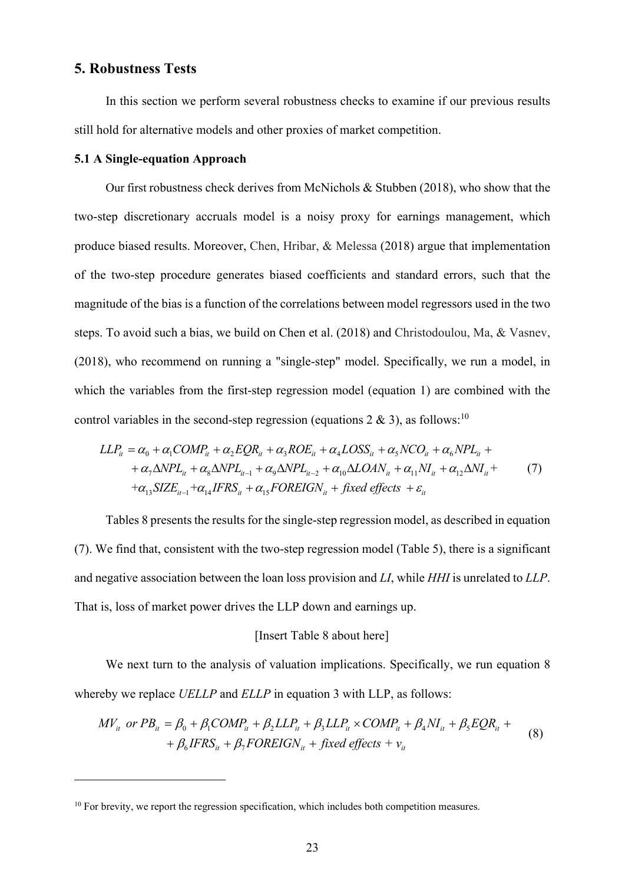## 5. Robustness Tests

In this section we perform several robustness checks to examine if our previous results still hold for alternative models and other proxies of market competition.

### 5.1 A Single-equation Approach

Our first robustness check derives from McNichols & Stubben (2018), who show that the two-step discretionary accruals model is a noisy proxy for earnings management, which produce biased results. Moreover, Chen, Hribar, & Melessa (2018) argue that implementation of the two-step procedure generates biased coefficients and standard errors, such that the magnitude of the bias is a function of the correlations between model regressors used in the two steps. To avoid such a bias, we build on Chen et al. (2018) and Christodoulou, Ma, & Vasnev, (2018), who recommend on running a "single-step" model. Specifically, we run a model, in which the variables from the first-step regression model (equation 1) are combined with the control variables in the second-step regression (equations 2 & 3), as follows:[10]

$$
\begin{aligned}
LLP_{it} = {} & \alpha_0 + \alpha_1 COMP_{it} + \alpha_2 EQR_{it} + \alpha_3 ROE_{it} + \alpha_4 LOSS_{it} + \alpha_5 NCO_{it} + \alpha_6 NPL_{it} + \\
& + \alpha_7 \Delta NPL_{it} + \alpha_8 \Delta NPL_{it-1} + \alpha_9 \Delta NPL_{it-2} + \alpha_{10} \Delta LOAN_{it} + \alpha_{11} NI_{it} + \alpha_{12} \Delta NI_{it} + \\
& + \alpha_{13} SIZE_{it-1} + \alpha_{14} IFRS_{it} + \alpha_{15} FOREIGN_{it} + \textit{fixed effects} + \varepsilon_{it}
\end{aligned} \tag{7}
$$

Tables 8 presents the results for the single-step regression model, as described in equation (7). We find that, consistent with the two-step regression model (Table 5), there is a significant and negative association between the loan loss provision and *LI*, while *HHI* is unrelated to *LLP*. That is, loss of market power drives the LLP down and earnings up.

[Insert Table 8 about here]

We next turn to the analysis of valuation implications. Specifically, we run equation 8 whereby we replace *UELLP* and *ELLP* in equation 3 with LLP, as follows:

$$
\begin{aligned}
MV_{it} \ \textit{or} \ PB_{it} = {} & \beta_0 + \beta_1 COMP_{it} + \beta_2 LLP_{it} + \beta_3 LLP_{it} \times COMP_{it} + \beta_4 NI_{it} + \beta_5 EQR_{it} + \\
& + \beta_6 IFRS_{it} + \beta_7 FOREIGN_{it} + \textit{fixed effects} + v_{it}
\end{aligned} \tag{8}
$$

---

[10] For brevity, we report the regression specification, which includes both competition measures.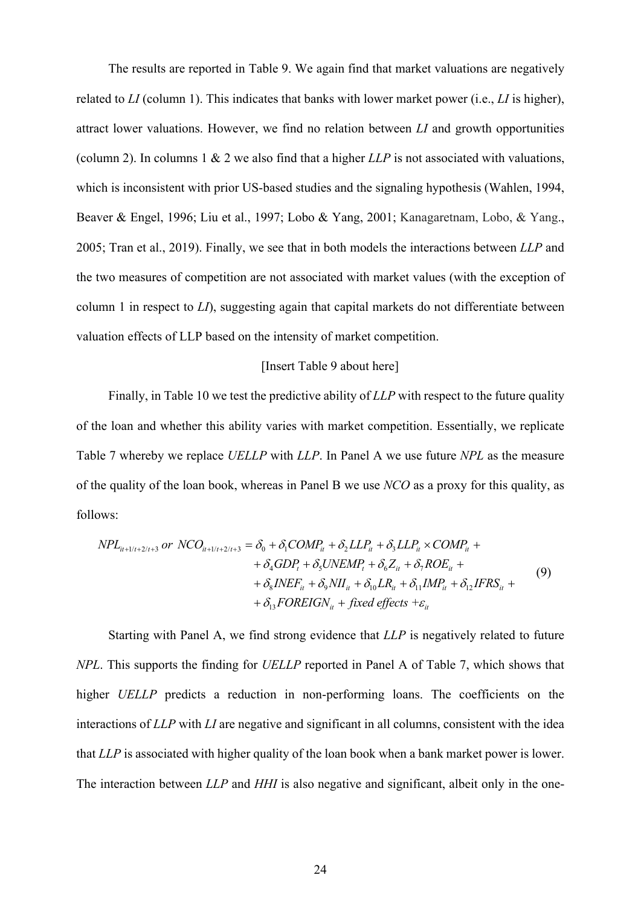The results are reported in Table 9. We again find that market valuations are negatively related to *LI* (column 1). This indicates that banks with lower market power (i.e., *LI* is higher), attract lower valuations. However, we find no relation between *LI* and growth opportunities (column 2). In columns 1 & 2 we also find that a higher *LLP* is not associated with valuations, which is inconsistent with prior US-based studies and the signaling hypothesis (Wahlen, 1994, Beaver & Engel, 1996; Liu et al., 1997; Lobo & Yang, 2001; Kanagaretnam, Lobo, & Yang., 2005; Tran et al., 2019). Finally, we see that in both models the interactions between *LLP* and the two measures of competition are not associated with market values (with the exception of column 1 in respect to *LI*), suggesting again that capital markets do not differentiate between valuation effects of LLP based on the intensity of market competition.

[Insert Table 9 about here]

Finally, in Table 10 we test the predictive ability of *LLP* with respect to the future quality of the loan and whether this ability varies with market competition. Essentially, we replicate Table 7 whereby we replace *UELLP* with *LLP*. In Panel A we use future *NPL* as the measure of the quality of the loan book, whereas in Panel B we use *NCO* as a proxy for this quality, as follows:

$$
\begin{aligned}
NPL_{it+1/t+2/t+3} \; or \; NCO_{it+1/t+2/t+3} = {} & \delta_0 + \delta_1 COMP_{it} + \delta_2 LLP_{it} + \delta_3 LLP_{it} \times COMP_{it} + \\
& + \delta_4 GDP_t + \delta_5 UNEMP_t + \delta_6 Z_{it} + \delta_7 ROE_{it} + \\
& + \delta_8 INEF_{it} + \delta_9 NII_{it} + \delta_{10} LR_{it} + \delta_{11} IMP_{it} + \delta_{12} IFRS_{it} + \\
& + \delta_{13} FOREIGN_{it} + fixed\ effects + \varepsilon_{it}
\end{aligned}
\tag{9}
$$

Starting with Panel A, we find strong evidence that *LLP* is negatively related to future *NPL*. This supports the finding for *UELLP* reported in Panel A of Table 7, which shows that higher *UELLP* predicts a reduction in non-performing loans. The coefficients on the interactions of *LLP* with *LI* are negative and significant in all columns, consistent with the idea that *LLP* is associated with higher quality of the loan book when a bank market power is lower. The interaction between *LLP* and *HHI* is also negative and significant, albeit only in the one-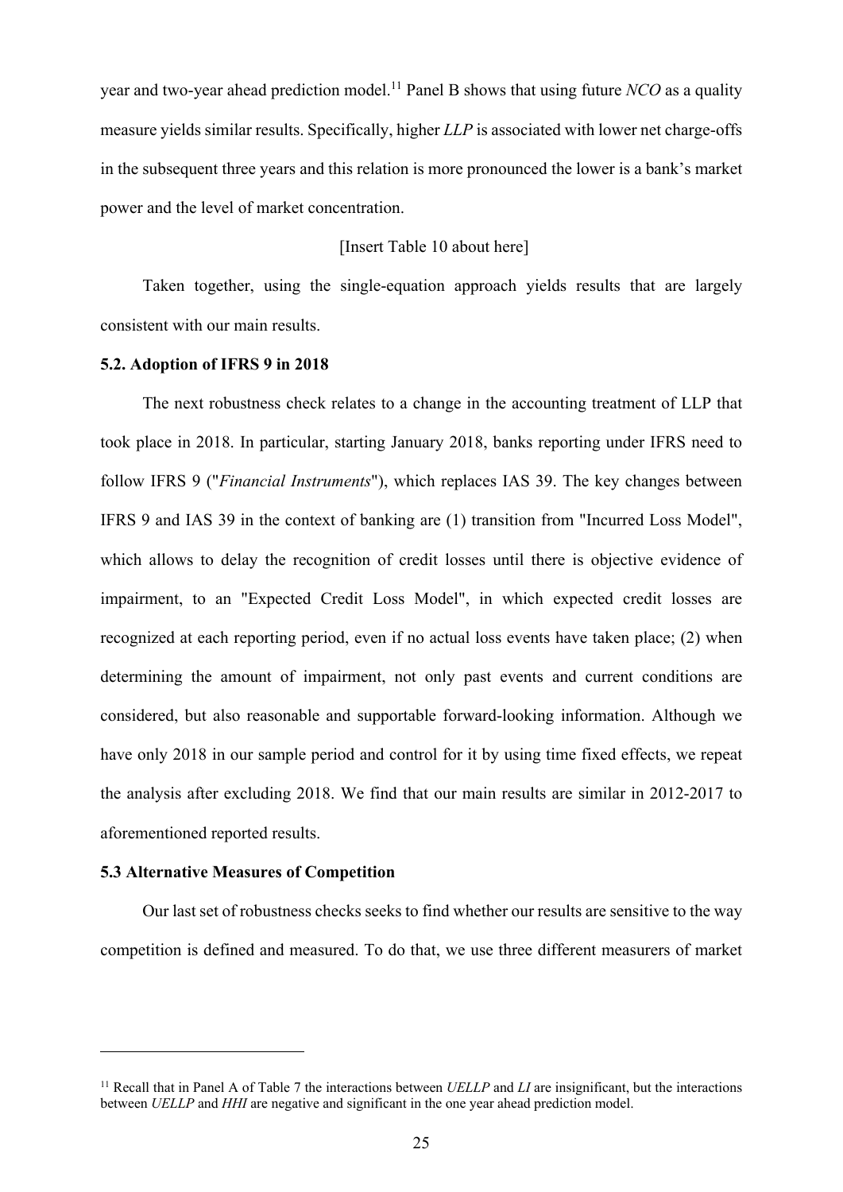year and two-year ahead prediction model.[11] Panel B shows that using future *NCO* as a quality measure yields similar results. Specifically, higher *LLP* is associated with lower net charge-offs in the subsequent three years and this relation is more pronounced the lower is a bank's market power and the level of market concentration.

[Insert Table 10 about here]

Taken together, using the single-equation approach yields results that are largely consistent with our main results.

### 5.2. Adoption of IFRS 9 in 2018

The next robustness check relates to a change in the accounting treatment of LLP that took place in 2018. In particular, starting January 2018, banks reporting under IFRS need to follow IFRS 9 ("*Financial Instruments*"), which replaces IAS 39. The key changes between IFRS 9 and IAS 39 in the context of banking are (1) transition from "Incurred Loss Model", which allows to delay the recognition of credit losses until there is objective evidence of impairment, to an "Expected Credit Loss Model", in which expected credit losses are recognized at each reporting period, even if no actual loss events have taken place; (2) when determining the amount of impairment, not only past events and current conditions are considered, but also reasonable and supportable forward-looking information. Although we have only 2018 in our sample period and control for it by using time fixed effects, we repeat the analysis after excluding 2018. We find that our main results are similar in 2012-2017 to aforementioned reported results.

### 5.3 Alternative Measures of Competition

Our last set of robustness checks seeks to find whether our results are sensitive to the way competition is defined and measured. To do that, we use three different measurers of market

---

[11] Recall that in Panel A of Table 7 the interactions between *UELLP* and *LI* are insignificant, but the interactions between *UELLP* and *HHI* are negative and significant in the one year ahead prediction model.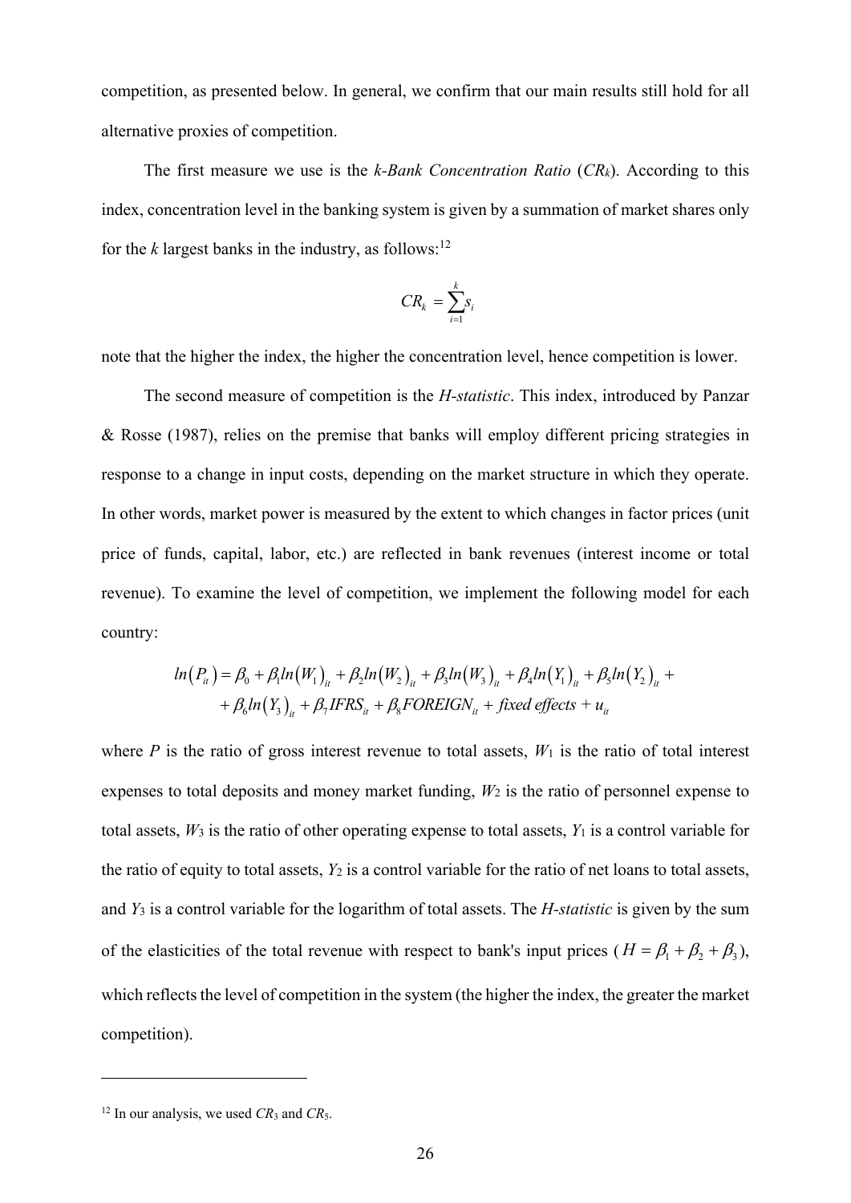competition, as presented below. In general, we confirm that our main results still hold for all alternative proxies of competition.

The first measure we use is the *k-Bank Concentration Ratio* ($CR_k$). According to this index, concentration level in the banking system is given by a summation of market shares only for the *k* largest banks in the industry, as follows:[12]

$$CR_k = \sum_{i=1}^{k} s_i$$

note that the higher the index, the higher the concentration level, hence competition is lower.

The second measure of competition is the *H-statistic*. This index, introduced by Panzar & Rosse (1987), relies on the premise that banks will employ different pricing strategies in response to a change in input costs, depending on the market structure in which they operate. In other words, market power is measured by the extent to which changes in factor prices (unit price of funds, capital, labor, etc.) are reflected in bank revenues (interest income or total revenue). To examine the level of competition, we implement the following model for each country:

$$ln\left(P_{it}\right) = \beta_0 + \beta_1 ln\left(W_1\right)_{it} + \beta_2 ln\left(W_2\right)_{it} + \beta_3 ln\left(W_3\right)_{it} + \beta_4 ln\left(Y_1\right)_{it} + \beta_5 ln\left(Y_2\right)_{it} + \\ + \beta_6 ln\left(Y_3\right)_{it} + \beta_7 IFRS_{it} + \beta_8 FOREIGN_{it} + \textit{fixed effects} + u_{it}$$

where $P$ is the ratio of gross interest revenue to total assets, $W_1$ is the ratio of total interest expenses to total deposits and money market funding, $W_2$ is the ratio of personnel expense to total assets, $W_3$ is the ratio of other operating expense to total assets, $Y_1$ is a control variable for the ratio of equity to total assets, $Y_2$ is a control variable for the ratio of net loans to total assets, and $Y_3$ is a control variable for the logarithm of total assets. The *H-statistic* is given by the sum of the elasticities of the total revenue with respect to bank's input prices ($H = \beta_1 + \beta_2 + \beta_3$), which reflects the level of competition in the system (the higher the index, the greater the market competition).

---

[12] In our analysis, we used $CR_3$ and $CR_5$.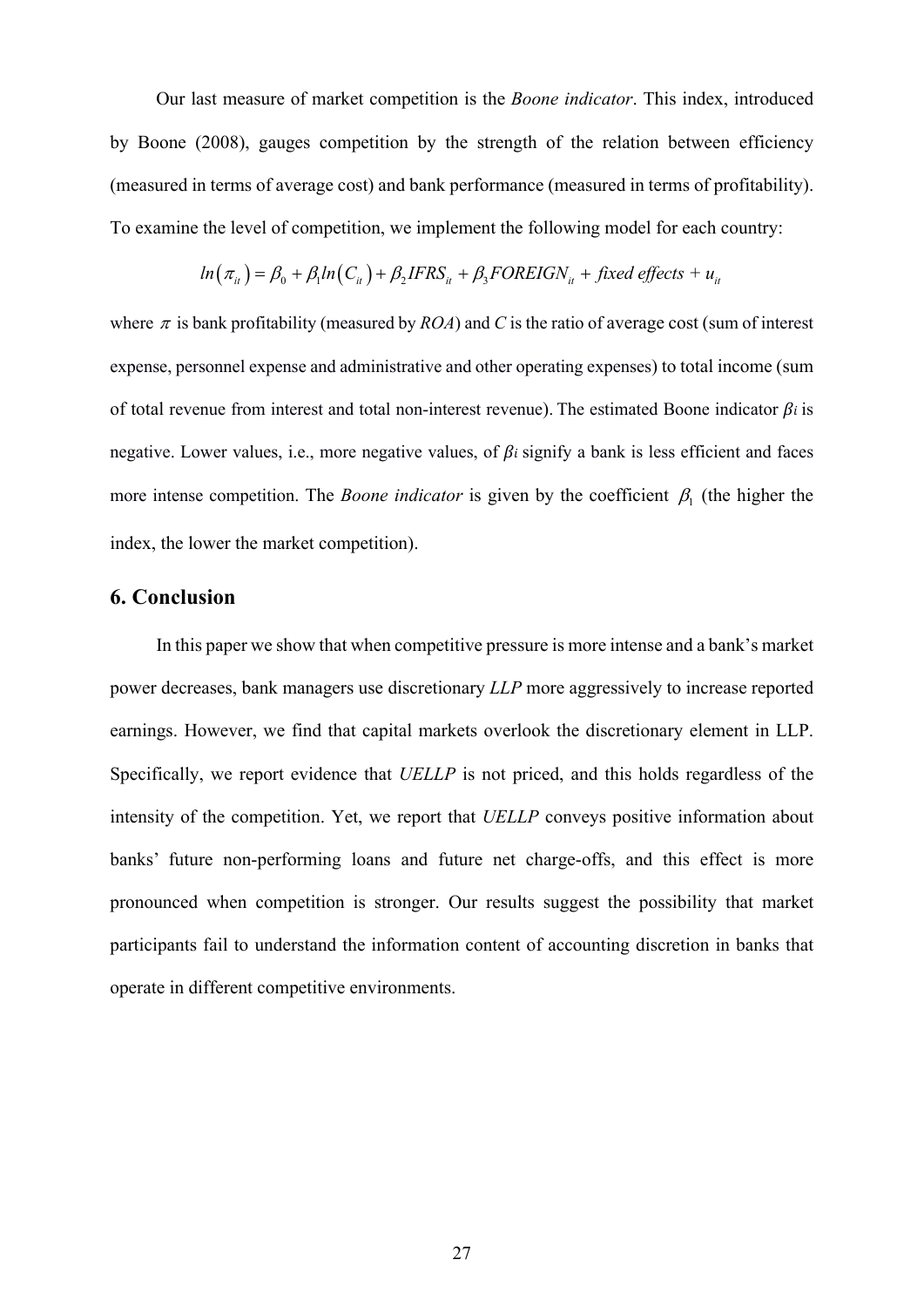Our last measure of market competition is the *Boone indicator*. This index, introduced by Boone (2008), gauges competition by the strength of the relation between efficiency (measured in terms of average cost) and bank performance (measured in terms of profitability). To examine the level of competition, we implement the following model for each country:

$$ln\left(\pi_{it}\right) = \beta_0 + \beta_1 ln\left(C_{it}\right) + \beta_2 IFRS_{it} + \beta_3 FOREIGN_{it} + \textit{fixed effects} + u_{it}$$

where $\pi$ is bank profitability (measured by *ROA*) and *C* is the ratio of average cost (sum of interest expense, personnel expense and administrative and other operating expenses) to total income (sum of total revenue from interest and total non-interest revenue). The estimated Boone indicator $\beta_i$ is negative. Lower values, i.e., more negative values, of $\beta_i$ signify a bank is less efficient and faces more intense competition. The *Boone indicator* is given by the coefficient $\beta_1$ (the higher the index, the lower the market competition).

## 6. Conclusion

In this paper we show that when competitive pressure is more intense and a bank's market power decreases, bank managers use discretionary *LLP* more aggressively to increase reported earnings. However, we find that capital markets overlook the discretionary element in LLP. Specifically, we report evidence that *UELLP* is not priced, and this holds regardless of the intensity of the competition. Yet, we report that *UELLP* conveys positive information about banks' future non-performing loans and future net charge-offs, and this effect is more pronounced when competition is stronger. Our results suggest the possibility that market participants fail to understand the information content of accounting discretion in banks that operate in different competitive environments.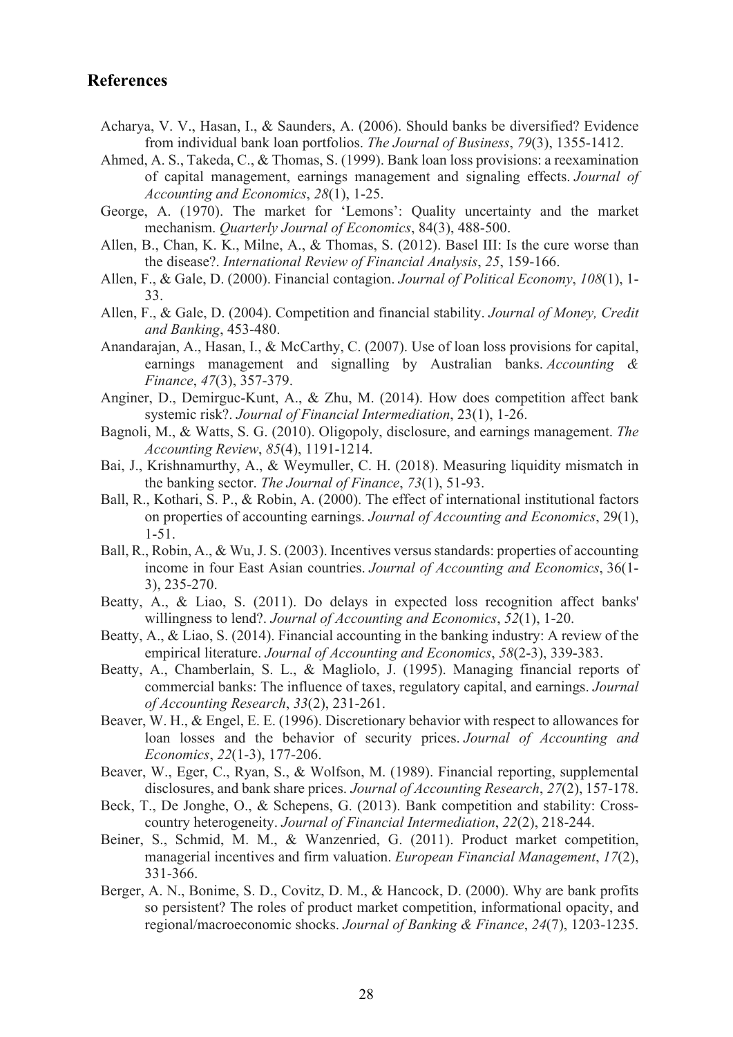## References

Acharya, V. V., Hasan, I., & Saunders, A. (2006). Should banks be diversified? Evidence from individual bank loan portfolios. *The Journal of Business*, *79*(3), 1355-1412.

Ahmed, A. S., Takeda, C., & Thomas, S. (1999). Bank loan loss provisions: a reexamination of capital management, earnings management and signaling effects. *Journal of Accounting and Economics*, *28*(1), 1-25.

George, A. (1970). The market for 'Lemons': Quality uncertainty and the market mechanism. *Quarterly Journal of Economics*, 84(3), 488-500.

Allen, B., Chan, K. K., Milne, A., & Thomas, S. (2012). Basel III: Is the cure worse than the disease?. *International Review of Financial Analysis*, *25*, 159-166.

Allen, F., & Gale, D. (2000). Financial contagion. *Journal of Political Economy*, *108*(1), 1-33.

Allen, F., & Gale, D. (2004). Competition and financial stability. *Journal of Money, Credit and Banking*, 453-480.

Anandarajan, A., Hasan, I., & McCarthy, C. (2007). Use of loan loss provisions for capital, earnings management and signalling by Australian banks. *Accounting & Finance*, *47*(3), 357-379.

Anginer, D., Demirguc-Kunt, A., & Zhu, M. (2014). How does competition affect bank systemic risk?. *Journal of Financial Intermediation*, 23(1), 1-26.

Bagnoli, M., & Watts, S. G. (2010). Oligopoly, disclosure, and earnings management. *The Accounting Review*, *85*(4), 1191-1214.

Bai, J., Krishnamurthy, A., & Weymuller, C. H. (2018). Measuring liquidity mismatch in the banking sector. *The Journal of Finance*, *73*(1), 51-93.

Ball, R., Kothari, S. P., & Robin, A. (2000). The effect of international institutional factors on properties of accounting earnings. *Journal of Accounting and Economics*, 29(1), 1-51.

Ball, R., Robin, A., & Wu, J. S. (2003). Incentives versus standards: properties of accounting income in four East Asian countries. *Journal of Accounting and Economics*, 36(1-3), 235-270.

Beatty, A., & Liao, S. (2011). Do delays in expected loss recognition affect banks' willingness to lend?. *Journal of Accounting and Economics*, *52*(1), 1-20.

Beatty, A., & Liao, S. (2014). Financial accounting in the banking industry: A review of the empirical literature. *Journal of Accounting and Economics*, *58*(2-3), 339-383.

Beatty, A., Chamberlain, S. L., & Magliolo, J. (1995). Managing financial reports of commercial banks: The influence of taxes, regulatory capital, and earnings. *Journal of Accounting Research*, *33*(2), 231-261.

Beaver, W. H., & Engel, E. E. (1996). Discretionary behavior with respect to allowances for loan losses and the behavior of security prices. *Journal of Accounting and Economics*, *22*(1-3), 177-206.

Beaver, W., Eger, C., Ryan, S., & Wolfson, M. (1989). Financial reporting, supplemental disclosures, and bank share prices. *Journal of Accounting Research*, *27*(2), 157-178.

Beck, T., De Jonghe, O., & Schepens, G. (2013). Bank competition and stability: Cross-country heterogeneity. *Journal of Financial Intermediation*, *22*(2), 218-244.

Beiner, S., Schmid, M. M., & Wanzenried, G. (2011). Product market competition, managerial incentives and firm valuation. *European Financial Management*, *17*(2), 331-366.

Berger, A. N., Bonime, S. D., Covitz, D. M., & Hancock, D. (2000). Why are bank profits so persistent? The roles of product market competition, informational opacity, and regional/macroeconomic shocks. *Journal of Banking & Finance*, *24*(7), 1203-1235.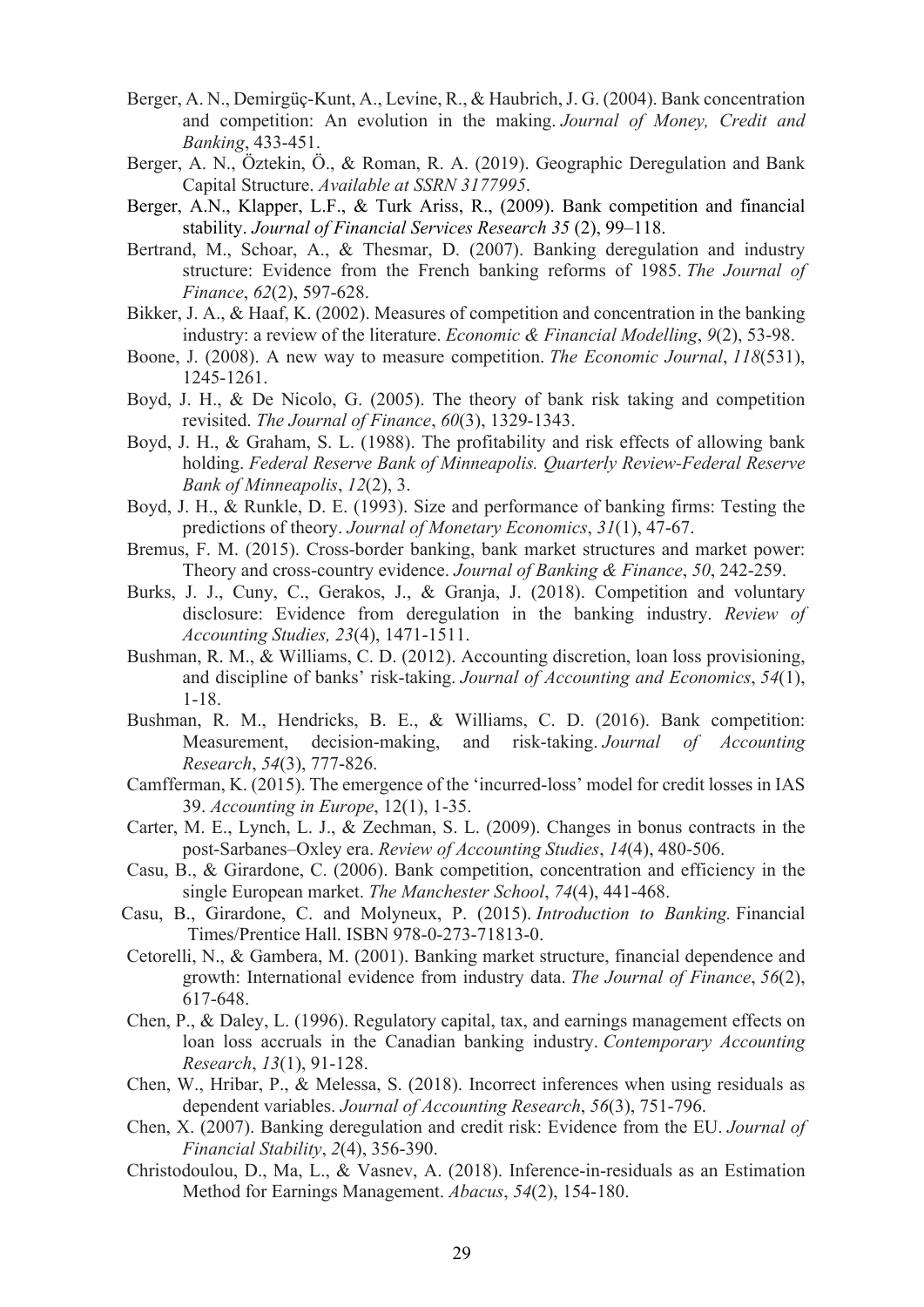Berger, A. N., Demirgüç-Kunt, A., Levine, R., & Haubrich, J. G. (2004). Bank concentration and competition: An evolution in the making. *Journal of Money, Credit and Banking*, 433-451.

Berger, A. N., Öztekin, Ö., & Roman, R. A. (2019). Geographic Deregulation and Bank Capital Structure. *Available at SSRN 3177995*.

Berger, A.N., Klapper, L.F., & Turk Ariss, R., (2009). Bank competition and financial stability. *Journal of Financial Services Research 35* (2), 99–118.

Bertrand, M., Schoar, A., & Thesmar, D. (2007). Banking deregulation and industry structure: Evidence from the French banking reforms of 1985. *The Journal of Finance*, *62*(2), 597-628.

Bikker, J. A., & Haaf, K. (2002). Measures of competition and concentration in the banking industry: a review of the literature. *Economic & Financial Modelling*, *9*(2), 53-98.

Boone, J. (2008). A new way to measure competition. *The Economic Journal*, *118*(531), 1245-1261.

Boyd, J. H., & De Nicolo, G. (2005). The theory of bank risk taking and competition revisited. *The Journal of Finance*, *60*(3), 1329-1343.

Boyd, J. H., & Graham, S. L. (1988). The profitability and risk effects of allowing bank holding. *Federal Reserve Bank of Minneapolis. Quarterly Review-Federal Reserve Bank of Minneapolis*, *12*(2), 3.

Boyd, J. H., & Runkle, D. E. (1993). Size and performance of banking firms: Testing the predictions of theory. *Journal of Monetary Economics*, *31*(1), 47-67.

Bremus, F. M. (2015). Cross-border banking, bank market structures and market power: Theory and cross-country evidence. *Journal of Banking & Finance*, *50*, 242-259.

Burks, J. J., Cuny, C., Gerakos, J., & Granja, J. (2018). Competition and voluntary disclosure: Evidence from deregulation in the banking industry. *Review of Accounting Studies, 23*(4), 1471-1511.

Bushman, R. M., & Williams, C. D. (2012). Accounting discretion, loan loss provisioning, and discipline of banks' risk-taking. *Journal of Accounting and Economics*, *54*(1), 1-18.

Bushman, R. M., Hendricks, B. E., & Williams, C. D. (2016). Bank competition: Measurement, decision-making, and risk-taking. *Journal of Accounting Research*, *54*(3), 777-826.

Camfferman, K. (2015). The emergence of the 'incurred-loss' model for credit losses in IAS 39. *Accounting in Europe*, 12(1), 1-35.

Carter, M. E., Lynch, L. J., & Zechman, S. L. (2009). Changes in bonus contracts in the post-Sarbanes–Oxley era. *Review of Accounting Studies*, *14*(4), 480-506.

Casu, B., & Girardone, C. (2006). Bank competition, concentration and efficiency in the single European market. *The Manchester School*, *74*(4), 441-468.

Casu, B., Girardone, C. and Molyneux, P. (2015). *Introduction to Banking.* Financial Times/Prentice Hall. ISBN 978-0-273-71813-0.

Cetorelli, N., & Gambera, M. (2001). Banking market structure, financial dependence and growth: International evidence from industry data. *The Journal of Finance*, *56*(2), 617-648.

Chen, P., & Daley, L. (1996). Regulatory capital, tax, and earnings management effects on loan loss accruals in the Canadian banking industry. *Contemporary Accounting Research*, *13*(1), 91-128.

Chen, W., Hribar, P., & Melessa, S. (2018). Incorrect inferences when using residuals as dependent variables. *Journal of Accounting Research*, *56*(3), 751-796.

Chen, X. (2007). Banking deregulation and credit risk: Evidence from the EU. *Journal of Financial Stability*, *2*(4), 356-390.

Christodoulou, D., Ma, L., & Vasnev, A. (2018). Inference-in-residuals as an Estimation Method for Earnings Management. *Abacus*, *54*(2), 154-180.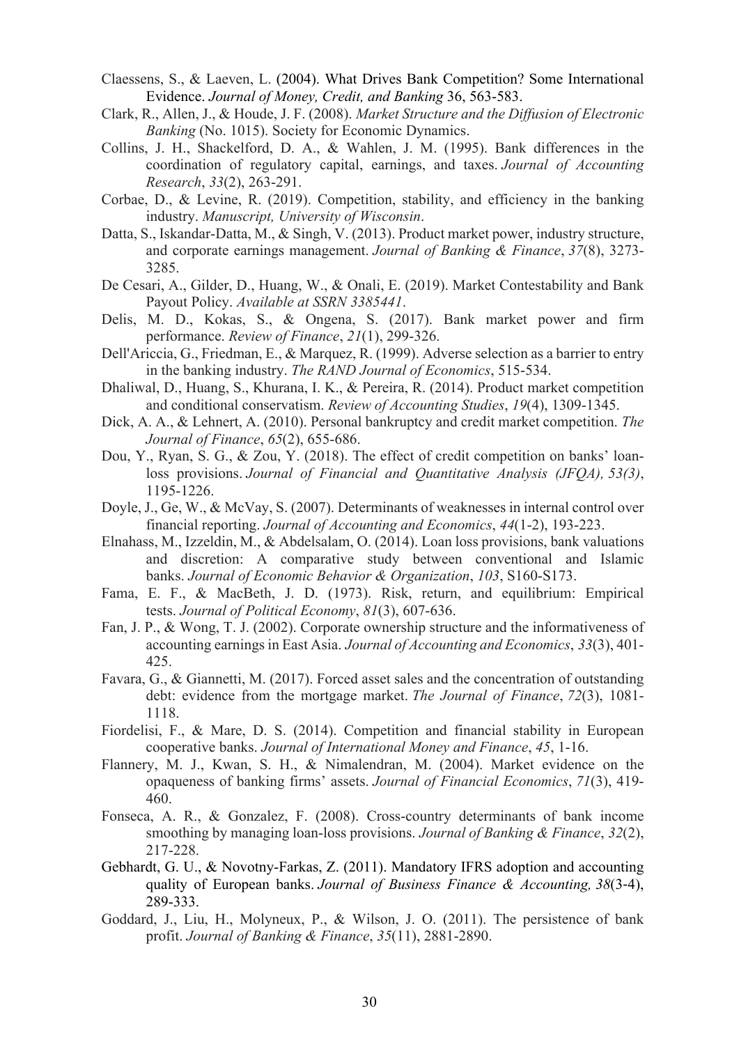Claessens, S., & Laeven, L. (2004). What Drives Bank Competition? Some International Evidence. *Journal of Money, Credit, and Banking* 36, 563-583.

Clark, R., Allen, J., & Houde, J. F. (2008). *Market Structure and the Diffusion of Electronic Banking* (No. 1015). Society for Economic Dynamics.

Collins, J. H., Shackelford, D. A., & Wahlen, J. M. (1995). Bank differences in the coordination of regulatory capital, earnings, and taxes. *Journal of Accounting Research*, *33*(2), 263-291.

Corbae, D., & Levine, R. (2019). Competition, stability, and efficiency in the banking industry. *Manuscript, University of Wisconsin*.

Datta, S., Iskandar-Datta, M., & Singh, V. (2013). Product market power, industry structure, and corporate earnings management. *Journal of Banking & Finance*, *37*(8), 3273-3285.

De Cesari, A., Gilder, D., Huang, W., & Onali, E. (2019). Market Contestability and Bank Payout Policy. *Available at SSRN 3385441*.

Delis, M. D., Kokas, S., & Ongena, S. (2017). Bank market power and firm performance. *Review of Finance*, *21*(1), 299-326.

Dell'Ariccia, G., Friedman, E., & Marquez, R. (1999). Adverse selection as a barrier to entry in the banking industry. *The RAND Journal of Economics*, 515-534.

Dhaliwal, D., Huang, S., Khurana, I. K., & Pereira, R. (2014). Product market competition and conditional conservatism. *Review of Accounting Studies*, *19*(4), 1309-1345.

Dick, A. A., & Lehnert, A. (2010). Personal bankruptcy and credit market competition. *The Journal of Finance*, *65*(2), 655-686.

Dou, Y., Ryan, S. G., & Zou, Y. (2018). The effect of credit competition on banks' loan-loss provisions. *Journal of Financial and Quantitative Analysis (JFQA), 53(3)*, 1195-1226.

Doyle, J., Ge, W., & McVay, S. (2007). Determinants of weaknesses in internal control over financial reporting. *Journal of Accounting and Economics*, *44*(1-2), 193-223.

Elnahass, M., Izzeldin, M., & Abdelsalam, O. (2014). Loan loss provisions, bank valuations and discretion: A comparative study between conventional and Islamic banks. *Journal of Economic Behavior & Organization*, *103*, S160-S173.

Fama, E. F., & MacBeth, J. D. (1973). Risk, return, and equilibrium: Empirical tests. *Journal of Political Economy*, *81*(3), 607-636.

Fan, J. P., & Wong, T. J. (2002). Corporate ownership structure and the informativeness of accounting earnings in East Asia. *Journal of Accounting and Economics*, *33*(3), 401-425.

Favara, G., & Giannetti, M. (2017). Forced asset sales and the concentration of outstanding debt: evidence from the mortgage market. *The Journal of Finance*, *72*(3), 1081-1118.

Fiordelisi, F., & Mare, D. S. (2014). Competition and financial stability in European cooperative banks. *Journal of International Money and Finance*, *45*, 1-16.

Flannery, M. J., Kwan, S. H., & Nimalendran, M. (2004). Market evidence on the opaqueness of banking firms' assets. *Journal of Financial Economics*, *71*(3), 419-460.

Fonseca, A. R., & Gonzalez, F. (2008). Cross-country determinants of bank income smoothing by managing loan-loss provisions. *Journal of Banking & Finance*, *32*(2), 217-228.

Gebhardt, G. U., & Novotny-Farkas, Z. (2011). Mandatory IFRS adoption and accounting quality of European banks. *Journal of Business Finance & Accounting, 38*(3-4), 289-333.

Goddard, J., Liu, H., Molyneux, P., & Wilson, J. O. (2011). The persistence of bank profit. *Journal of Banking & Finance*, *35*(11), 2881-2890.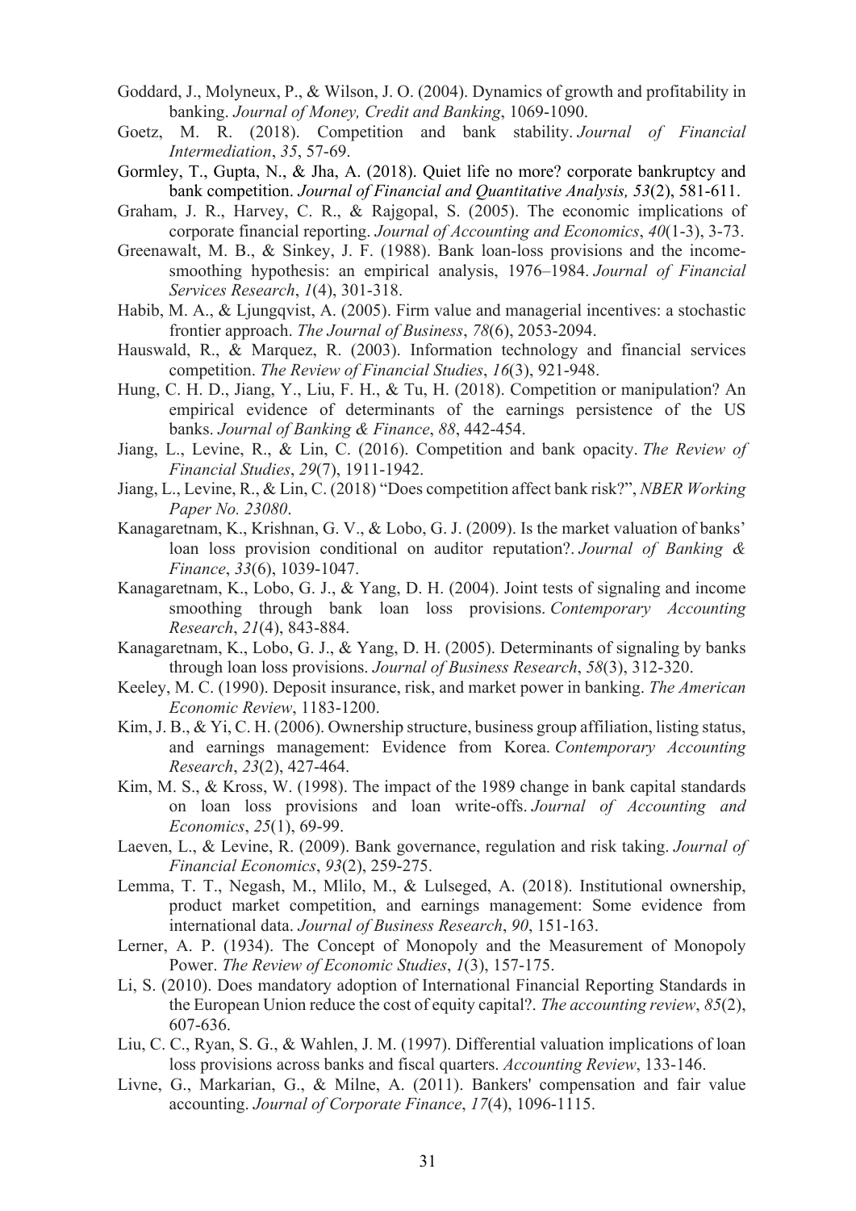Goddard, J., Molyneux, P., & Wilson, J. O. (2004). Dynamics of growth and profitability in banking. *Journal of Money, Credit and Banking*, 1069-1090.

Goetz, M. R. (2018). Competition and bank stability. *Journal of Financial Intermediation*, *35*, 57-69.

Gormley, T., Gupta, N., & Jha, A. (2018). Quiet life no more? corporate bankruptcy and bank competition. *Journal of Financial and Quantitative Analysis, 53*(2), 581-611.

Graham, J. R., Harvey, C. R., & Rajgopal, S. (2005). The economic implications of corporate financial reporting. *Journal of Accounting and Economics*, *40*(1-3), 3-73.

Greenawalt, M. B., & Sinkey, J. F. (1988). Bank loan-loss provisions and the income-smoothing hypothesis: an empirical analysis, 1976–1984. *Journal of Financial Services Research*, *1*(4), 301-318.

Habib, M. A., & Ljungqvist, A. (2005). Firm value and managerial incentives: a stochastic frontier approach. *The Journal of Business*, *78*(6), 2053-2094.

Hauswald, R., & Marquez, R. (2003). Information technology and financial services competition. *The Review of Financial Studies*, *16*(3), 921-948.

Hung, C. H. D., Jiang, Y., Liu, F. H., & Tu, H. (2018). Competition or manipulation? An empirical evidence of determinants of the earnings persistence of the US banks. *Journal of Banking & Finance*, *88*, 442-454.

Jiang, L., Levine, R., & Lin, C. (2016). Competition and bank opacity. *The Review of Financial Studies*, *29*(7), 1911-1942.

Jiang, L., Levine, R., & Lin, C. (2018) "Does competition affect bank risk?", *NBER Working Paper No. 23080*.

Kanagaretnam, K., Krishnan, G. V., & Lobo, G. J. (2009). Is the market valuation of banks' loan loss provision conditional on auditor reputation?. *Journal of Banking & Finance*, *33*(6), 1039-1047.

Kanagaretnam, K., Lobo, G. J., & Yang, D. H. (2004). Joint tests of signaling and income smoothing through bank loan loss provisions. *Contemporary Accounting Research*, *21*(4), 843-884.

Kanagaretnam, K., Lobo, G. J., & Yang, D. H. (2005). Determinants of signaling by banks through loan loss provisions. *Journal of Business Research*, *58*(3), 312-320.

Keeley, M. C. (1990). Deposit insurance, risk, and market power in banking. *The American Economic Review*, 1183-1200.

Kim, J. B., & Yi, C. H. (2006). Ownership structure, business group affiliation, listing status, and earnings management: Evidence from Korea. *Contemporary Accounting Research*, *23*(2), 427-464.

Kim, M. S., & Kross, W. (1998). The impact of the 1989 change in bank capital standards on loan loss provisions and loan write-offs. *Journal of Accounting and Economics*, *25*(1), 69-99.

Laeven, L., & Levine, R. (2009). Bank governance, regulation and risk taking. *Journal of Financial Economics*, *93*(2), 259-275.

Lemma, T. T., Negash, M., Mlilo, M., & Lulseged, A. (2018). Institutional ownership, product market competition, and earnings management: Some evidence from international data. *Journal of Business Research*, *90*, 151-163.

Lerner, A. P. (1934). The Concept of Monopoly and the Measurement of Monopoly Power. *The Review of Economic Studies*, *1*(3), 157-175.

Li, S. (2010). Does mandatory adoption of International Financial Reporting Standards in the European Union reduce the cost of equity capital?. *The accounting review*, *85*(2), 607-636.

Liu, C. C., Ryan, S. G., & Wahlen, J. M. (1997). Differential valuation implications of loan loss provisions across banks and fiscal quarters. *Accounting Review*, 133-146.

Livne, G., Markarian, G., & Milne, A. (2011). Bankers' compensation and fair value accounting. *Journal of Corporate Finance*, *17*(4), 1096-1115.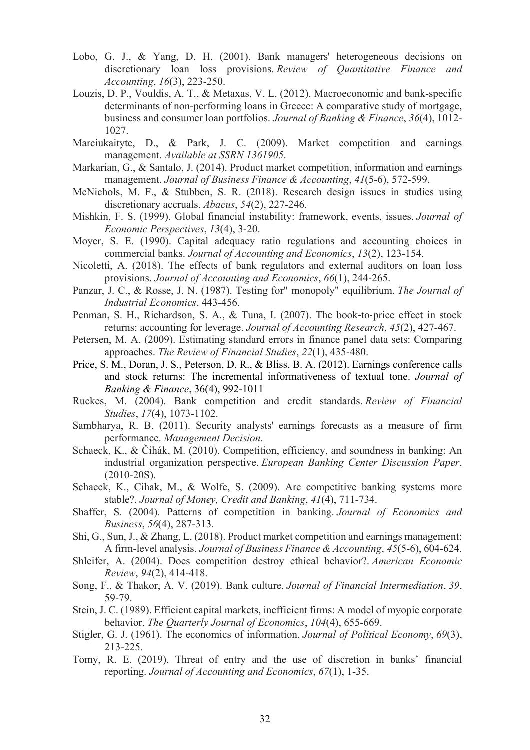Lobo, G. J., & Yang, D. H. (2001). Bank managers' heterogeneous decisions on discretionary loan loss provisions. *Review of Quantitative Finance and Accounting*, *16*(3), 223-250.

Louzis, D. P., Vouldis, A. T., & Metaxas, V. L. (2012). Macroeconomic and bank-specific determinants of non-performing loans in Greece: A comparative study of mortgage, business and consumer loan portfolios. *Journal of Banking & Finance*, *36*(4), 1012-1027.

Marciukaityte, D., & Park, J. C. (2009). Market competition and earnings management. *Available at SSRN 1361905*.

Markarian, G., & Santalo, J. (2014). Product market competition, information and earnings management. *Journal of Business Finance & Accounting*, *41*(5-6), 572-599.

McNichols, M. F., & Stubben, S. R. (2018). Research design issues in studies using discretionary accruals. *Abacus*, *54*(2), 227-246.

Mishkin, F. S. (1999). Global financial instability: framework, events, issues. *Journal of Economic Perspectives*, *13*(4), 3-20.

Moyer, S. E. (1990). Capital adequacy ratio regulations and accounting choices in commercial banks. *Journal of Accounting and Economics*, *13*(2), 123-154.

Nicoletti, A. (2018). The effects of bank regulators and external auditors on loan loss provisions. *Journal of Accounting and Economics*, *66*(1), 244-265.

Panzar, J. C., & Rosse, J. N. (1987). Testing for" monopoly" equilibrium. *The Journal of Industrial Economics*, 443-456.

Penman, S. H., Richardson, S. A., & Tuna, I. (2007). The book-to-price effect in stock returns: accounting for leverage. *Journal of Accounting Research*, *45*(2), 427-467.

Petersen, M. A. (2009). Estimating standard errors in finance panel data sets: Comparing approaches. *The Review of Financial Studies*, *22*(1), 435-480.

Price, S. M., Doran, J. S., Peterson, D. R., & Bliss, B. A. (2012). Earnings conference calls and stock returns: The incremental informativeness of textual tone. *Journal of Banking & Finance*, 36(4), 992-1011

Ruckes, M. (2004). Bank competition and credit standards. *Review of Financial Studies*, *17*(4), 1073-1102.

Sambharya, R. B. (2011). Security analysts' earnings forecasts as a measure of firm performance. *Management Decision*.

Schaeck, K., & Čihák, M. (2010). Competition, efficiency, and soundness in banking: An industrial organization perspective. *European Banking Center Discussion Paper*, (2010-20S).

Schaeck, K., Cihak, M., & Wolfe, S. (2009). Are competitive banking systems more stable?. *Journal of Money, Credit and Banking*, *41*(4), 711-734.

Shaffer, S. (2004). Patterns of competition in banking. *Journal of Economics and Business*, *56*(4), 287-313.

Shi, G., Sun, J., & Zhang, L. (2018). Product market competition and earnings management: A firm-level analysis. *Journal of Business Finance & Accounting*, *45*(5-6), 604-624.

Shleifer, A. (2004). Does competition destroy ethical behavior?. *American Economic Review*, *94*(2), 414-418.

Song, F., & Thakor, A. V. (2019). Bank culture. *Journal of Financial Intermediation*, *39*, 59-79.

Stein, J. C. (1989). Efficient capital markets, inefficient firms: A model of myopic corporate behavior. *The Quarterly Journal of Economics*, *104*(4), 655-669.

Stigler, G. J. (1961). The economics of information. *Journal of Political Economy*, *69*(3), 213-225.

Tomy, R. E. (2019). Threat of entry and the use of discretion in banks' financial reporting. *Journal of Accounting and Economics*, *67*(1), 1-35.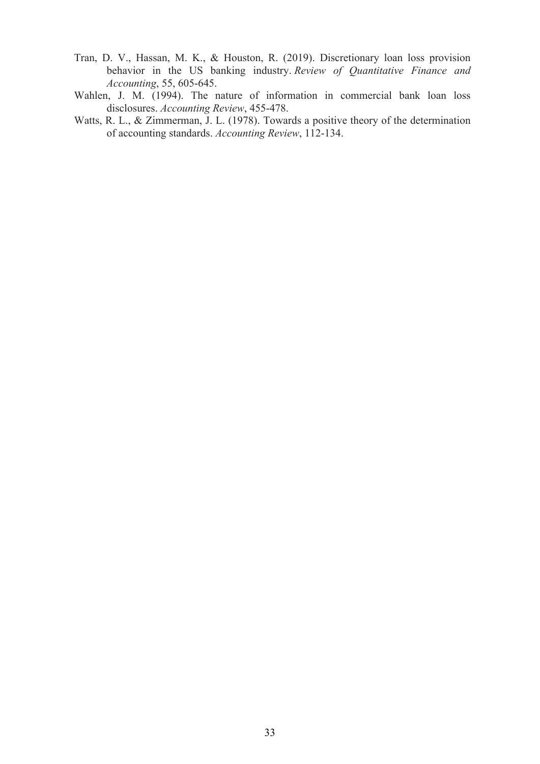Tran, D. V., Hassan, M. K., & Houston, R. (2019). Discretionary loan loss provision behavior in the US banking industry. *Review of Quantitative Finance and Accounting*, 55, 605-645.

Wahlen, J. M. (1994). The nature of information in commercial bank loan loss disclosures. *Accounting Review*, 455-478.

Watts, R. L., & Zimmerman, J. L. (1978). Towards a positive theory of the determination of accounting standards. *Accounting Review*, 112-134.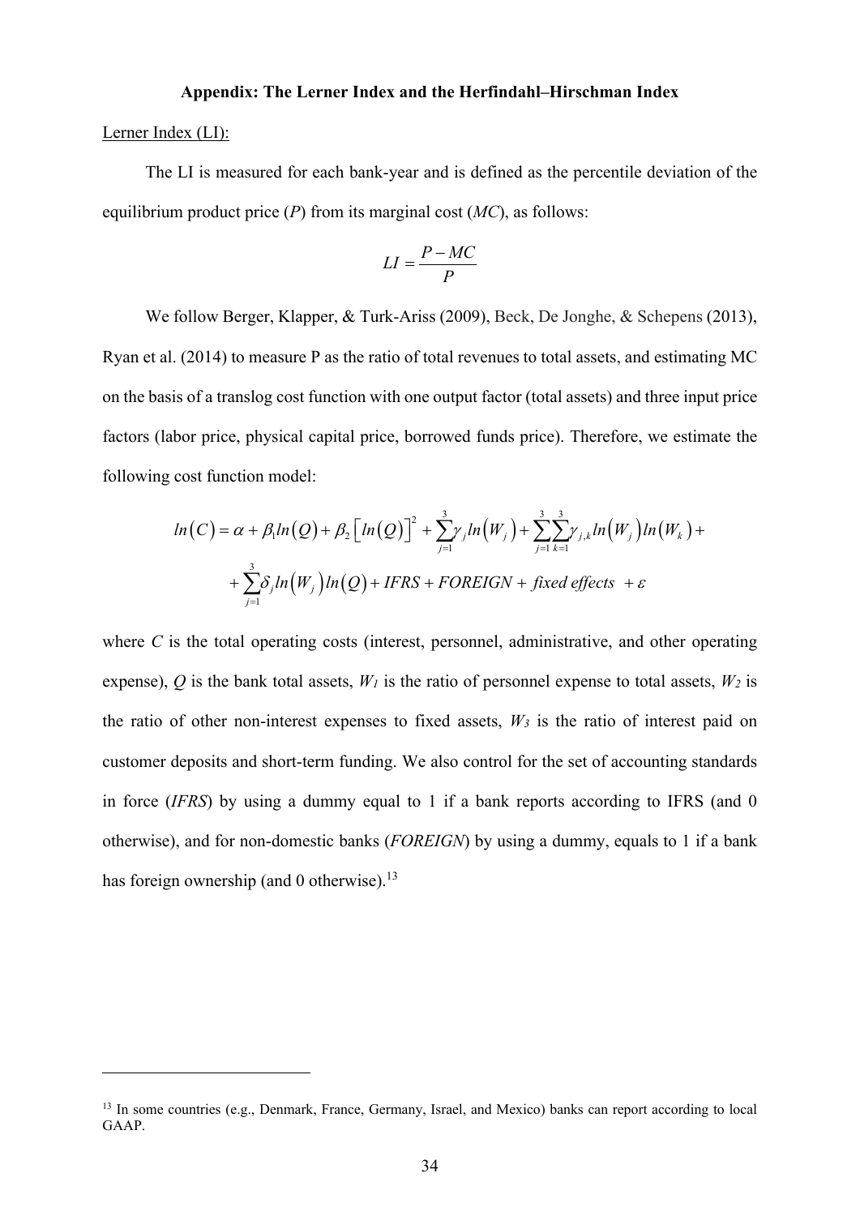**Appendix: The Lerner Index and the Herfindahl–Hirschman Index**

Lerner Index (LI):

The LI is measured for each bank-year and is defined as the percentile deviation of the equilibrium product price (*P*) from its marginal cost (*MC*), as follows:

$$LI = \frac{P - MC}{P}$$

We follow Berger, Klapper, & Turk-Ariss (2009), Beck, De Jonghe, & Schepens (2013), Ryan et al. (2014) to measure P as the ratio of total revenues to total assets, and estimating MC on the basis of a translog cost function with one output factor (total assets) and three input price factors (labor price, physical capital price, borrowed funds price). Therefore, we estimate the following cost function model:

$$ln(C) = \alpha + \beta_1 ln(Q) + \beta_2 \left[ln(Q)\right]^2 + \sum_{j=1}^{3}\gamma_j ln(W_j) + \sum_{j=1}^{3}\sum_{k=1}^{3}\gamma_{j,k} ln(W_j) ln(W_k) +$$
$$+ \sum_{j=1}^{3}\delta_j ln(W_j) ln(Q) + IFRS + FOREIGN + \textit{fixed effects} \; + \varepsilon$$

where *C* is the total operating costs (interest, personnel, administrative, and other operating expense), *Q* is the bank total assets, $W_1$ is the ratio of personnel expense to total assets, $W_2$ is the ratio of other non-interest expenses to fixed assets, $W_3$ is the ratio of interest paid on customer deposits and short-term funding. We also control for the set of accounting standards in force (*IFRS*) by using a dummy equal to 1 if a bank reports according to IFRS (and 0 otherwise), and for non-domestic banks (*FOREIGN*) by using a dummy, equals to 1 if a bank has foreign ownership (and 0 otherwise).[13]

---

[13] In some countries (e.g., Denmark, France, Germany, Israel, and Mexico) banks can report according to local GAAP.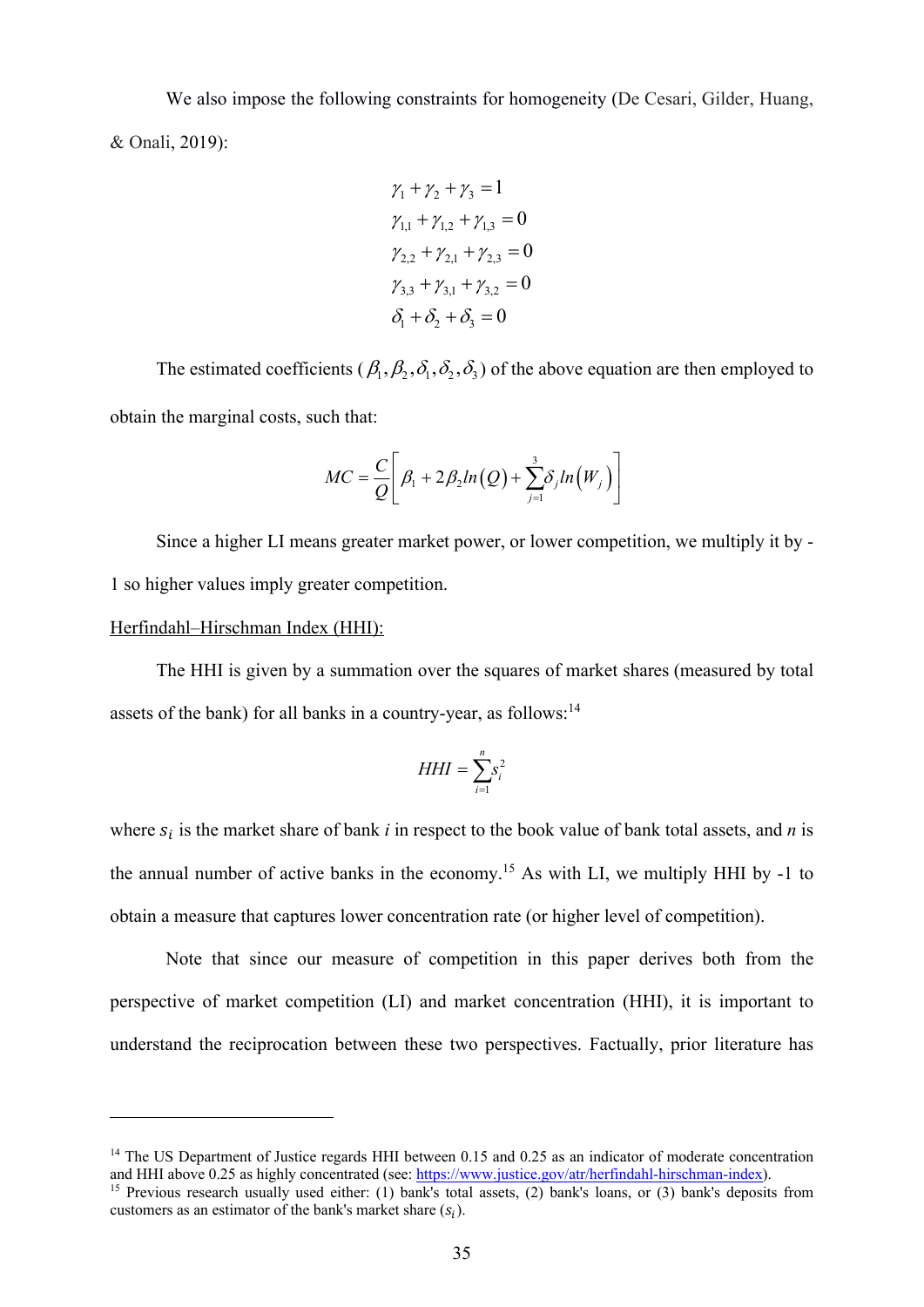We also impose the following constraints for homogeneity (De Cesari, Gilder, Huang, & Onali, 2019):

$$
\begin{aligned}
\gamma_1 + \gamma_2 + \gamma_3 &= 1 \\
\gamma_{1,1} + \gamma_{1,2} + \gamma_{1,3} &= 0 \\
\gamma_{2,2} + \gamma_{2,1} + \gamma_{2,3} &= 0 \\
\gamma_{3,3} + \gamma_{3,1} + \gamma_{3,2} &= 0 \\
\delta_1 + \delta_2 + \delta_3 &= 0
\end{aligned}
$$

The estimated coefficients ($\beta_1, \beta_2, \delta_1, \delta_2, \delta_3$) of the above equation are then employed to obtain the marginal costs, such that:

$$
MC = \frac{C}{Q}\left[\beta_1 + 2\beta_2 ln(Q) + \sum_{j=1}^{3}\delta_j ln(W_j)\right]
$$

Since a higher LI means greater market power, or lower competition, we multiply it by -1 so higher values imply greater competition.

Herfindahl–Hirschman Index (HHI):

The HHI is given by a summation over the squares of market shares (measured by total assets of the bank) for all banks in a country-year, as follows:[14]

$$
HHI = \sum_{i=1}^{n} s_i^2
$$

where $s_i$ is the market share of bank *i* in respect to the book value of bank total assets, and *n* is the annual number of active banks in the economy.[15] As with LI, we multiply HHI by -1 to obtain a measure that captures lower concentration rate (or higher level of competition).

Note that since our measure of competition in this paper derives both from the perspective of market competition (LI) and market concentration (HHI), it is important to understand the reciprocation between these two perspectives. Factually, prior literature has

---

[14] The US Department of Justice regards HHI between 0.15 and 0.25 as an indicator of moderate concentration and HHI above 0.25 as highly concentrated (see: https://www.justice.gov/atr/herfindahl-hirschman-index).

[15] Previous research usually used either: (1) bank's total assets, (2) bank's loans, or (3) bank's deposits from customers as an estimator of the bank's market share ($s_i$).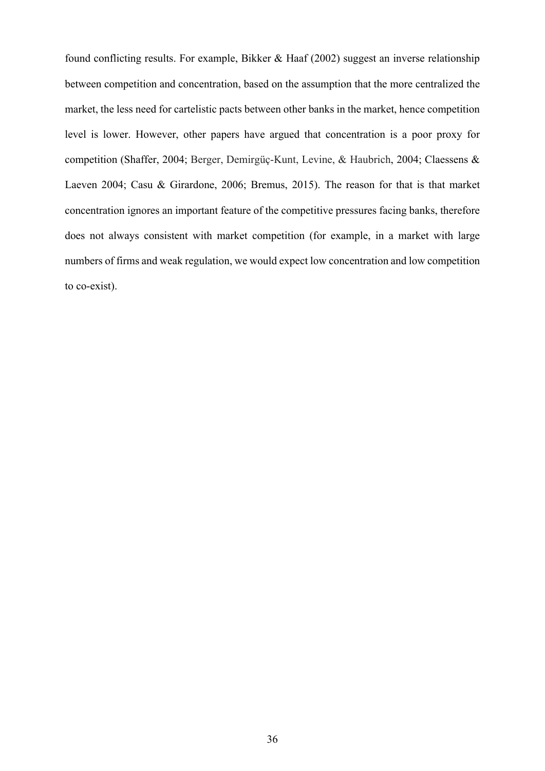found conflicting results. For example, Bikker & Haaf (2002) suggest an inverse relationship between competition and concentration, based on the assumption that the more centralized the market, the less need for cartelistic pacts between other banks in the market, hence competition level is lower. However, other papers have argued that concentration is a poor proxy for competition (Shaffer, 2004; Berger, Demirgüç-Kunt, Levine, & Haubrich, 2004; Claessens & Laeven 2004; Casu & Girardone, 2006; Bremus, 2015). The reason for that is that market concentration ignores an important feature of the competitive pressures facing banks, therefore does not always consistent with market competition (for example, in a market with large numbers of firms and weak regulation, we would expect low concentration and low competition to co-exist).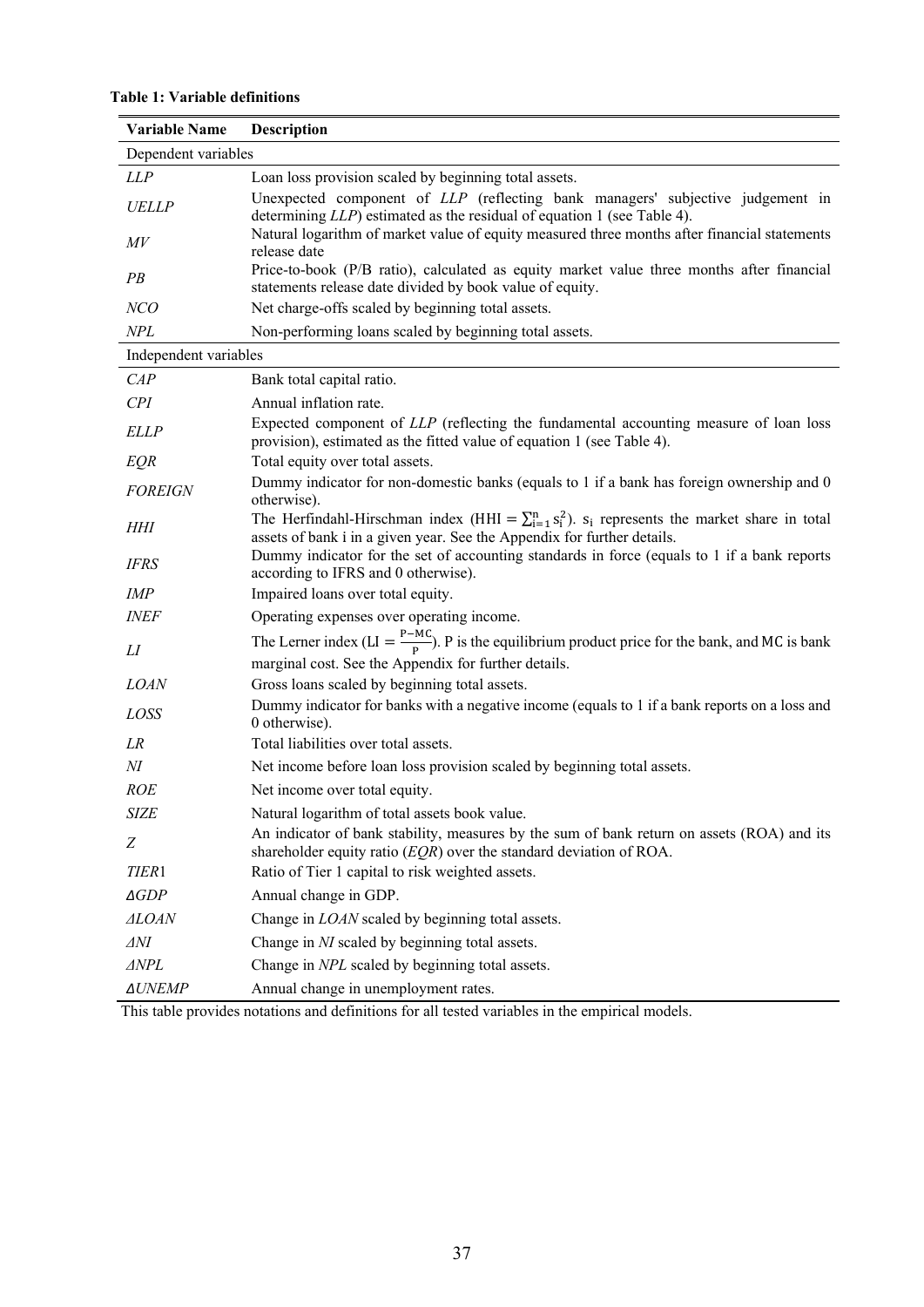**Table 1: Variable definitions**

| Variable Name | Description |
|---|---|
| Dependent variables | |
| *LLP* | Loan loss provision scaled by beginning total assets. |
| *UELLP* | Unexpected component of *LLP* (reflecting bank managers' subjective judgement in determining *LLP*) estimated as the residual of equation 1 (see Table 4). |
| *MV* | Natural logarithm of market value of equity measured three months after financial statements release date |
| *PB* | Price-to-book (P/B ratio), calculated as equity market value three months after financial statements release date divided by book value of equity. |
| *NCO* | Net charge-offs scaled by beginning total assets. |
| *NPL* | Non-performing loans scaled by beginning total assets. |
| Independent variables | |
| *CAP* | Bank total capital ratio. |
| *CPI* | Annual inflation rate. |
| *ELLP* | Expected component of *LLP* (reflecting the fundamental accounting measure of loan loss provision), estimated as the fitted value of equation 1 (see Table 4). |
| *EQR* | Total equity over total assets. |
| *FOREIGN* | Dummy indicator for non-domestic banks (equals to 1 if a bank has foreign ownership and 0 otherwise). |
| *HHI* | The Herfindahl-Hirschman index ($\mathrm{HHI} = \sum_{i=1}^{n} s_i^2$). $s_i$ represents the market share in total assets of bank i in a given year. See the Appendix for further details. |
| *IFRS* | Dummy indicator for the set of accounting standards in force (equals to 1 if a bank reports according to IFRS and 0 otherwise). |
| *IMP* | Impaired loans over total equity. |
| *INEF* | Operating expenses over operating income. |
| *LI* | The Lerner index ($\mathrm{LI} = \frac{P-MC}{P}$). P is the equilibrium product price for the bank, and MC is bank marginal cost. See the Appendix for further details. |
| *LOAN* | Gross loans scaled by beginning total assets. |
| *LOSS* | Dummy indicator for banks with a negative income (equals to 1 if a bank reports on a loss and 0 otherwise). |
| *LR* | Total liabilities over total assets. |
| *NI* | Net income before loan loss provision scaled by beginning total assets. |
| *ROE* | Net income over total equity. |
| *SIZE* | Natural logarithm of total assets book value. |
| *Z* | An indicator of bank stability, measures by the sum of bank return on assets (ROA) and its shareholder equity ratio (*EQR*) over the standard deviation of ROA. |
| *TIER*1 | Ratio of Tier 1 capital to risk weighted assets. |
| *ΔGDP* | Annual change in GDP. |
| *ΔLOAN* | Change in *LOAN* scaled by beginning total assets. |
| *ΔNI* | Change in *NI* scaled by beginning total assets. |
| *ΔNPL* | Change in *NPL* scaled by beginning total assets. |
| *ΔUNEMP* | Annual change in unemployment rates. |

This table provides notations and definitions for all tested variables in the empirical models.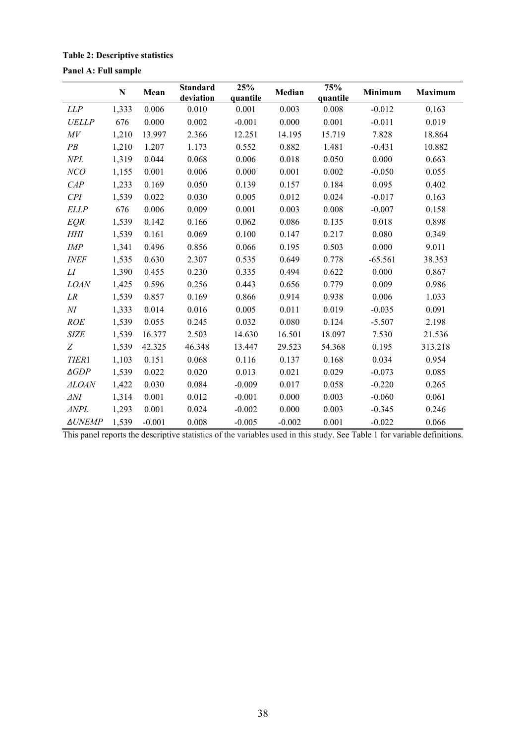**Table 2: Descriptive statistics**

**Panel A: Full sample**

| | N | Mean | Standard deviation | 25% quantile | Median | 75% quantile | Minimum | Maximum |
|---|---|---|---|---|---|---|---|---|
| *LLP* | 1,333 | 0.006 | 0.010 | 0.001 | 0.003 | 0.008 | -0.012 | 0.163 |
| *UELLP* | 676 | 0.000 | 0.002 | -0.001 | 0.000 | 0.001 | -0.011 | 0.019 |
| *MV* | 1,210 | 13.997 | 2.366 | 12.251 | 14.195 | 15.719 | 7.828 | 18.864 |
| *PB* | 1,210 | 1.207 | 1.173 | 0.552 | 0.882 | 1.481 | -0.431 | 10.882 |
| *NPL* | 1,319 | 0.044 | 0.068 | 0.006 | 0.018 | 0.050 | 0.000 | 0.663 |
| *NCO* | 1,155 | 0.001 | 0.006 | 0.000 | 0.001 | 0.002 | -0.050 | 0.055 |
| *CAP* | 1,233 | 0.169 | 0.050 | 0.139 | 0.157 | 0.184 | 0.095 | 0.402 |
| *CPI* | 1,539 | 0.022 | 0.030 | 0.005 | 0.012 | 0.024 | -0.017 | 0.163 |
| *ELLP* | 676 | 0.006 | 0.009 | 0.001 | 0.003 | 0.008 | -0.007 | 0.158 |
| *EQR* | 1,539 | 0.142 | 0.166 | 0.062 | 0.086 | 0.135 | 0.018 | 0.898 |
| *HHI* | 1,539 | 0.161 | 0.069 | 0.100 | 0.147 | 0.217 | 0.080 | 0.349 |
| *IMP* | 1,341 | 0.496 | 0.856 | 0.066 | 0.195 | 0.503 | 0.000 | 9.011 |
| *INEF* | 1,535 | 0.630 | 2.307 | 0.535 | 0.649 | 0.778 | -65.561 | 38.353 |
| *LI* | 1,390 | 0.455 | 0.230 | 0.335 | 0.494 | 0.622 | 0.000 | 0.867 |
| *LOAN* | 1,425 | 0.596 | 0.256 | 0.443 | 0.656 | 0.779 | 0.009 | 0.986 |
| *LR* | 1,539 | 0.857 | 0.169 | 0.866 | 0.914 | 0.938 | 0.006 | 1.033 |
| *NI* | 1,333 | 0.014 | 0.016 | 0.005 | 0.011 | 0.019 | -0.035 | 0.091 |
| *ROE* | 1,539 | 0.055 | 0.245 | 0.032 | 0.080 | 0.124 | -5.507 | 2.198 |
| *SIZE* | 1,539 | 16.377 | 2.503 | 14.630 | 16.501 | 18.097 | 7.530 | 21.536 |
| *Z* | 1,539 | 42.325 | 46.348 | 13.447 | 29.523 | 54.368 | 0.195 | 313.218 |
| *TIER*1 | 1,103 | 0.151 | 0.068 | 0.116 | 0.137 | 0.168 | 0.034 | 0.954 |
| *ΔGDP* | 1,539 | 0.022 | 0.020 | 0.013 | 0.021 | 0.029 | -0.073 | 0.085 |
| *ΔLOAN* | 1,422 | 0.030 | 0.084 | -0.009 | 0.017 | 0.058 | -0.220 | 0.265 |
| *ΔNI* | 1,314 | 0.001 | 0.012 | -0.001 | 0.000 | 0.003 | -0.060 | 0.061 |
| *ΔNPL* | 1,293 | 0.001 | 0.024 | -0.002 | 0.000 | 0.003 | -0.345 | 0.246 |
| *ΔUNEMP* | 1,539 | -0.001 | 0.008 | -0.005 | -0.002 | 0.001 | -0.022 | 0.066 |

This panel reports the descriptive statistics of the variables used in this study. See Table 1 for variable definitions.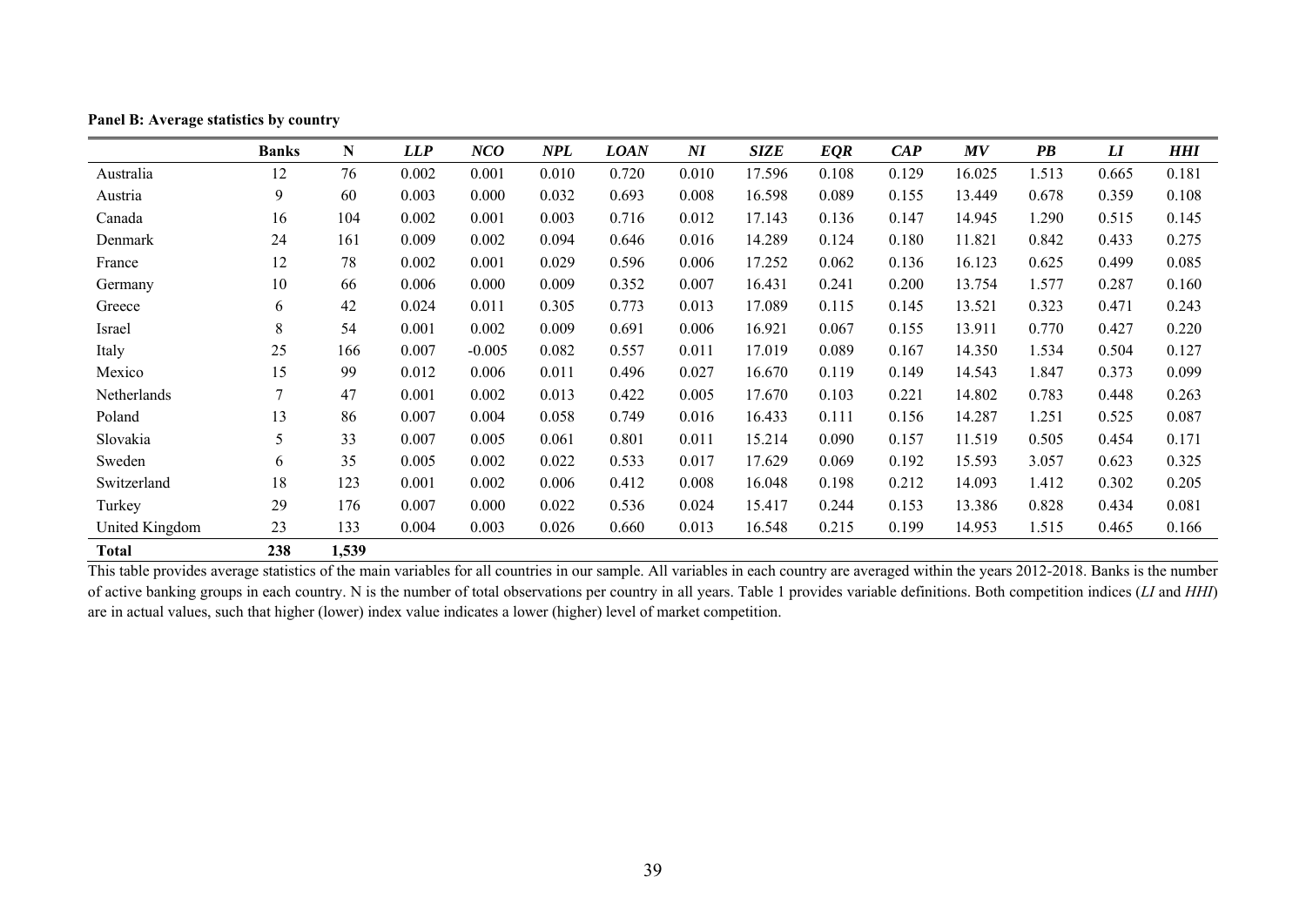**Panel B: Average statistics by country**

| | **Banks** | **N** | ***LLP*** | ***NCO*** | ***NPL*** | ***LOAN*** | ***NI*** | ***SIZE*** | ***EQR*** | ***CAP*** | ***MV*** | ***PB*** | ***LI*** | ***HHI*** |
|---|---|---|---|---|---|---|---|---|---|---|---|---|---|---|
| Australia | 12 | 76 | 0.002 | 0.001 | 0.010 | 0.720 | 0.010 | 17.596 | 0.108 | 0.129 | 16.025 | 1.513 | 0.665 | 0.181 |
| Austria | 9 | 60 | 0.003 | 0.000 | 0.032 | 0.693 | 0.008 | 16.598 | 0.089 | 0.155 | 13.449 | 0.678 | 0.359 | 0.108 |
| Canada | 16 | 104 | 0.002 | 0.001 | 0.003 | 0.716 | 0.012 | 17.143 | 0.136 | 0.147 | 14.945 | 1.290 | 0.515 | 0.145 |
| Denmark | 24 | 161 | 0.009 | 0.002 | 0.094 | 0.646 | 0.016 | 14.289 | 0.124 | 0.180 | 11.821 | 0.842 | 0.433 | 0.275 |
| France | 12 | 78 | 0.002 | 0.001 | 0.029 | 0.596 | 0.006 | 17.252 | 0.062 | 0.136 | 16.123 | 0.625 | 0.499 | 0.085 |
| Germany | 10 | 66 | 0.006 | 0.000 | 0.009 | 0.352 | 0.007 | 16.431 | 0.241 | 0.200 | 13.754 | 1.577 | 0.287 | 0.160 |
| Greece | 6 | 42 | 0.024 | 0.011 | 0.305 | 0.773 | 0.013 | 17.089 | 0.115 | 0.145 | 13.521 | 0.323 | 0.471 | 0.243 |
| Israel | 8 | 54 | 0.001 | 0.002 | 0.009 | 0.691 | 0.006 | 16.921 | 0.067 | 0.155 | 13.911 | 0.770 | 0.427 | 0.220 |
| Italy | 25 | 166 | 0.007 | -0.005 | 0.082 | 0.557 | 0.011 | 17.019 | 0.089 | 0.167 | 14.350 | 1.534 | 0.504 | 0.127 |
| Mexico | 15 | 99 | 0.012 | 0.006 | 0.011 | 0.496 | 0.027 | 16.670 | 0.119 | 0.149 | 14.543 | 1.847 | 0.373 | 0.099 |
| Netherlands | 7 | 47 | 0.001 | 0.002 | 0.013 | 0.422 | 0.005 | 17.670 | 0.103 | 0.221 | 14.802 | 0.783 | 0.448 | 0.263 |
| Poland | 13 | 86 | 0.007 | 0.004 | 0.058 | 0.749 | 0.016 | 16.433 | 0.111 | 0.156 | 14.287 | 1.251 | 0.525 | 0.087 |
| Slovakia | 5 | 33 | 0.007 | 0.005 | 0.061 | 0.801 | 0.011 | 15.214 | 0.090 | 0.157 | 11.519 | 0.505 | 0.454 | 0.171 |
| Sweden | 6 | 35 | 0.005 | 0.002 | 0.022 | 0.533 | 0.017 | 17.629 | 0.069 | 0.192 | 15.593 | 3.057 | 0.623 | 0.325 |
| Switzerland | 18 | 123 | 0.001 | 0.002 | 0.006 | 0.412 | 0.008 | 16.048 | 0.198 | 0.212 | 14.093 | 1.412 | 0.302 | 0.205 |
| Turkey | 29 | 176 | 0.007 | 0.000 | 0.022 | 0.536 | 0.024 | 15.417 | 0.244 | 0.153 | 13.386 | 0.828 | 0.434 | 0.081 |
| United Kingdom | 23 | 133 | 0.004 | 0.003 | 0.026 | 0.660 | 0.013 | 16.548 | 0.215 | 0.199 | 14.953 | 1.515 | 0.465 | 0.166 |
| **Total** | **238** | **1,539** | | | | | | | | | | | | |

This table provides average statistics of the main variables for all countries in our sample. All variables in each country are averaged within the years 2012-2018. Banks is the number of active banking groups in each country. N is the number of total observations per country in all years. Table 1 provides variable definitions. Both competition indices (*LI* and *HHI*) are in actual values, such that higher (lower) index value indicates a lower (higher) level of market competition.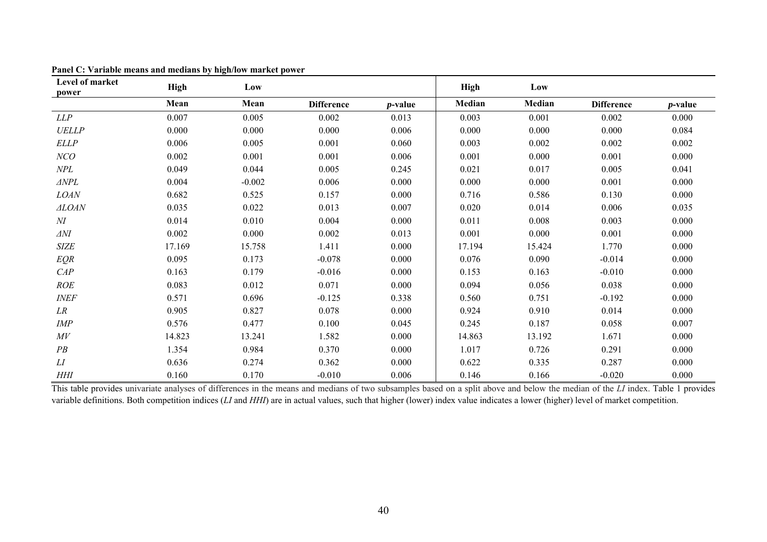**Panel C: Variable means and medians by high/low market power**

| Level of market power | High | Low | | | High | Low | | |
|---|---|---|---|---|---|---|---|---|
| | Mean | Mean | Difference | *p*-value | Median | Median | Difference | *p*-value |
| *LLP* | 0.007 | 0.005 | 0.002 | 0.013 | 0.003 | 0.001 | 0.002 | 0.000 |
| *UELLP* | 0.000 | 0.000 | 0.000 | 0.006 | 0.000 | 0.000 | 0.000 | 0.084 |
| *ELLP* | 0.006 | 0.005 | 0.001 | 0.060 | 0.003 | 0.002 | 0.002 | 0.002 |
| *NCO* | 0.002 | 0.001 | 0.001 | 0.006 | 0.001 | 0.000 | 0.001 | 0.000 |
| *NPL* | 0.049 | 0.044 | 0.005 | 0.245 | 0.021 | 0.017 | 0.005 | 0.041 |
| *ΔNPL* | 0.004 | -0.002 | 0.006 | 0.000 | 0.000 | 0.000 | 0.001 | 0.000 |
| *LOAN* | 0.682 | 0.525 | 0.157 | 0.000 | 0.716 | 0.586 | 0.130 | 0.000 |
| *ΔLOAN* | 0.035 | 0.022 | 0.013 | 0.007 | 0.020 | 0.014 | 0.006 | 0.035 |
| *NI* | 0.014 | 0.010 | 0.004 | 0.000 | 0.011 | 0.008 | 0.003 | 0.000 |
| *ΔNI* | 0.002 | 0.000 | 0.002 | 0.013 | 0.001 | 0.000 | 0.001 | 0.000 |
| *SIZE* | 17.169 | 15.758 | 1.411 | 0.000 | 17.194 | 15.424 | 1.770 | 0.000 |
| *EQR* | 0.095 | 0.173 | -0.078 | 0.000 | 0.076 | 0.090 | -0.014 | 0.000 |
| *CAP* | 0.163 | 0.179 | -0.016 | 0.000 | 0.153 | 0.163 | -0.010 | 0.000 |
| *ROE* | 0.083 | 0.012 | 0.071 | 0.000 | 0.094 | 0.056 | 0.038 | 0.000 |
| *INEF* | 0.571 | 0.696 | -0.125 | 0.338 | 0.560 | 0.751 | -0.192 | 0.000 |
| *LR* | 0.905 | 0.827 | 0.078 | 0.000 | 0.924 | 0.910 | 0.014 | 0.000 |
| *IMP* | 0.576 | 0.477 | 0.100 | 0.045 | 0.245 | 0.187 | 0.058 | 0.007 |
| *MV* | 14.823 | 13.241 | 1.582 | 0.000 | 14.863 | 13.192 | 1.671 | 0.000 |
| *PB* | 1.354 | 0.984 | 0.370 | 0.000 | 1.017 | 0.726 | 0.291 | 0.000 |
| *LI* | 0.636 | 0.274 | 0.362 | 0.000 | 0.622 | 0.335 | 0.287 | 0.000 |
| *HHI* | 0.160 | 0.170 | -0.010 | 0.006 | 0.146 | 0.166 | -0.020 | 0.000 |

This table provides univariate analyses of differences in the means and medians of two subsamples based on a split above and below the median of the *LI* index. Table 1 provides variable definitions. Both competition indices (*LI* and *HHI*) are in actual values, such that higher (lower) index value indicates a lower (higher) level of market competition.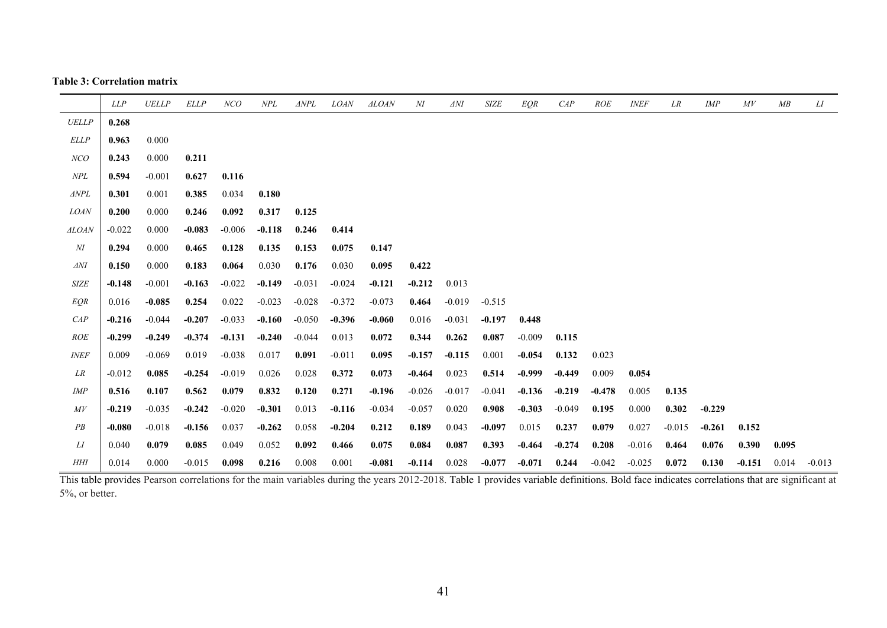**Table 3: Correlation matrix**

| | *LLP* | *UELLP* | *ELLP* | *NCO* | *NPL* | *ΔNPL* | *LOAN* | *ΔLOAN* | *NI* | *ΔNI* | *SIZE* | *EQR* | *CAP* | *ROE* | *INEF* | *LR* | *IMP* | *MV* | *MB* | *LI* |
|---|---|---|---|---|---|---|---|---|---|---|---|---|---|---|---|---|---|---|---|---|
| *UELLP* | **0.268** | | | | | | | | | | | | | | | | | | | |
| *ELLP* | **0.963** | 0.000 | | | | | | | | | | | | | | | | | | |
| *NCO* | **0.243** | 0.000 | **0.211** | | | | | | | | | | | | | | | | | |
| *NPL* | **0.594** | -0.001 | **0.627** | **0.116** | | | | | | | | | | | | | | | | |
| *ΔNPL* | **0.301** | 0.001 | **0.385** | 0.034 | **0.180** | | | | | | | | | | | | | | | |
| *LOAN* | **0.200** | 0.000 | **0.246** | **0.092** | **0.317** | **0.125** | | | | | | | | | | | | | | |
| *ΔLOAN* | -0.022 | 0.000 | **-0.083** | -0.006 | **-0.118** | **0.246** | **0.414** | | | | | | | | | | | | | |
| *NI* | **0.294** | 0.000 | **0.465** | **0.128** | **0.135** | **0.153** | **0.075** | **0.147** | | | | | | | | | | | | |
| *ΔNI* | **0.150** | 0.000 | **0.183** | **0.064** | 0.030 | **0.176** | 0.030 | **0.095** | **0.422** | | | | | | | | | | | |
| *SIZE* | **-0.148** | -0.001 | **-0.163** | -0.022 | **-0.149** | -0.031 | -0.024 | **-0.121** | **-0.212** | 0.013 | | | | | | | | | | |
| *EQR* | 0.016 | **-0.085** | **0.254** | 0.022 | -0.023 | -0.028 | -0.372 | -0.073 | **0.464** | -0.019 | -0.515 | | | | | | | | | |
| *CAP* | **-0.216** | -0.044 | **-0.207** | -0.033 | **-0.160** | -0.050 | **-0.396** | **-0.060** | 0.016 | -0.031 | **-0.197** | **0.448** | | | | | | | | |
| *ROE* | **-0.299** | **-0.249** | **-0.374** | **-0.131** | **-0.240** | -0.044 | 0.013 | **0.072** | **0.344** | **0.262** | **0.087** | -0.009 | **0.115** | | | | | | | |
| *INEF* | 0.009 | -0.069 | 0.019 | -0.038 | 0.017 | **0.091** | -0.011 | **0.095** | **-0.157** | **-0.115** | 0.001 | **-0.054** | **0.132** | 0.023 | | | | | | |
| *LR* | -0.012 | **0.085** | **-0.254** | -0.019 | 0.026 | 0.028 | **0.372** | **0.073** | **-0.464** | 0.023 | **0.514** | **-0.999** | **-0.449** | 0.009 | **0.054** | | | | | |
| *IMP* | **0.516** | **0.107** | **0.562** | **0.079** | **0.832** | **0.120** | **0.271** | **-0.196** | -0.026 | -0.017 | -0.041 | **-0.136** | **-0.219** | **-0.478** | 0.005 | **0.135** | | | | |
| *MV* | **-0.219** | -0.035 | **-0.242** | -0.020 | **-0.301** | 0.013 | **-0.116** | -0.034 | -0.057 | 0.020 | **0.908** | **-0.303** | -0.049 | **0.195** | 0.000 | **0.302** | **-0.229** | | | |
| *PB* | **-0.080** | -0.018 | **-0.156** | 0.037 | **-0.262** | 0.058 | **-0.204** | **0.212** | **0.189** | 0.043 | **-0.097** | 0.015 | **0.237** | **0.079** | 0.027 | -0.015 | **-0.261** | **0.152** | | |
| *LI* | 0.040 | **0.079** | **0.085** | 0.049 | 0.052 | **0.092** | **0.466** | **0.075** | **0.084** | **0.087** | **0.393** | **-0.464** | **-0.274** | **0.208** | -0.016 | **0.464** | **0.076** | **0.390** | **0.095** | |
| *HHI* | 0.014 | 0.000 | -0.015 | **0.098** | **0.216** | 0.008 | 0.001 | **-0.081** | **-0.114** | 0.028 | **-0.077** | **-0.071** | **0.244** | -0.042 | -0.025 | **0.072** | **0.130** | **-0.151** | 0.014 | -0.013 |

This table provides Pearson correlations for the main variables during the years 2012-2018. Table 1 provides variable definitions. Bold face indicates correlations that are significant at 5%, or better.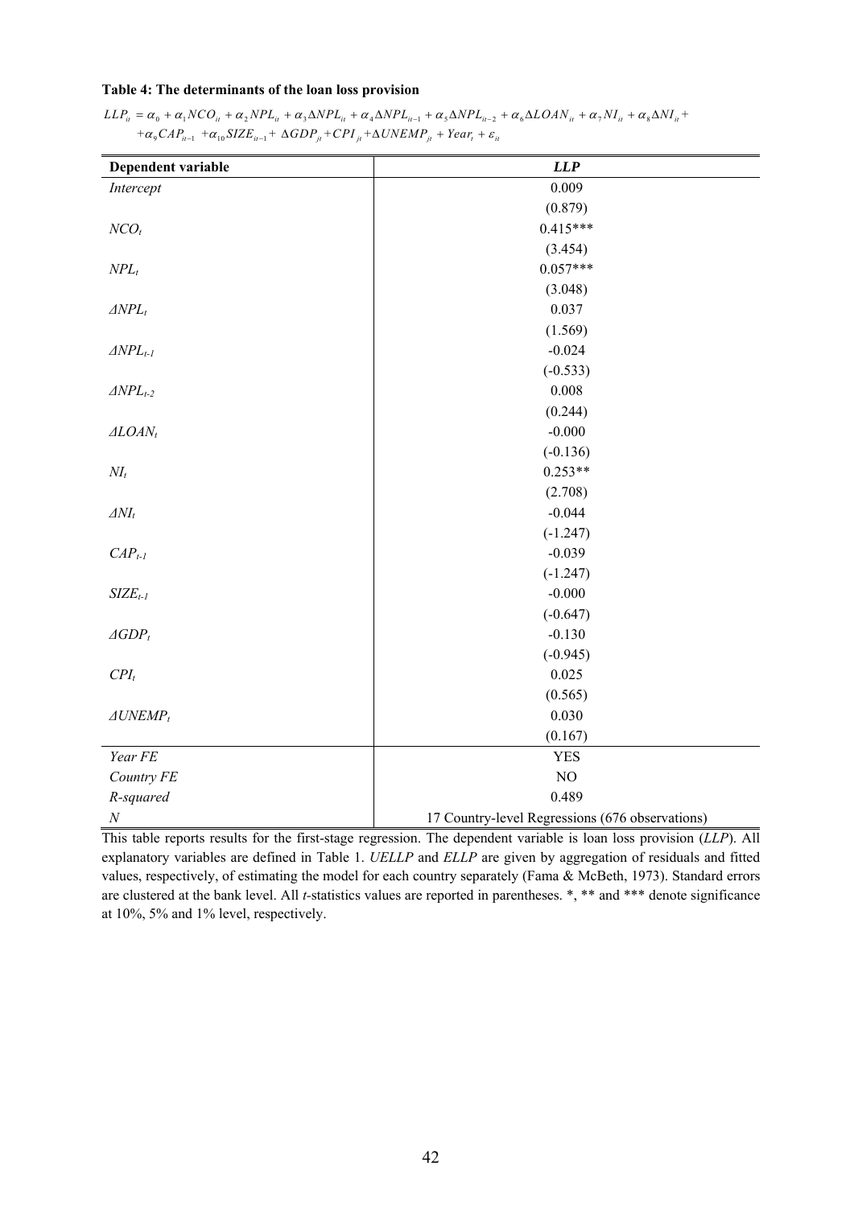**Table 4: The determinants of the loan loss provision**

$$LLP_{it} = \alpha_0 + \alpha_1 NCO_{it} + \alpha_2 NPL_{it} + \alpha_3 \Delta NPL_{it} + \alpha_4 \Delta NPL_{it-1} + \alpha_5 \Delta NPL_{it-2} + \alpha_6 \Delta LOAN_{it} + \alpha_7 NI_{it} + \alpha_8 \Delta NI_{it} + \\ + \alpha_9 CAP_{it-1} + \alpha_{10} SIZE_{it-1} + \Delta GDP_{jt} + CPI_{jt} + \Delta UNEMP_{jt} + Year_t + \varepsilon_{it}$$

| Dependent variable | *LLP* |
|---|---|
| *Intercept* | 0.009 |
| | (0.879) |
| $NCO_t$ | 0.415*** |
| | (3.454) |
| $NPL_t$ | 0.057*** |
| | (3.048) |
| $\Delta NPL_t$ | 0.037 |
| | (1.569) |
| $\Delta NPL_{t-1}$ | -0.024 |
| | (-0.533) |
| $\Delta NPL_{t-2}$ | 0.008 |
| | (0.244) |
| $\Delta LOAN_t$ | -0.000 |
| | (-0.136) |
| $NI_t$ | 0.253** |
| | (2.708) |
| $\Delta NI_t$ | -0.044 |
| | (-1.247) |
| $CAP_{t-1}$ | -0.039 |
| | (-1.247) |
| $SIZE_{t-1}$ | -0.000 |
| | (-0.647) |
| $\Delta GDP_t$ | -0.130 |
| | (-0.945) |
| $CPI_t$ | 0.025 |
| | (0.565) |
| $\Delta UNEMP_t$ | 0.030 |
| | (0.167) |
| *Year FE* | YES |
| *Country FE* | NO |
| *R-squared* | 0.489 |
| *N* | 17 Country-level Regressions (676 observations) |

This table reports results for the first-stage regression. The dependent variable is loan loss provision (*LLP*). All explanatory variables are defined in Table 1. *UELLP* and *ELLP* are given by aggregation of residuals and fitted values, respectively, of estimating the model for each country separately (Fama & McBeth, 1973). Standard errors are clustered at the bank level. All *t*-statistics values are reported in parentheses. *, ** and *** denote significance at 10%, 5% and 1% level, respectively.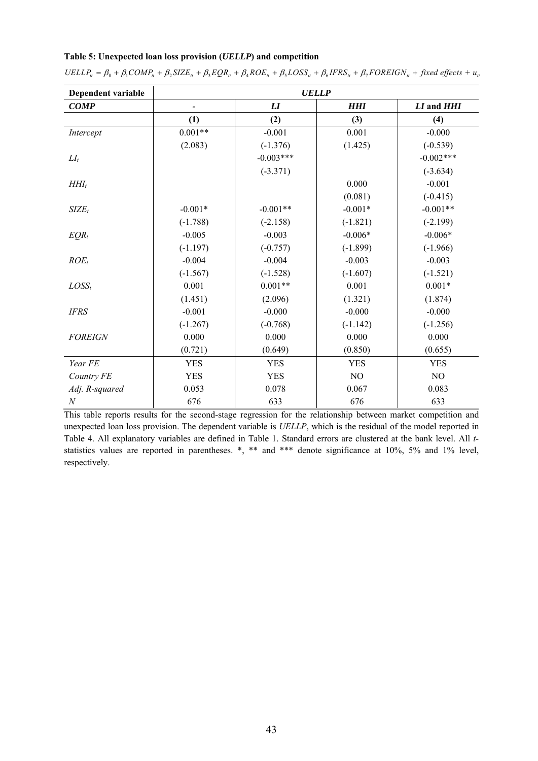**Table 5: Unexpected loan loss provision (*UELLP*) and competition**

$$UELLP_{it} = \beta_0 + \beta_1 COMP_{it} + \beta_2 SIZE_{it} + \beta_3 EQR_{it} + \beta_4 ROE_{it} + \beta_5 LOSS_{it} + \beta_6 IFRS_{it} + \beta_7 FOREIGN_{it} + \textit{fixed effects} + u_{it}$$

| **Dependent variable** | ***UELLP*** | | | |
|---|---|---|---|---|
| ***COMP*** | **-** | ***LI*** | ***HHI*** | ***LI* and *HHI*** |
| | **(1)** | **(2)** | **(3)** | **(4)** |
| *Intercept* | 0.001** | -0.001 | 0.001 | -0.000 |
| | (2.083) | (-1.376) | (1.425) | (-0.539) |
| $LI_t$ | | -0.003*** | | -0.002*** |
| | | (-3.371) | | (-3.634) |
| $HHI_t$ | | | 0.000 | -0.001 |
| | | | (0.081) | (-0.415) |
| $SIZE_t$ | -0.001* | -0.001** | -0.001* | -0.001** |
| | (-1.788) | (-2.158) | (-1.821) | (-2.199) |
| $EQR_t$ | -0.005 | -0.003 | -0.006* | -0.006* |
| | (-1.197) | (-0.757) | (-1.899) | (-1.966) |
| $ROE_t$ | -0.004 | -0.004 | -0.003 | -0.003 |
| | (-1.567) | (-1.528) | (-1.607) | (-1.521) |
| $LOSS_t$ | 0.001 | 0.001** | 0.001 | 0.001* |
| | (1.451) | (2.096) | (1.321) | (1.874) |
| *IFRS* | -0.001 | -0.000 | -0.000 | -0.000 |
| | (-1.267) | (-0.768) | (-1.142) | (-1.256) |
| *FOREIGN* | 0.000 | 0.000 | 0.000 | 0.000 |
| | (0.721) | (0.649) | (0.850) | (0.655) |
| *Year FE* | YES | YES | YES | YES |
| *Country FE* | YES | YES | NO | NO |
| *Adj. R-squared* | 0.053 | 0.078 | 0.067 | 0.083 |
| *N* | 676 | 633 | 676 | 633 |

This table reports results for the second-stage regression for the relationship between market competition and unexpected loan loss provision. The dependent variable is *UELLP*, which is the residual of the model reported in Table 4. All explanatory variables are defined in Table 1. Standard errors are clustered at the bank level. All *t*-statistics values are reported in parentheses. *, ** and *** denote significance at 10%, 5% and 1% level, respectively.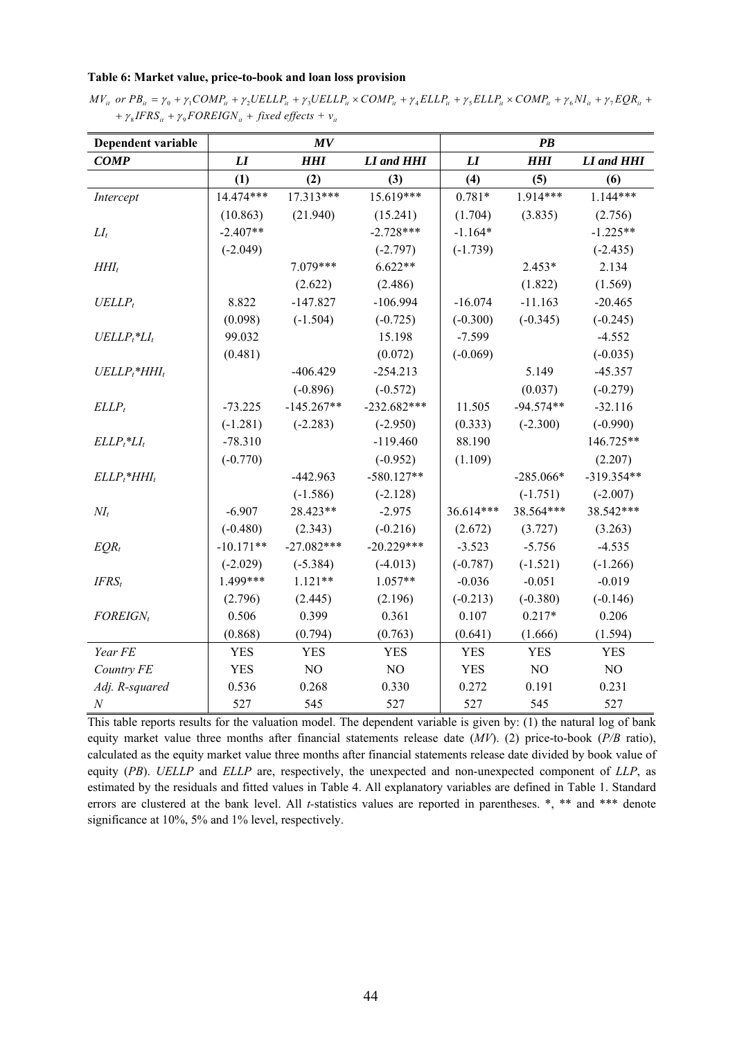**Table 6: Market value, price-to-book and loan loss provision**

$$MV_{it} \ or \ PB_{it} = \gamma_0 + \gamma_1 COMP_{it} + \gamma_2 UELLP_{it} + \gamma_3 UELLP_{it} \times COMP_{it} + \gamma_4 ELLP_{it} + \gamma_5 ELLP_{it} \times COMP_{it} + \gamma_6 NI_{it} + \gamma_7 EQR_{it} + \gamma_8 IFRS_{it} + \gamma_9 FOREIGN_{it} + \text{fixed effects} + v_{it}$$

| Dependent variable | *MV* | | | *PB* | | |
|---|---|---|---|---|---|---|
| ***COMP*** | ***LI*** | ***HHI*** | ***LI and HHI*** | ***LI*** | ***HHI*** | ***LI and HHI*** |
| | **(1)** | **(2)** | **(3)** | **(4)** | **(5)** | **(6)** |
| *Intercept* | 14.474*** | 17.313*** | 15.619*** | 0.781* | 1.914*** | 1.144*** |
| | (10.863) | (21.940) | (15.241) | (1.704) | (3.835) | (2.756) |
| $LI_t$ | -2.407** | | -2.728*** | -1.164* | | -1.225** |
| | (-2.049) | | (-2.797) | (-1.739) | | (-2.435) |
| $HHI_t$ | | 7.079*** | 6.622** | | 2.453* | 2.134 |
| | | (2.622) | (2.486) | | (1.822) | (1.569) |
| $UELLP_t$ | 8.822 | -147.827 | -106.994 | -16.074 | -11.163 | -20.465 |
| | (0.098) | (-1.504) | (-0.725) | (-0.300) | (-0.345) | (-0.245) |
| $UELLP_t$*$LI_t$ | 99.032 | | 15.198 | -7.599 | | -4.552 |
| | (0.481) | | (0.072) | (-0.069) | | (-0.035) |
| $UELLP_t$*$HHI_t$ | | -406.429 | -254.213 | | 5.149 | -45.357 |
| | | (-0.896) | (-0.572) | | (0.037) | (-0.279) |
| $ELLP_t$ | -73.225 | -145.267** | -232.682*** | 11.505 | -94.574** | -32.116 |
| | (-1.281) | (-2.283) | (-2.950) | (0.333) | (-2.300) | (-0.990) |
| $ELLP_t$*$LI_t$ | -78.310 | | -119.460 | 88.190 | | 146.725** |
| | (-0.770) | | (-0.952) | (1.109) | | (2.207) |
| $ELLP_t$*$HHI_t$ | | -442.963 | -580.127** | | -285.066* | -319.354** |
| | | (-1.586) | (-2.128) | | (-1.751) | (-2.007) |
| $NI_t$ | -6.907 | 28.423** | -2.975 | 36.614*** | 38.564*** | 38.542*** |
| | (-0.480) | (2.343) | (-0.216) | (2.672) | (3.727) | (3.263) |
| $EQR_t$ | -10.171** | -27.082*** | -20.229*** | -3.523 | -5.756 | -4.535 |
| | (-2.029) | (-5.384) | (-4.013) | (-0.787) | (-1.521) | (-1.266) |
| $IFRS_t$ | 1.499*** | 1.121** | 1.057** | -0.036 | -0.051 | -0.019 |
| | (2.796) | (2.445) | (2.196) | (-0.213) | (-0.380) | (-0.146) |
| $FOREIGN_t$ | 0.506 | 0.399 | 0.361 | 0.107 | 0.217* | 0.206 |
| | (0.868) | (0.794) | (0.763) | (0.641) | (1.666) | (1.594) |
| *Year FE* | YES | YES | YES | YES | YES | YES |
| *Country FE* | YES | NO | NO | YES | NO | NO |
| *Adj. R-squared* | 0.536 | 0.268 | 0.330 | 0.272 | 0.191 | 0.231 |
| *N* | 527 | 545 | 527 | 527 | 545 | 527 |

This table reports results for the valuation model. The dependent variable is given by: (1) the natural log of bank equity market value three months after financial statements release date (*MV*). (2) price-to-book (*P/B* ratio), calculated as the equity market value three months after financial statements release date divided by book value of equity (*PB*). *UELLP* and *ELLP* are, respectively, the unexpected and non-unexpected component of *LLP*, as estimated by the residuals and fitted values in Table 4. All explanatory variables are defined in Table 1. Standard errors are clustered at the bank level. All *t*-statistics values are reported in parentheses. *, ** and *** denote significance at 10%, 5% and 1% level, respectively.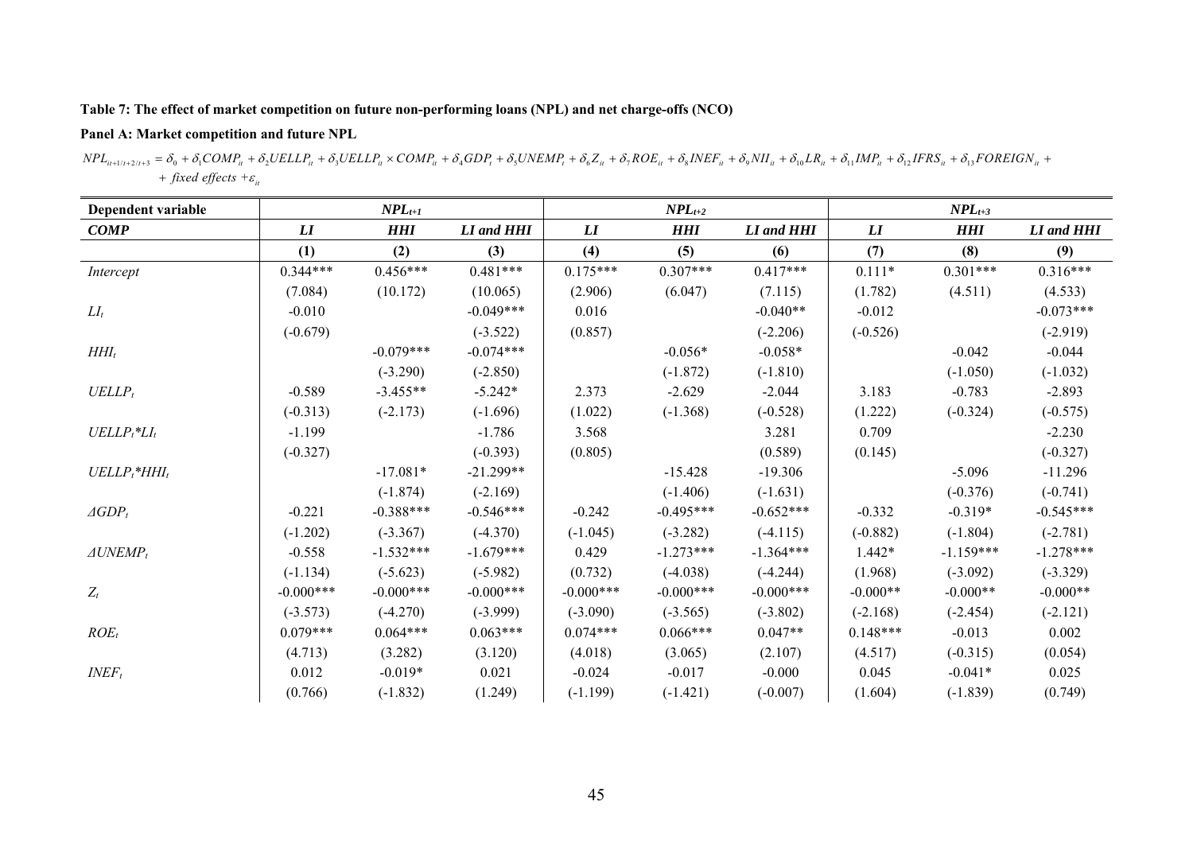**Table 7: The effect of market competition on future non-performing loans (NPL) and net charge-offs (NCO)**

**Panel A: Market competition and future NPL**

$$NPL_{it+1/t+2/t+3} = \delta_0 + \delta_1 COMP_{it} + \delta_2 UELLP_{it} + \delta_3 UELLP_{it} \times COMP_{it} + \delta_4 GDP_t + \delta_5 UNEMP_t + \delta_6 Z_{it} + \delta_7 ROE_{it} + \delta_8 INEF_{it} + \delta_9 NII_{it} + \delta_{10} LR_{it} + \delta_{11} IMP_{it} + \delta_{12} IFRS_{it} + \delta_{13} FOREIGN_{it} + \text{fixed effects} + \varepsilon_{it}$$

| **Dependent variable** | $NPL_{t+1}$ | | | $NPL_{t+2}$ | | | $NPL_{t+3}$ | | |
|---|---|---|---|---|---|---|---|---|---|
| ***COMP*** | ***LI*** | ***HHI*** | ***LI and HHI*** | ***LI*** | ***HHI*** | ***LI and HHI*** | ***LI*** | ***HHI*** | ***LI and HHI*** |
| | **(1)** | **(2)** | **(3)** | **(4)** | **(5)** | **(6)** | **(7)** | **(8)** | **(9)** |
| *Intercept* | 0.344*** | 0.456*** | 0.481*** | 0.175*** | 0.307*** | 0.417*** | 0.111* | 0.301*** | 0.316*** |
| | (7.084) | (10.172) | (10.065) | (2.906) | (6.047) | (7.115) | (1.782) | (4.511) | (4.533) |
| $LI_t$ | -0.010 | | -0.049*** | 0.016 | | -0.040** | -0.012 | | -0.073*** |
| | (-0.679) | | (-3.522) | (0.857) | | (-2.206) | (-0.526) | | (-2.919) |
| $HHI_t$ | | -0.079*** | -0.074*** | | -0.056* | -0.058* | | -0.042 | -0.044 |
| | | (-3.290) | (-2.850) | | (-1.872) | (-1.810) | | (-1.050) | (-1.032) |
| $UELLP_t$ | -0.589 | -3.455** | -5.242* | 2.373 | -2.629 | -2.044 | 3.183 | -0.783 | -2.893 |
| | (-0.313) | (-2.173) | (-1.696) | (1.022) | (-1.368) | (-0.528) | (1.222) | (-0.324) | (-0.575) |
| $UELLP_t{*}LI_t$ | -1.199 | | -1.786 | 3.568 | | 3.281 | 0.709 | | -2.230 |
| | (-0.327) | | (-0.393) | (0.805) | | (0.589) | (0.145) | | (-0.327) |
| $UELLP_t{*}HHI_t$ | | -17.081* | -21.299** | | -15.428 | -19.306 | | -5.096 | -11.296 |
| | | (-1.874) | (-2.169) | | (-1.406) | (-1.631) | | (-0.376) | (-0.741) |
| $\Delta GDP_t$ | -0.221 | -0.388*** | -0.546*** | -0.242 | -0.495*** | -0.652*** | -0.332 | -0.319* | -0.545*** |
| | (-1.202) | (-3.367) | (-4.370) | (-1.045) | (-3.282) | (-4.115) | (-0.882) | (-1.804) | (-2.781) |
| $\Delta UNEMP_t$ | -0.558 | -1.532*** | -1.679*** | 0.429 | -1.273*** | -1.364*** | 1.442* | -1.159*** | -1.278*** |
| | (-1.134) | (-5.623) | (-5.982) | (0.732) | (-4.038) | (-4.244) | (1.968) | (-3.092) | (-3.329) |
| $Z_t$ | -0.000*** | -0.000*** | -0.000*** | -0.000*** | -0.000*** | -0.000*** | -0.000** | -0.000** | -0.000** |
| | (-3.573) | (-4.270) | (-3.999) | (-3.090) | (-3.565) | (-3.802) | (-2.168) | (-2.454) | (-2.121) |
| $ROE_t$ | 0.079*** | 0.064*** | 0.063*** | 0.074*** | 0.066*** | 0.047** | 0.148*** | -0.013 | 0.002 |
| | (4.713) | (3.282) | (3.120) | (4.018) | (3.065) | (2.107) | (4.517) | (-0.315) | (0.054) |
| $INEF_t$ | 0.012 | -0.019* | 0.021 | -0.024 | -0.017 | -0.000 | 0.045 | -0.041* | 0.025 |
| | (0.766) | (-1.832) | (1.249) | (-1.199) | (-1.421) | (-0.007) | (1.604) | (-1.839) | (0.749) |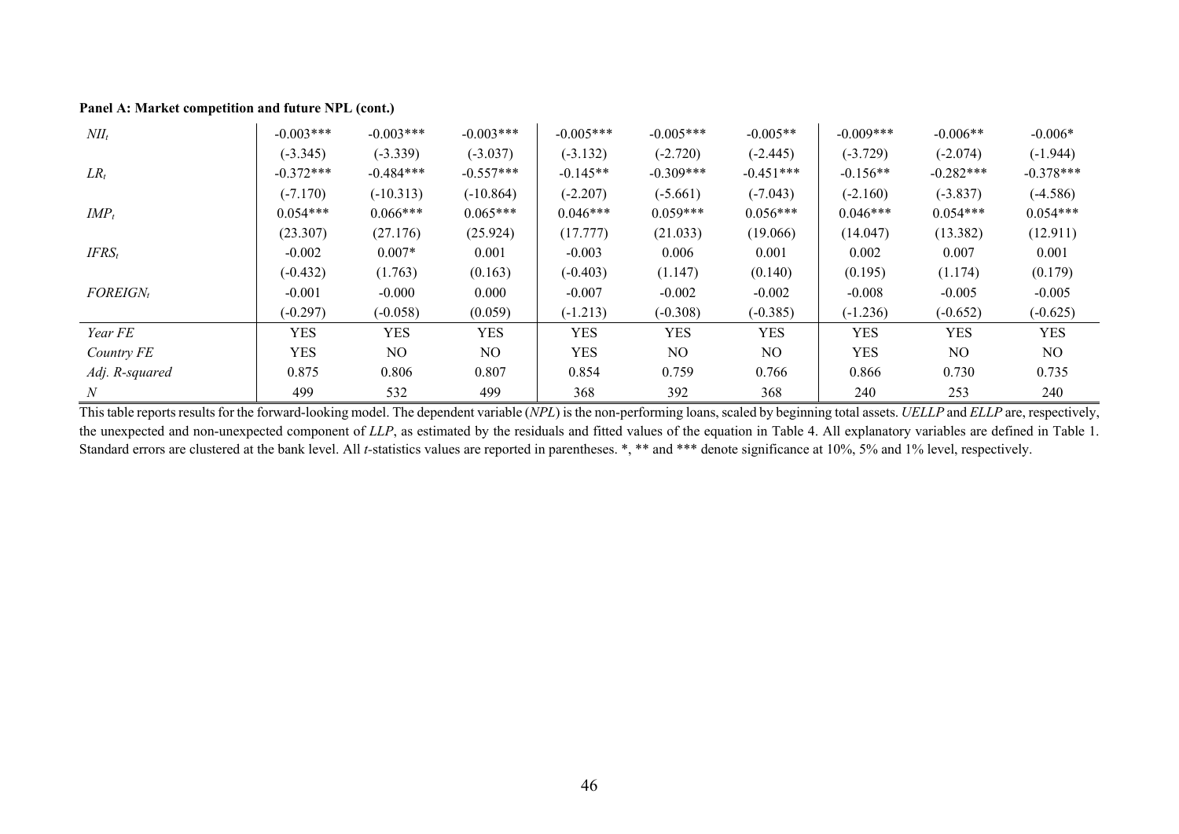**Panel A: Market competition and future NPL (cont.)**

| | | | | | | | | | |
|---|---|---|---|---|---|---|---|---|---|
| $NII_t$ | -0.003*** | -0.003*** | -0.003*** | -0.005*** | -0.005*** | -0.005** | -0.009*** | -0.006** | -0.006* |
| | (-3.345) | (-3.339) | (-3.037) | (-3.132) | (-2.720) | (-2.445) | (-3.729) | (-2.074) | (-1.944) |
| $LR_t$ | -0.372*** | -0.484*** | -0.557*** | -0.145** | -0.309*** | -0.451*** | -0.156** | -0.282*** | -0.378*** |
| | (-7.170) | (-10.313) | (-10.864) | (-2.207) | (-5.661) | (-7.043) | (-2.160) | (-3.837) | (-4.586) |
| $IMP_t$ | 0.054*** | 0.066*** | 0.065*** | 0.046*** | 0.059*** | 0.056*** | 0.046*** | 0.054*** | 0.054*** |
| | (23.307) | (27.176) | (25.924) | (17.777) | (21.033) | (19.066) | (14.047) | (13.382) | (12.911) |
| $IFRS_t$ | -0.002 | 0.007* | 0.001 | -0.003 | 0.006 | 0.001 | 0.002 | 0.007 | 0.001 |
| | (-0.432) | (1.763) | (0.163) | (-0.403) | (1.147) | (0.140) | (0.195) | (1.174) | (0.179) |
| $FOREIGN_t$ | -0.001 | -0.000 | 0.000 | -0.007 | -0.002 | -0.002 | -0.008 | -0.005 | -0.005 |
| | (-0.297) | (-0.058) | (0.059) | (-1.213) | (-0.308) | (-0.385) | (-1.236) | (-0.652) | (-0.625) |
| *Year FE* | YES | YES | YES | YES | YES | YES | YES | YES | YES |
| *Country FE* | YES | NO | NO | YES | NO | NO | YES | NO | NO |
| *Adj. R-squared* | 0.875 | 0.806 | 0.807 | 0.854 | 0.759 | 0.766 | 0.866 | 0.730 | 0.735 |
| *N* | 499 | 532 | 499 | 368 | 392 | 368 | 240 | 253 | 240 |

This table reports results for the forward-looking model. The dependent variable (*NPL*) is the non-performing loans, scaled by beginning total assets. *UELLP* and *ELLP* are, respectively, the unexpected and non-unexpected component of *LLP*, as estimated by the residuals and fitted values of the equation in Table 4. All explanatory variables are defined in Table 1. Standard errors are clustered at the bank level. All *t*-statistics values are reported in parentheses. *, ** and *** denote significance at 10%, 5% and 1% level, respectively.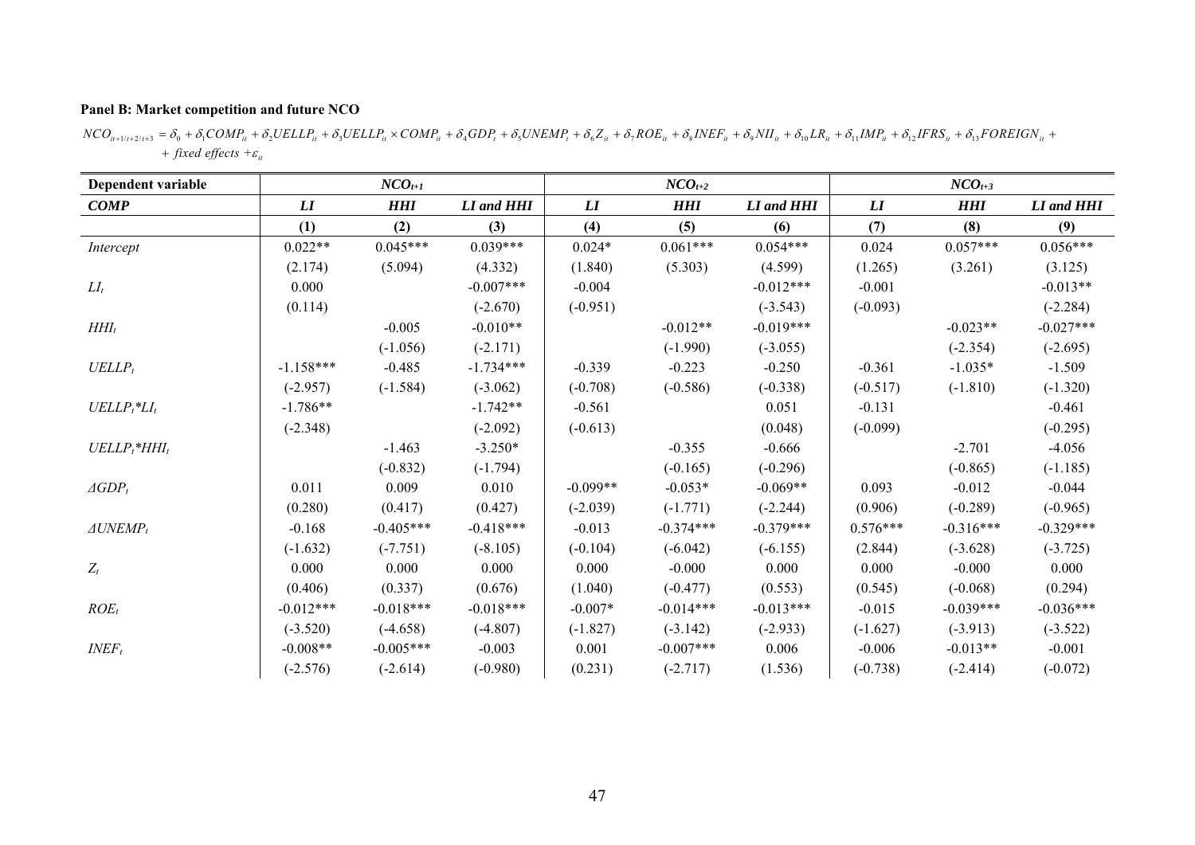**Panel B: Market competition and future NCO**

$$NCO_{it+1/t+2/t+3} = \delta_0 + \delta_1 COMP_{it} + \delta_2 UELLP_{it} + \delta_3 UELLP_{it} \times COMP_{it} + \delta_4 GDP_t + \delta_5 UNEMP_t + \delta_6 Z_{it} + \delta_7 ROE_{it} + \delta_8 INEF_{it} + \delta_9 NII_{it} + \delta_{10} LR_{it} + \delta_{11} IMP_{it} + \delta_{12} IFRS_{it} + \delta_{13} FOREIGN_{it} + \text{fixed effects} + \varepsilon_{it}$$

| **Dependent variable** | $NCO_{t+1}$ | | | $NCO_{t+2}$ | | | $NCO_{t+3}$ | | |
|---|---|---|---|---|---|---|---|---|---|
| ***COMP*** | ***LI*** | ***HHI*** | ***LI and HHI*** | ***LI*** | ***HHI*** | ***LI and HHI*** | ***LI*** | ***HHI*** | ***LI and HHI*** |
| | **(1)** | **(2)** | **(3)** | **(4)** | **(5)** | **(6)** | **(7)** | **(8)** | **(9)** |
| *Intercept* | 0.022** | 0.045*** | 0.039*** | 0.024* | 0.061*** | 0.054*** | 0.024 | 0.057*** | 0.056*** |
| | (2.174) | (5.094) | (4.332) | (1.840) | (5.303) | (4.599) | (1.265) | (3.261) | (3.125) |
| $LI_t$ | 0.000 | | -0.007*** | -0.004 | | -0.012*** | -0.001 | | -0.013** |
| | (0.114) | | (-2.670) | (-0.951) | | (-3.543) | (-0.093) | | (-2.284) |
| $HHI_t$ | | -0.005 | -0.010** | | -0.012** | -0.019*** | | -0.023** | -0.027*** |
| | | (-1.056) | (-2.171) | | (-1.990) | (-3.055) | | (-2.354) | (-2.695) |
| $UELLP_t$ | -1.158*** | -0.485 | -1.734*** | -0.339 | -0.223 | -0.250 | -0.361 | -1.035* | -1.509 |
| | (-2.957) | (-1.584) | (-3.062) | (-0.708) | (-0.586) | (-0.338) | (-0.517) | (-1.810) | (-1.320) |
| $UELLP_t$*$LI_t$ | -1.786** | | -1.742** | -0.561 | | 0.051 | -0.131 | | -0.461 |
| | (-2.348) | | (-2.092) | (-0.613) | | (0.048) | (-0.099) | | (-0.295) |
| $UELLP_t$*$HHI_t$ | | -1.463 | -3.250* | | -0.355 | -0.666 | | -2.701 | -4.056 |
| | | (-0.832) | (-1.794) | | (-0.165) | (-0.296) | | (-0.865) | (-1.185) |
| $\Delta GDP_t$ | 0.011 | 0.009 | 0.010 | -0.099** | -0.053* | -0.069** | 0.093 | -0.012 | -0.044 |
| | (0.280) | (0.417) | (0.427) | (-2.039) | (-1.771) | (-2.244) | (0.906) | (-0.289) | (-0.965) |
| $\Delta UNEMP_t$ | -0.168 | -0.405*** | -0.418*** | -0.013 | -0.374*** | -0.379*** | 0.576*** | -0.316*** | -0.329*** |
| | (-1.632) | (-7.751) | (-8.105) | (-0.104) | (-6.042) | (-6.155) | (2.844) | (-3.628) | (-3.725) |
| $Z_t$ | 0.000 | 0.000 | 0.000 | 0.000 | -0.000 | 0.000 | 0.000 | -0.000 | 0.000 |
| | (0.406) | (0.337) | (0.676) | (1.040) | (-0.477) | (0.553) | (0.545) | (-0.068) | (0.294) |
| $ROE_t$ | -0.012*** | -0.018*** | -0.018*** | -0.007* | -0.014*** | -0.013*** | -0.015 | -0.039*** | -0.036*** |
| | (-3.520) | (-4.658) | (-4.807) | (-1.827) | (-3.142) | (-2.933) | (-1.627) | (-3.913) | (-3.522) |
| $INEF_t$ | -0.008** | -0.005*** | -0.003 | 0.001 | -0.007*** | 0.006 | -0.006 | -0.013** | -0.001 |
| | (-2.576) | (-2.614) | (-0.980) | (0.231) | (-2.717) | (1.536) | (-0.738) | (-2.414) | (-0.072) |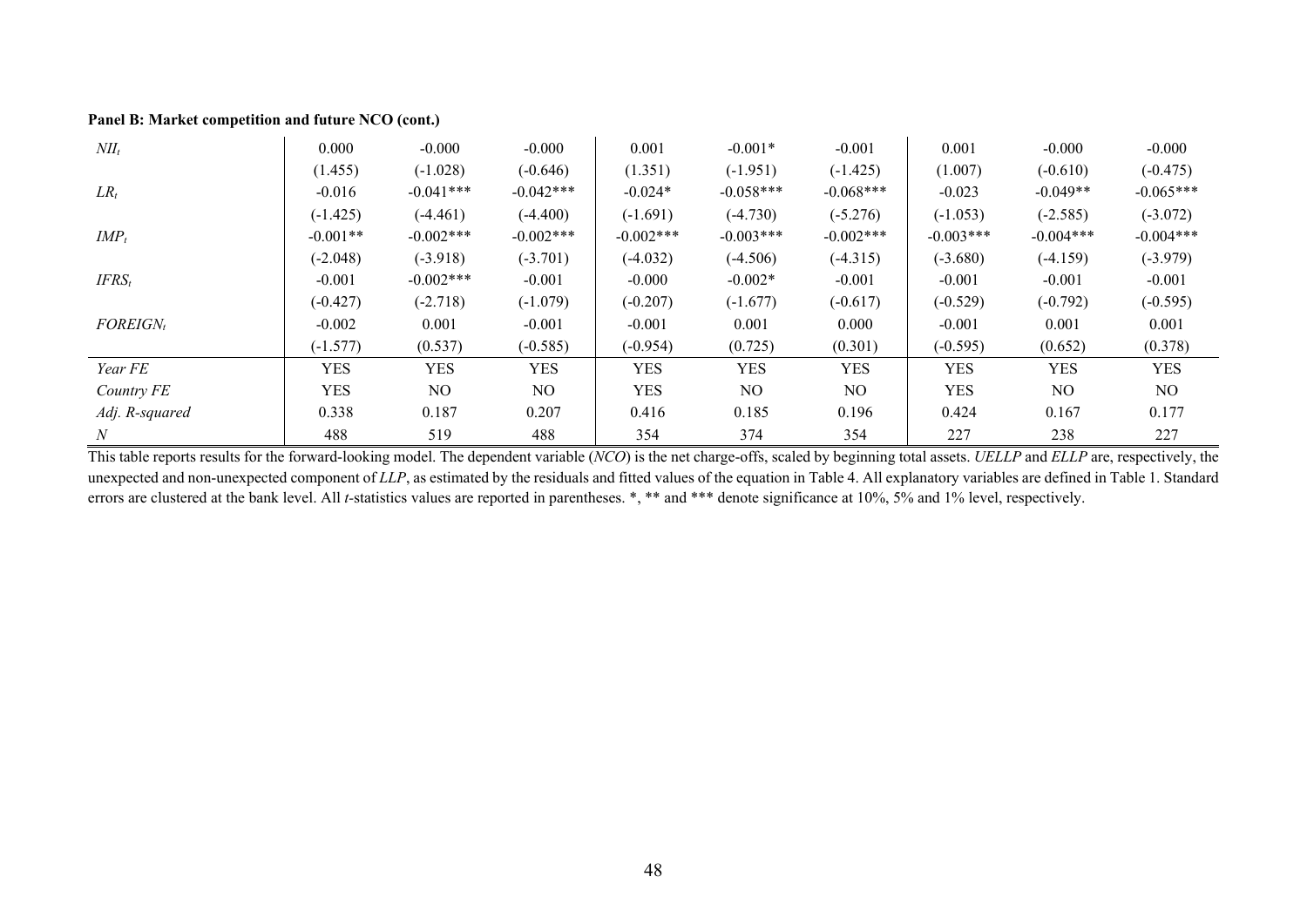**Panel B: Market competition and future NCO (cont.)**

| | | | | | | | | | |
|---|---|---|---|---|---|---|---|---|---|
| $NII_t$ | 0.000 | -0.000 | -0.000 | 0.001 | -0.001* | -0.001 | 0.001 | -0.000 | -0.000 |
| | (1.455) | (-1.028) | (-0.646) | (1.351) | (-1.951) | (-1.425) | (1.007) | (-0.610) | (-0.475) |
| $LR_t$ | -0.016 | -0.041*** | -0.042*** | -0.024* | -0.058*** | -0.068*** | -0.023 | -0.049** | -0.065*** |
| | (-1.425) | (-4.461) | (-4.400) | (-1.691) | (-4.730) | (-5.276) | (-1.053) | (-2.585) | (-3.072) |
| $IMP_t$ | -0.001** | -0.002*** | -0.002*** | -0.002*** | -0.003*** | -0.002*** | -0.003*** | -0.004*** | -0.004*** |
| | (-2.048) | (-3.918) | (-3.701) | (-4.032) | (-4.506) | (-4.315) | (-3.680) | (-4.159) | (-3.979) |
| $IFRS_t$ | -0.001 | -0.002*** | -0.001 | -0.000 | -0.002* | -0.001 | -0.001 | -0.001 | -0.001 |
| | (-0.427) | (-2.718) | (-1.079) | (-0.207) | (-1.677) | (-0.617) | (-0.529) | (-0.792) | (-0.595) |
| $FOREIGN_t$ | -0.002 | 0.001 | -0.001 | -0.001 | 0.001 | 0.000 | -0.001 | 0.001 | 0.001 |
| | (-1.577) | (0.537) | (-0.585) | (-0.954) | (0.725) | (0.301) | (-0.595) | (0.652) | (0.378) |
| *Year FE* | YES | YES | YES | YES | YES | YES | YES | YES | YES |
| *Country FE* | YES | NO | NO | YES | NO | NO | YES | NO | NO |
| *Adj. R-squared* | 0.338 | 0.187 | 0.207 | 0.416 | 0.185 | 0.196 | 0.424 | 0.167 | 0.177 |
| *N* | 488 | 519 | 488 | 354 | 374 | 354 | 227 | 238 | 227 |

This table reports results for the forward-looking model. The dependent variable (*NCO*) is the net charge-offs, scaled by beginning total assets. *UELLP* and *ELLP* are, respectively, the unexpected and non-unexpected component of *LLP*, as estimated by the residuals and fitted values of the equation in Table 4. All explanatory variables are defined in Table 1. Standard errors are clustered at the bank level. All *t*-statistics values are reported in parentheses. *, ** and *** denote significance at 10%, 5% and 1% level, respectively.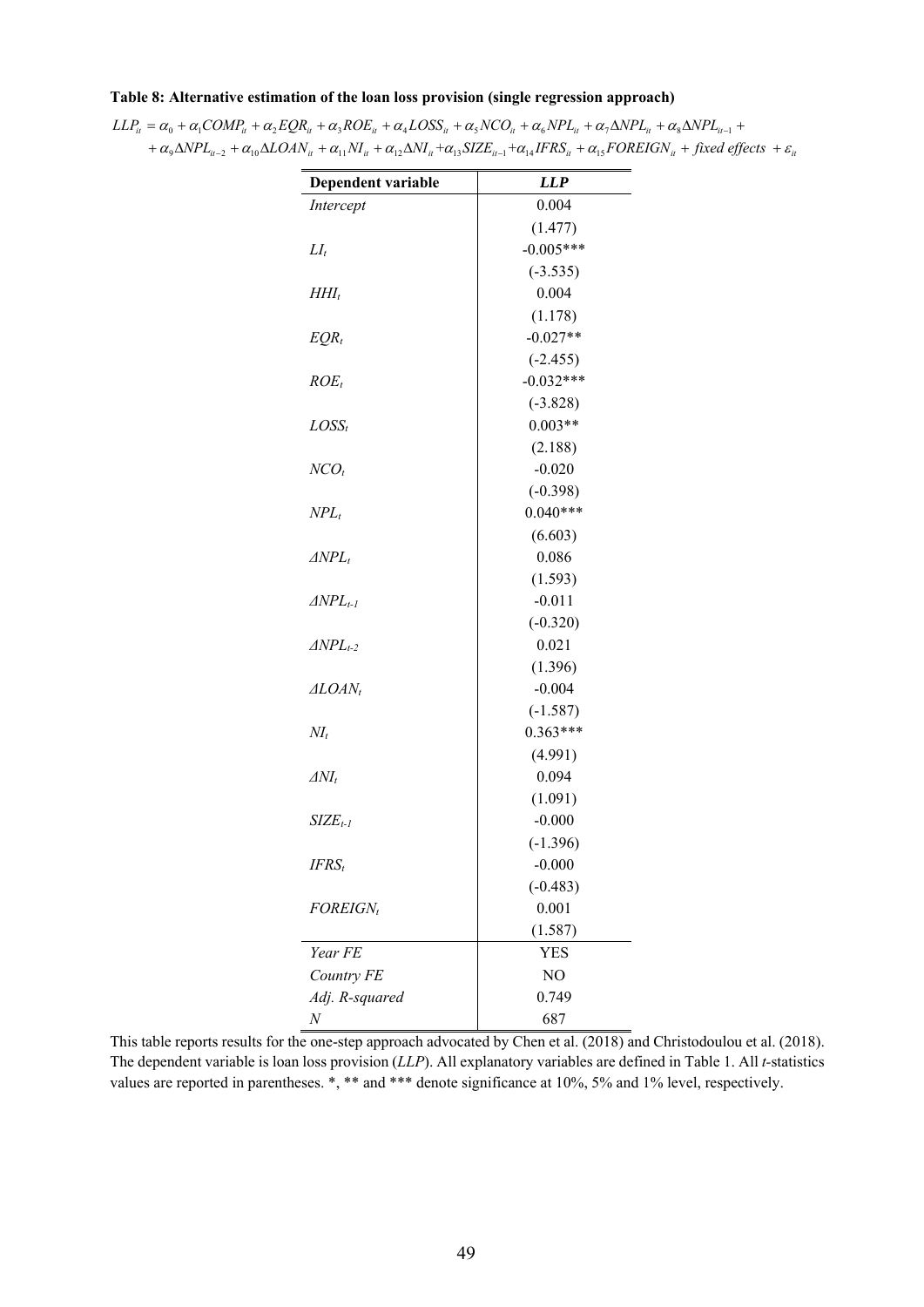**Table 8: Alternative estimation of the loan loss provision (single regression approach)**

$$LLP_{it} = \alpha_0 + \alpha_1 COMP_{it} + \alpha_2 EQR_{it} + \alpha_3 ROE_{it} + \alpha_4 LOSS_{it} + \alpha_5 NCO_{it} + \alpha_6 NPL_{it} + \alpha_7 \Delta NPL_{it} + \alpha_8 \Delta NPL_{it-1} + \alpha_9 \Delta NPL_{it-2} + \alpha_{10} \Delta LOAN_{it} + \alpha_{11} NI_{it} + \alpha_{12} \Delta NI_{it} + \alpha_{13} SIZE_{it-1} + \alpha_{14} IFRS_{it} + \alpha_{15} FOREIGN_{it} + \text{fixed effects} + \varepsilon_{it}$$

| Dependent variable | *LLP* |
|---|---|
| *Intercept* | 0.004 |
| | (1.477) |
| $LI_t$ | -0.005*** |
| | (-3.535) |
| $HHI_t$ | 0.004 |
| | (1.178) |
| $EQR_t$ | -0.027** |
| | (-2.455) |
| $ROE_t$ | -0.032*** |
| | (-3.828) |
| $LOSS_t$ | 0.003** |
| | (2.188) |
| $NCO_t$ | -0.020 |
| | (-0.398) |
| $NPL_t$ | 0.040*** |
| | (6.603) |
| $\Delta NPL_t$ | 0.086 |
| | (1.593) |
| $\Delta NPL_{t-1}$ | -0.011 |
| | (-0.320) |
| $\Delta NPL_{t-2}$ | 0.021 |
| | (1.396) |
| $\Delta LOAN_t$ | -0.004 |
| | (-1.587) |
| $NI_t$ | 0.363*** |
| | (4.991) |
| $\Delta NI_t$ | 0.094 |
| | (1.091) |
| $SIZE_{t-1}$ | -0.000 |
| | (-1.396) |
| $IFRS_t$ | -0.000 |
| | (-0.483) |
| $FOREIGN_t$ | 0.001 |
| | (1.587) |
| *Year FE* | YES |
| *Country FE* | NO |
| *Adj. R-squared* | 0.749 |
| *N* | 687 |

This table reports results for the one-step approach advocated by Chen et al. (2018) and Christodoulou et al. (2018). The dependent variable is loan loss provision (*LLP*). All explanatory variables are defined in Table 1. All *t*-statistics values are reported in parentheses. *, ** and *** denote significance at 10%, 5% and 1% level, respectively.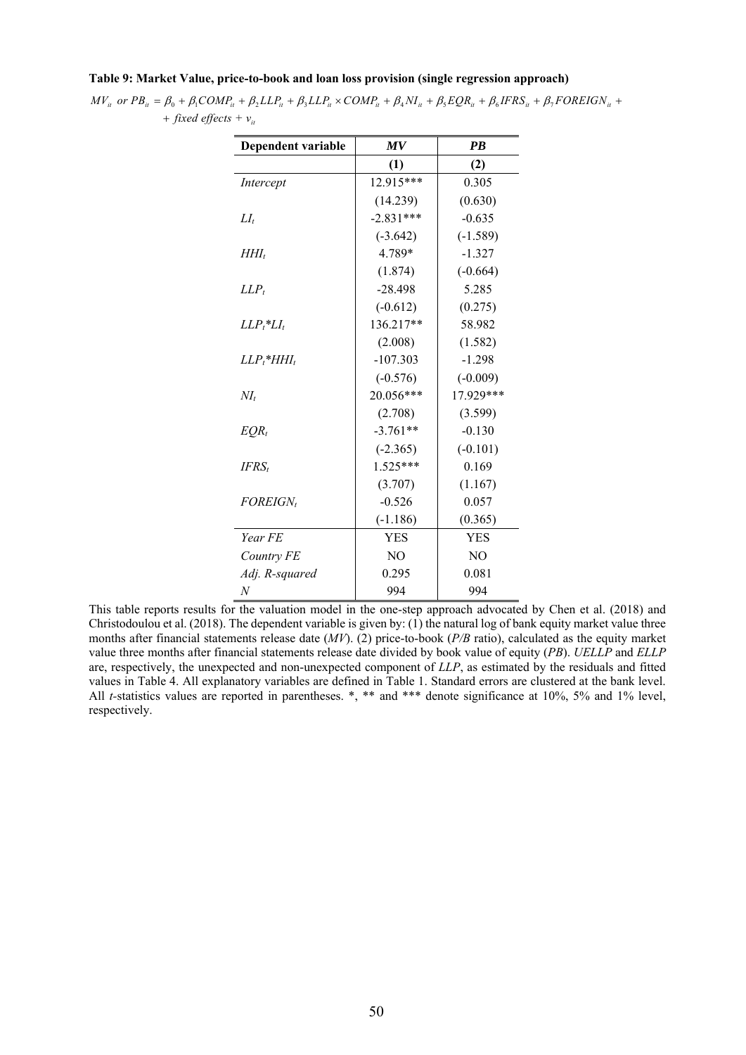**Table 9: Market Value, price-to-book and loan loss provision (single regression approach)**

$$MV_{it} \text{ or } PB_{it} = \beta_0 + \beta_1 COMP_{it} + \beta_2 LLP_{it} + \beta_3 LLP_{it} \times COMP_{it} + \beta_4 NI_{it} + \beta_5 EQR_{it} + \beta_6 IFRS_{it} + \beta_7 FOREIGN_{it} + \text{fixed effects} + v_{it}$$

| Dependent variable | *MV* | *PB* |
|---|---|---|
| | **(1)** | **(2)** |
| *Intercept* | 12.915*** | 0.305 |
| | (14.239) | (0.630) |
| $LI_t$ | -2.831*** | -0.635 |
| | (-3.642) | (-1.589) |
| $HHI_t$ | 4.789* | -1.327 |
| | (1.874) | (-0.664) |
| $LLP_t$ | -28.498 | 5.285 |
| | (-0.612) | (0.275) |
| $LLP_t*LI_t$ | 136.217** | 58.982 |
| | (2.008) | (1.582) |
| $LLP_t*HHI_t$ | -107.303 | -1.298 |
| | (-0.576) | (-0.009) |
| $NI_t$ | 20.056*** | 17.929*** |
| | (2.708) | (3.599) |
| $EQR_t$ | -3.761** | -0.130 |
| | (-2.365) | (-0.101) |
| $IFRS_t$ | 1.525*** | 0.169 |
| | (3.707) | (1.167) |
| $FOREIGN_t$ | -0.526 | 0.057 |
| | (-1.186) | (0.365) |
| *Year FE* | YES | YES |
| *Country FE* | NO | NO |
| *Adj. R-squared* | 0.295 | 0.081 |
| *N* | 994 | 994 |

This table reports results for the valuation model in the one-step approach advocated by Chen et al. (2018) and Christodoulou et al. (2018). The dependent variable is given by: (1) the natural log of bank equity market value three months after financial statements release date (*MV*). (2) price-to-book (*P/B* ratio), calculated as the equity market value three months after financial statements release date divided by book value of equity (*PB*). *UELLP* and *ELLP* are, respectively, the unexpected and non-unexpected component of *LLP*, as estimated by the residuals and fitted values in Table 4. All explanatory variables are defined in Table 1. Standard errors are clustered at the bank level. All *t*-statistics values are reported in parentheses. *, ** and *** denote significance at 10%, 5% and 1% level, respectively.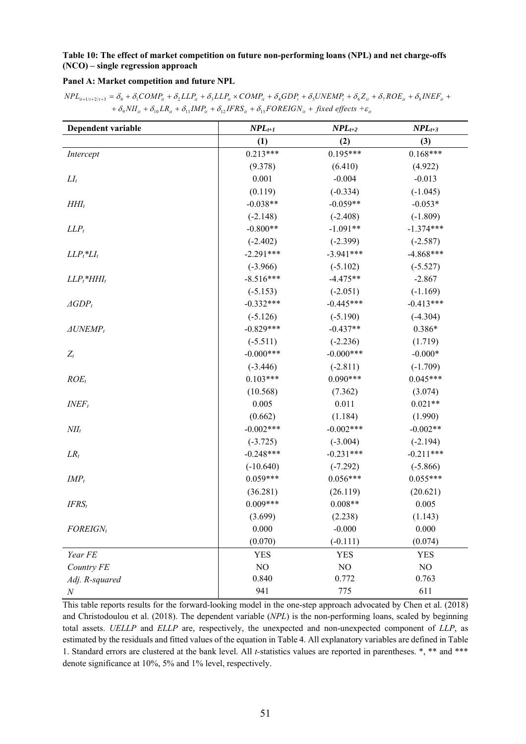**Table 10: The effect of market competition on future non-performing loans (NPL) and net charge-offs (NCO) – single regression approach**

**Panel A: Market competition and future NPL**

$$NPL_{it+1/t+2/t+3} = \delta_0 + \delta_1 COMP_{it} + \delta_2 LLP_{it} + \delta_3 LLP_{it} \times COMP_{it} + \delta_4 GDP_t + \delta_5 UNEMP_t + \delta_6 Z_{it} + \delta_7 ROE_{it} + \delta_8 INEF_{it} + \delta_9 NII_{it} + \delta_{10} LR_{it} + \delta_{11} IMP_{it} + \delta_{12} IFRS_{it} + \delta_{13} FOREIGN_{it} + \text{fixed effects} + \varepsilon_{it}$$

| Dependent variable | $NPL_{t+1}$ | $NPL_{t+2}$ | $NPL_{t+3}$ |
|---|---|---|---|
| | (1) | (2) | (3) |
| *Intercept* | 0.213*** | 0.195*** | 0.168*** |
| | (9.378) | (6.410) | (4.922) |
| $LI_t$ | 0.001 | -0.004 | -0.013 |
| | (0.119) | (-0.334) | (-1.045) |
| $HHI_t$ | -0.038** | -0.059** | -0.053* |
| | (-2.148) | (-2.408) | (-1.809) |
| $LLP_t$ | -0.800** | -1.091** | -1.374*** |
| | (-2.402) | (-2.399) | (-2.587) |
| $LLP_t$*$LI_t$ | -2.291*** | -3.941*** | -4.868*** |
| | (-3.966) | (-5.102) | (-5.527) |
| $LLP_t$*$HHI_t$ | -8.516*** | -4.475** | -2.867 |
| | (-5.153) | (-2.051) | (-1.169) |
| $\Delta GDP_t$ | -0.332*** | -0.445*** | -0.413*** |
| | (-5.126) | (-5.190) | (-4.304) |
| $\Delta UNEMP_t$ | -0.829*** | -0.437** | 0.386* |
| | (-5.511) | (-2.236) | (1.719) |
| $Z_t$ | -0.000*** | -0.000*** | -0.000* |
| | (-3.446) | (-2.811) | (-1.709) |
| $ROE_t$ | 0.103*** | 0.090*** | 0.045*** |
| | (10.568) | (7.362) | (3.074) |
| $INEF_t$ | 0.005 | 0.011 | 0.021** |
| | (0.662) | (1.184) | (1.990) |
| $NII_t$ | -0.002*** | -0.002*** | -0.002** |
| | (-3.725) | (-3.004) | (-2.194) |
| $LR_t$ | -0.248*** | -0.231*** | -0.211*** |
| | (-10.640) | (-7.292) | (-5.866) |
| $IMP_t$ | 0.059*** | 0.056*** | 0.055*** |
| | (36.281) | (26.119) | (20.621) |
| $IFRS_t$ | 0.009*** | 0.008** | 0.005 |
| | (3.699) | (2.238) | (1.143) |
| $FOREIGN_t$ | 0.000 | -0.000 | 0.000 |
| | (0.070) | (-0.111) | (0.074) |
| *Year FE* | YES | YES | YES |
| *Country FE* | NO | NO | NO |
| *Adj. R-squared* | 0.840 | 0.772 | 0.763 |
| *N* | 941 | 775 | 611 |

This table reports results for the forward-looking model in the one-step approach advocated by Chen et al. (2018) and Christodoulou et al. (2018). The dependent variable (*NPL*) is the non-performing loans, scaled by beginning total assets. *UELLP* and *ELLP* are, respectively, the unexpected and non-unexpected component of *LLP*, as estimated by the residuals and fitted values of the equation in Table 4. All explanatory variables are defined in Table 1. Standard errors are clustered at the bank level. All *t*-statistics values are reported in parentheses. *, ** and *** denote significance at 10%, 5% and 1% level, respectively.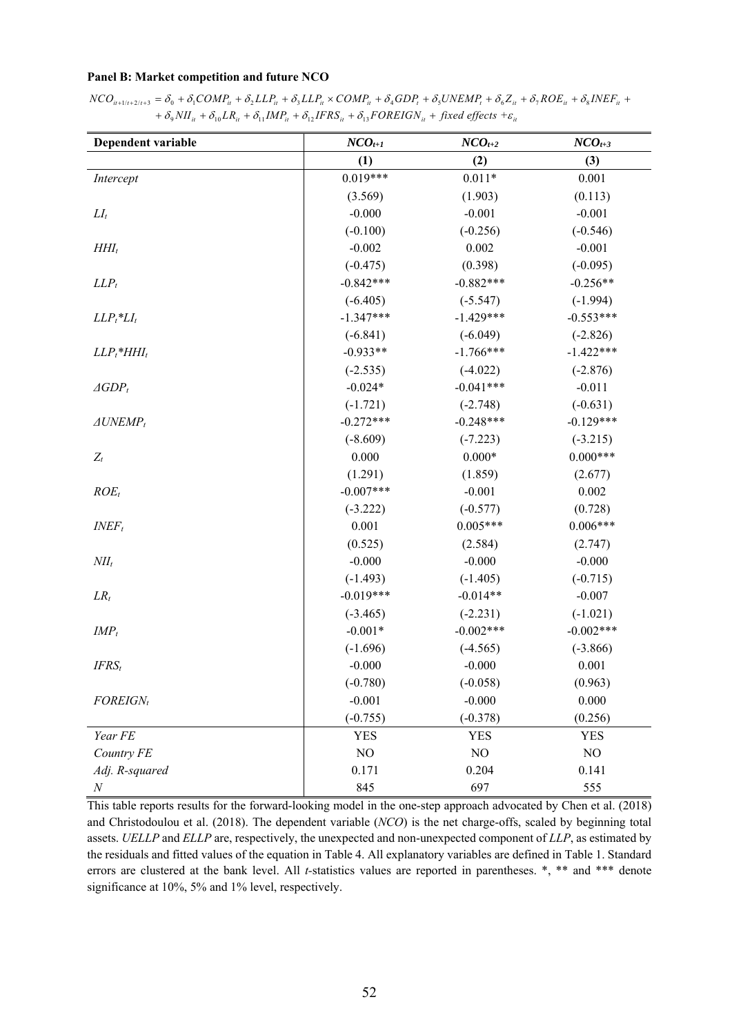**Panel B: Market competition and future NCO**

$$NCO_{it+1/t+2/t+3} = \delta_0 + \delta_1 COMP_{it} + \delta_2 LLP_{it} + \delta_3 LLP_{it} \times COMP_{it} + \delta_4 GDP_t + \delta_5 UNEMP_t + \delta_6 Z_{it} + \delta_7 ROE_{it} + \delta_8 INEF_{it} + \delta_9 NII_{it} + \delta_{10} LR_{it} + \delta_{11} IMP_{it} + \delta_{12} IFRS_{it} + \delta_{13} FOREIGN_{it} + \textit{fixed effects} + \varepsilon_{it}$$

| Dependent variable | $NCO_{t+1}$ | $NCO_{t+2}$ | $NCO_{t+3}$ |
|---|---|---|---|
| | (1) | (2) | (3) |
| *Intercept* | 0.019*** | 0.011* | 0.001 |
| | (3.569) | (1.903) | (0.113) |
| $LI_t$ | -0.000 | -0.001 | -0.001 |
| | (-0.100) | (-0.256) | (-0.546) |
| $HHI_t$ | -0.002 | 0.002 | -0.001 |
| | (-0.475) | (0.398) | (-0.095) |
| $LLP_t$ | -0.842*** | -0.882*** | -0.256** |
| | (-6.405) | (-5.547) | (-1.994) |
| $LLP_t*LI_t$ | -1.347*** | -1.429*** | -0.553*** |
| | (-6.841) | (-6.049) | (-2.826) |
| $LLP_t*HHI_t$ | -0.933** | -1.766*** | -1.422*** |
| | (-2.535) | (-4.022) | (-2.876) |
| $\Delta GDP_t$ | -0.024* | -0.041*** | -0.011 |
| | (-1.721) | (-2.748) | (-0.631) |
| $\Delta UNEMP_t$ | -0.272*** | -0.248*** | -0.129*** |
| | (-8.609) | (-7.223) | (-3.215) |
| $Z_t$ | 0.000 | 0.000* | 0.000*** |
| | (1.291) | (1.859) | (2.677) |
| $ROE_t$ | -0.007*** | -0.001 | 0.002 |
| | (-3.222) | (-0.577) | (0.728) |
| $INEF_t$ | 0.001 | 0.005*** | 0.006*** |
| | (0.525) | (2.584) | (2.747) |
| $NII_t$ | -0.000 | -0.000 | -0.000 |
| | (-1.493) | (-1.405) | (-0.715) |
| $LR_t$ | -0.019*** | -0.014** | -0.007 |
| | (-3.465) | (-2.231) | (-1.021) |
| $IMP_t$ | -0.001* | -0.002*** | -0.002*** |
| | (-1.696) | (-4.565) | (-3.866) |
| $IFRS_t$ | -0.000 | -0.000 | 0.001 |
| | (-0.780) | (-0.058) | (0.963) |
| $FOREIGN_t$ | -0.001 | -0.000 | 0.000 |
| | (-0.755) | (-0.378) | (0.256) |
| *Year FE* | YES | YES | YES |
| *Country FE* | NO | NO | NO |
| *Adj. R-squared* | 0.171 | 0.204 | 0.141 |
| *N* | 845 | 697 | 555 |

This table reports results for the forward-looking model in the one-step approach advocated by Chen et al. (2018) and Christodoulou et al. (2018). The dependent variable (*NCO*) is the net charge-offs, scaled by beginning total assets. *UELLP* and *ELLP* are, respectively, the unexpected and non-unexpected component of *LLP*, as estimated by the residuals and fitted values of the equation in Table 4. All explanatory variables are defined in Table 1. Standard errors are clustered at the bank level. All *t*-statistics values are reported in parentheses. *, ** and *** denote significance at 10%, 5% and 1% level, respectively.